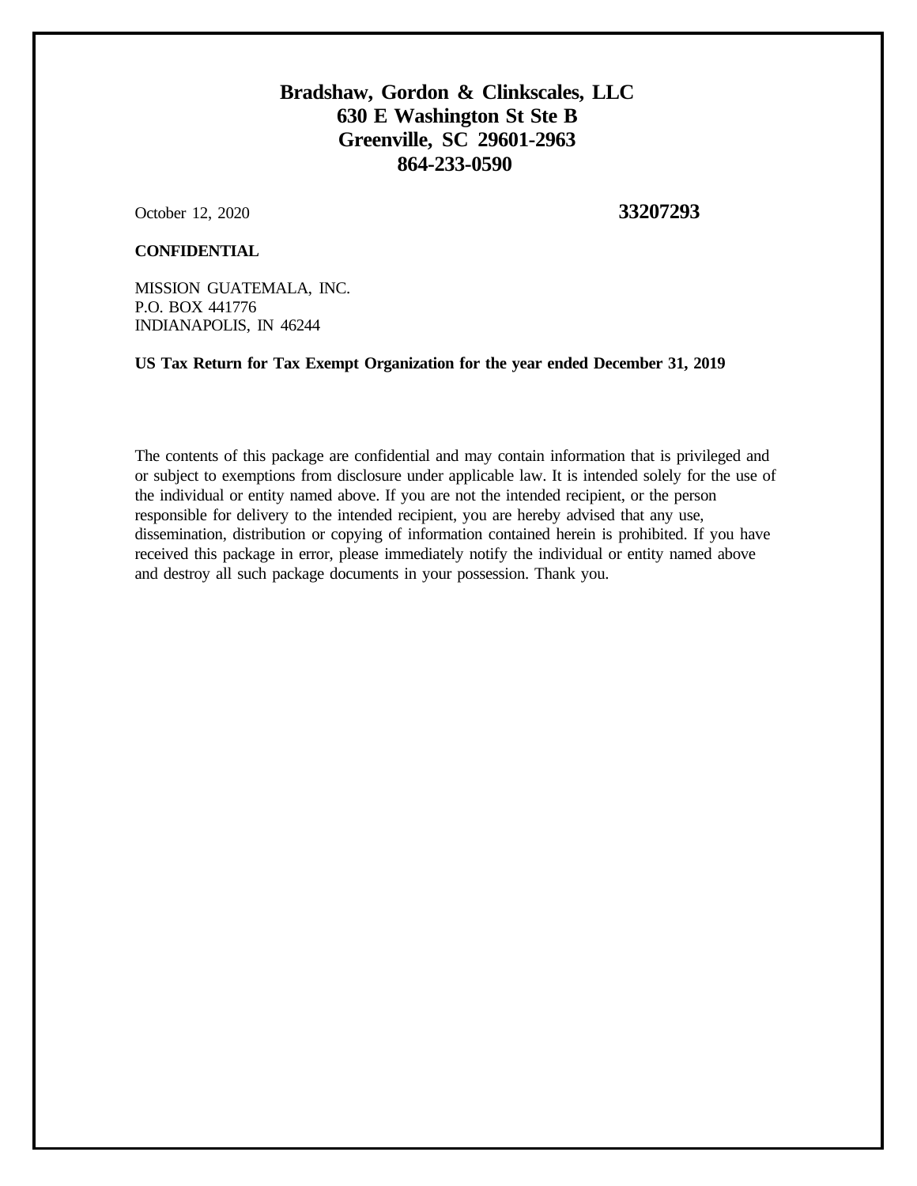**Bradshaw, Gordon & Clinkscales, LLC**
**630 E Washington St Ste B**
**Greenville, SC 29601-2963**
**864-233-0590**

October 12, 2020 **33207293**

**CONFIDENTIAL**

MISSION GUATEMALA, INC.
P.O. BOX 441776
INDIANAPOLIS, IN 46244

**US Tax Return for Tax Exempt Organization for the year ended December 31, 2019**

The contents of this package are confidential and may contain information that is privileged and or subject to exemptions from disclosure under applicable law. It is intended solely for the use of the individual or entity named above. If you are not the intended recipient, or the person responsible for delivery to the intended recipient, you are hereby advised that any use, dissemination, distribution or copying of information contained herein is prohibited. If you have received this package in error, please immediately notify the individual or entity named above and destroy all such package documents in your possession. Thank you.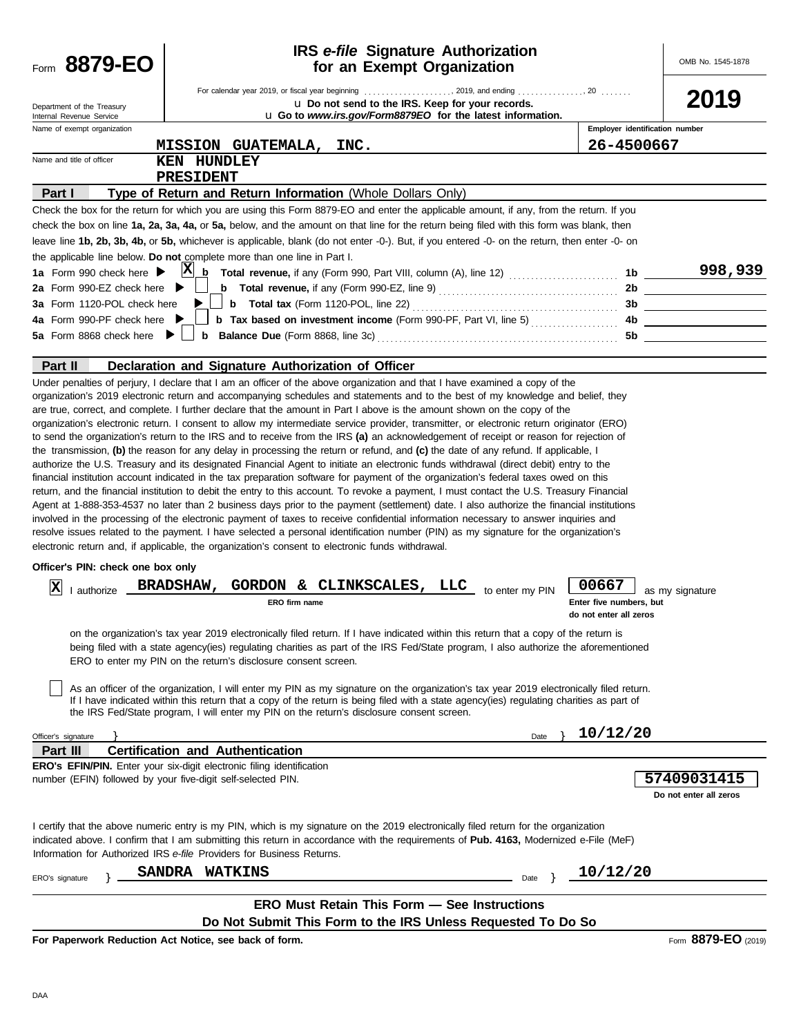Form **8879-EO**

# IRS *e-file* Signature Authorization for an Exempt Organization

OMB No. 1545-1878

**2019**

Department of the Treasury
Internal Revenue Service

For calendar year 2019, or fiscal year beginning . . . . . . . . . . . . . . . . . . . ., 2019, and ending . . . . . . . . . . . . . . ., 20 . . . . . . .

u **Do not send to the IRS. Keep for your records.**

u **Go to *www.irs.gov/Form8879EO* for the latest information.**

Name of exempt organization: **MISSION GUATEMALA, INC.**

Employer identification number: **26-4500667**

Name and title of officer: **KEN HUNDLEY**
**PRESIDENT**

## Part I — Type of Return and Return Information (Whole Dollars Only)

Check the box for the return for which you are using this Form 8879-EO and enter the applicable amount, if any, from the return. If you check the box on line **1a, 2a, 3a, 4a,** or **5a,** below, and the amount on that line for the return being filed with this form was blank, then leave line **1b, 2b, 3b, 4b,** or **5b,** whichever is applicable, blank (do not enter -0-). But, if you entered -0- on the return, then enter -0- on the applicable line below. **Do not** complete more than one line in Part I.

| | | | |
|---|---|---|---|
| **1a** Form 990 check here ▶ [X] | **b** **Total revenue,** if any (Form 990, Part VIII, column (A), line 12) | **1b** | **998,939** |
| **2a** Form 990-EZ check here ▶ [ ] | **b** **Total revenue,** if any (Form 990-EZ, line 9) | **2b** | |
| **3a** Form 1120-POL check here ▶ [ ] | **b** **Total tax** (Form 1120-POL, line 22) | **3b** | |
| **4a** Form 990-PF check here ▶ [ ] | **b** **Tax based on investment income** (Form 990-PF, Part VI, line 5) | **4b** | |
| **5a** Form 8868 check here ▶ [ ] | **b** **Balance Due** (Form 8868, line 3c) | **5b** | |

## Part II — Declaration and Signature Authorization of Officer

Under penalties of perjury, I declare that I am an officer of the above organization and that I have examined a copy of the organization's 2019 electronic return and accompanying schedules and statements and to the best of my knowledge and belief, they are true, correct, and complete. I further declare that the amount in Part I above is the amount shown on the copy of the organization's electronic return. I consent to allow my intermediate service provider, transmitter, or electronic return originator (ERO) to send the organization's return to the IRS and to receive from the IRS **(a)** an acknowledgement of receipt or reason for rejection of the transmission, **(b)** the reason for any delay in processing the return or refund, and **(c)** the date of any refund. If applicable, I authorize the U.S. Treasury and its designated Financial Agent to initiate an electronic funds withdrawal (direct debit) entry to the financial institution account indicated in the tax preparation software for payment of the organization's federal taxes owed on this return, and the financial institution to debit the entry to this account. To revoke a payment, I must contact the U.S. Treasury Financial Agent at 1-888-353-4537 no later than 2 business days prior to the payment (settlement) date. I also authorize the financial institutions involved in the processing of the electronic payment of taxes to receive confidential information necessary to answer inquiries and resolve issues related to the payment. I have selected a personal identification number (PIN) as my signature for the organization's electronic return and, if applicable, the organization's consent to electronic funds withdrawal.

**Officer's PIN: check one box only**

[X] I authorize **BRADSHAW, GORDON & CLINKSCALES, LLC** (ERO firm name) to enter my PIN **00667** (Enter five numbers, but do not enter all zeros) as my signature on the organization's tax year 2019 electronically filed return. If I have indicated within this return that a copy of the return is being filed with a state agency(ies) regulating charities as part of the IRS Fed/State program, I also authorize the aforementioned ERO to enter my PIN on the return's disclosure consent screen.

[ ] As an officer of the organization, I will enter my PIN as my signature on the organization's tax year 2019 electronically filed return. If I have indicated within this return that a copy of the return is being filed with a state agency(ies) regulating charities as part of the IRS Fed/State program, I will enter my PIN on the return's disclosure consent screen.

Officer's signature } Date } **10/12/20**

## Part III — Certification and Authentication

**ERO's EFIN/PIN.** Enter your six-digit electronic filing identification number (EFIN) followed by your five-digit self-selected PIN. **57409031415** (Do not enter all zeros)

I certify that the above numeric entry is my PIN, which is my signature on the 2019 electronically filed return for the organization indicated above. I confirm that I am submitting this return in accordance with the requirements of **Pub. 4163,** Modernized e-File (MeF) Information for Authorized IRS *e-file* Providers for Business Returns.

ERO's signature } **SANDRA WATKINS** Date } **10/12/20**

**ERO Must Retain This Form — See Instructions**

**Do Not Submit This Form to the IRS Unless Requested To Do So**

**For Paperwork Reduction Act Notice, see back of form.**

Form **8879-EO** (2019)

DAA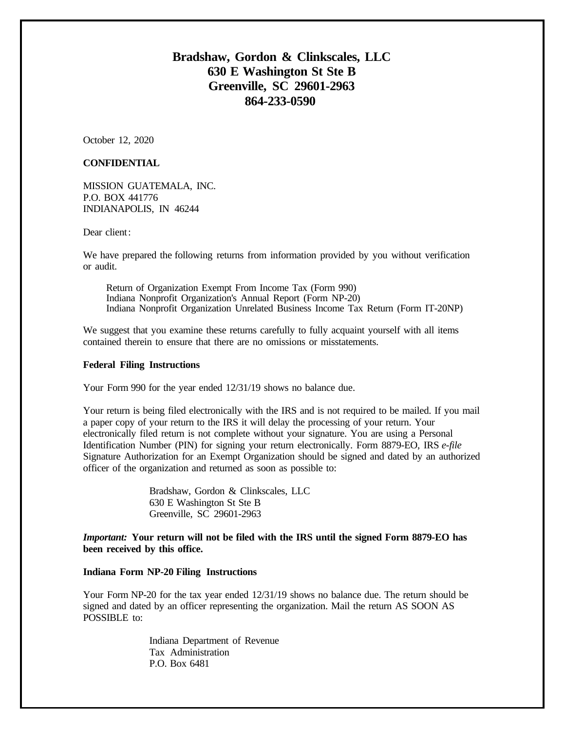# Bradshaw, Gordon & Clinkscales, LLC
# 630 E Washington St Ste B
# Greenville, SC 29601-2963
# 864-233-0590

October 12, 2020

**CONFIDENTIAL**

MISSION GUATEMALA, INC.
P.O. BOX 441776
INDIANAPOLIS, IN 46244

Dear client:

We have prepared the following returns from information provided by you without verification or audit.

Return of Organization Exempt From Income Tax (Form 990)
Indiana Nonprofit Organization's Annual Report (Form NP-20)
Indiana Nonprofit Organization Unrelated Business Income Tax Return (Form IT-20NP)

We suggest that you examine these returns carefully to fully acquaint yourself with all items contained therein to ensure that there are no omissions or misstatements.

**Federal Filing Instructions**

Your Form 990 for the year ended 12/31/19 shows no balance due.

Your return is being filed electronically with the IRS and is not required to be mailed. If you mail a paper copy of your return to the IRS it will delay the processing of your return. Your electronically filed return is not complete without your signature. You are using a Personal Identification Number (PIN) for signing your return electronically. Form 8879-EO, IRS *e-file* Signature Authorization for an Exempt Organization should be signed and dated by an authorized officer of the organization and returned as soon as possible to:

Bradshaw, Gordon & Clinkscales, LLC
630 E Washington St Ste B
Greenville, SC 29601-2963

***Important:*** **Your return will not be filed with the IRS until the signed Form 8879-EO has been received by this office.**

**Indiana Form NP-20 Filing Instructions**

Your Form NP-20 for the tax year ended 12/31/19 shows no balance due. The return should be signed and dated by an officer representing the organization. Mail the return AS SOON AS POSSIBLE to:

Indiana Department of Revenue
Tax Administration
P.O. Box 6481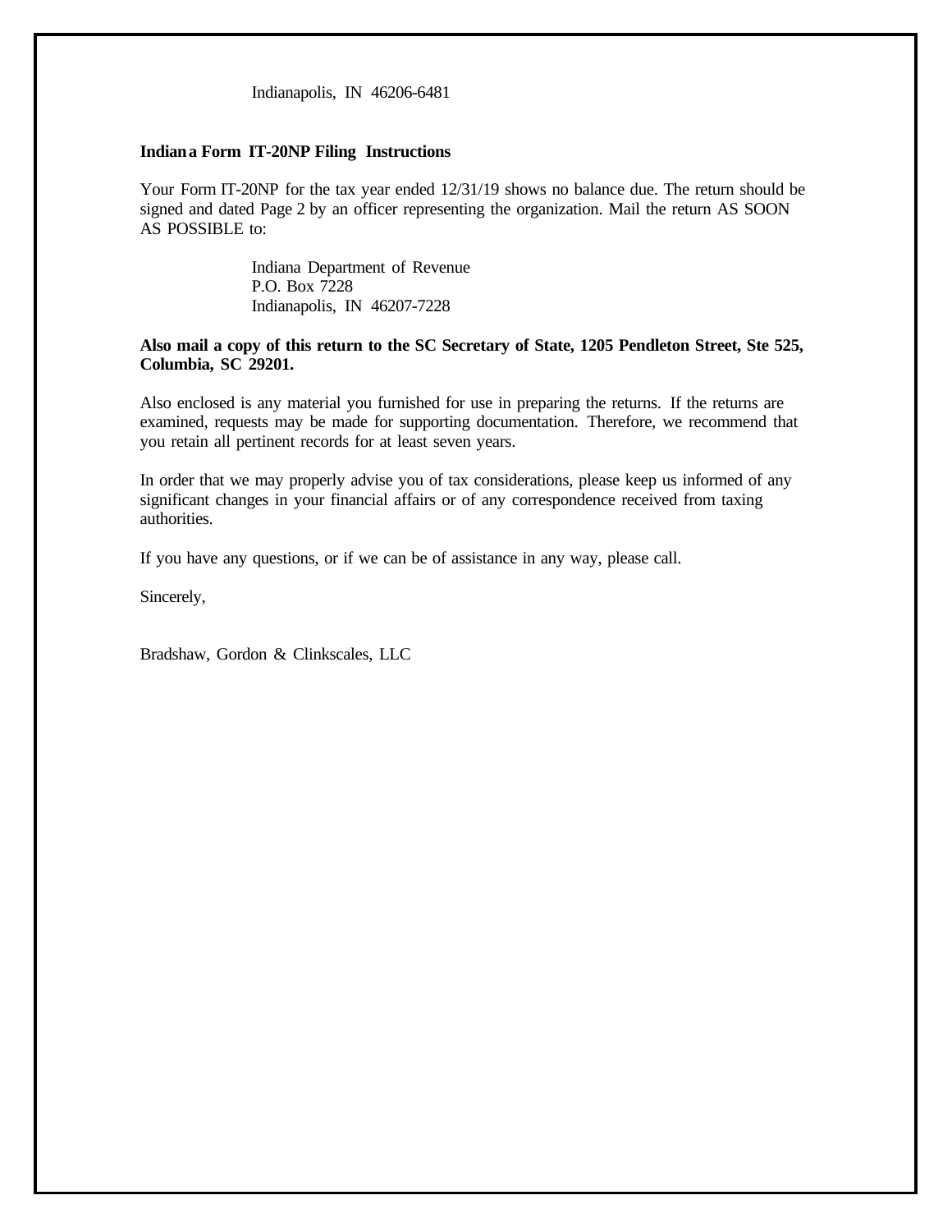Indianapolis, IN 46206-6481

**Indiana Form IT-20NP Filing Instructions**

Your Form IT-20NP for the tax year ended 12/31/19 shows no balance due. The return should be signed and dated Page 2 by an officer representing the organization. Mail the return AS SOON AS POSSIBLE to:

Indiana Department of Revenue
P.O. Box 7228
Indianapolis, IN 46207-7228

**Also mail a copy of this return to the SC Secretary of State, 1205 Pendleton Street, Ste 525, Columbia, SC 29201.**

Also enclosed is any material you furnished for use in preparing the returns. If the returns are examined, requests may be made for supporting documentation. Therefore, we recommend that you retain all pertinent records for at least seven years.

In order that we may properly advise you of tax considerations, please keep us informed of any significant changes in your financial affairs or of any correspondence received from taxing authorities.

If you have any questions, or if we can be of assistance in any way, please call.

Sincerely,

Bradshaw, Gordon & Clinkscales, LLC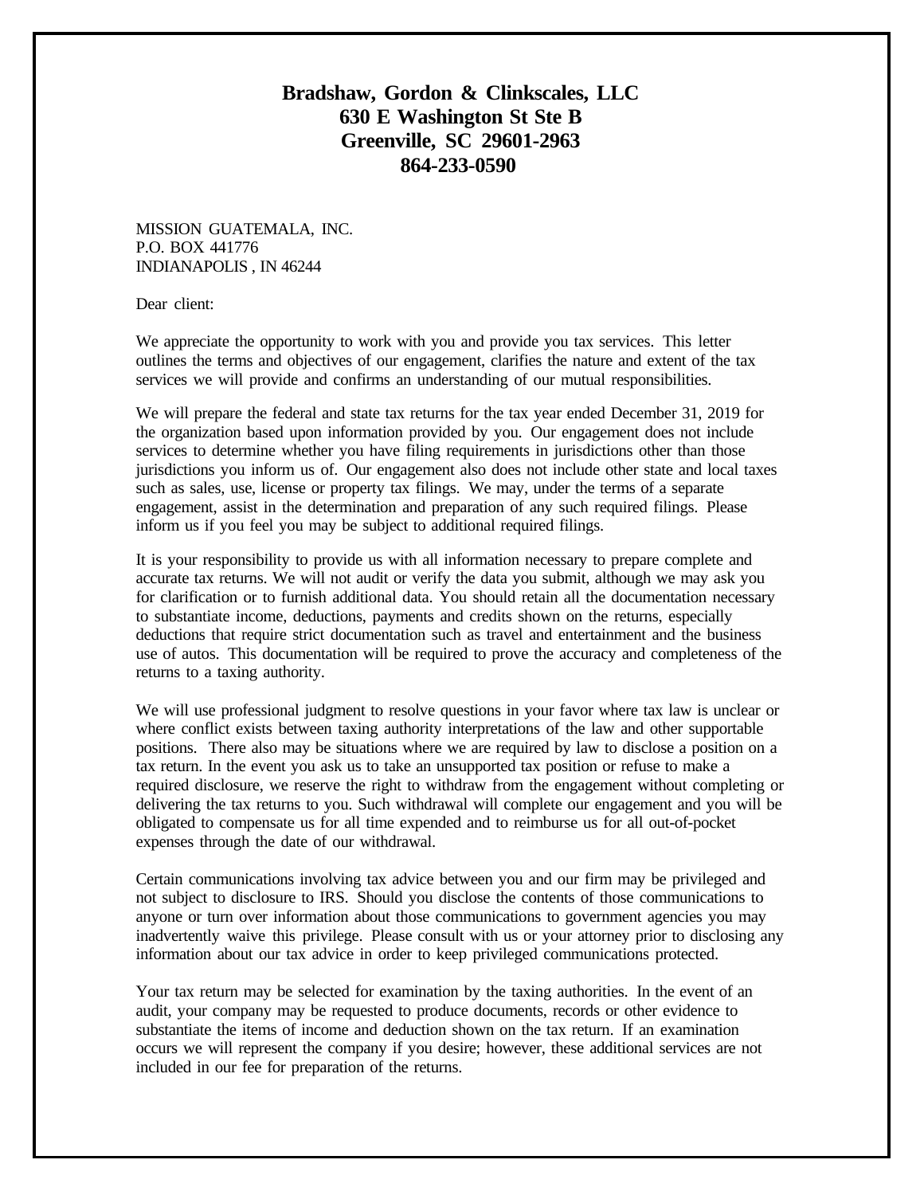**Bradshaw, Gordon & Clinkscales, LLC**
**630 E Washington St Ste B**
**Greenville, SC 29601-2963**
**864-233-0590**

MISSION GUATEMALA, INC.
P.O. BOX 441776
INDIANAPOLIS , IN 46244

Dear client:

We appreciate the opportunity to work with you and provide you tax services. This letter outlines the terms and objectives of our engagement, clarifies the nature and extent of the tax services we will provide and confirms an understanding of our mutual responsibilities.

We will prepare the federal and state tax returns for the tax year ended December 31, 2019 for the organization based upon information provided by you. Our engagement does not include services to determine whether you have filing requirements in jurisdictions other than those jurisdictions you inform us of. Our engagement also does not include other state and local taxes such as sales, use, license or property tax filings. We may, under the terms of a separate engagement, assist in the determination and preparation of any such required filings. Please inform us if you feel you may be subject to additional required filings.

It is your responsibility to provide us with all information necessary to prepare complete and accurate tax returns. We will not audit or verify the data you submit, although we may ask you for clarification or to furnish additional data. You should retain all the documentation necessary to substantiate income, deductions, payments and credits shown on the returns, especially deductions that require strict documentation such as travel and entertainment and the business use of autos. This documentation will be required to prove the accuracy and completeness of the returns to a taxing authority.

We will use professional judgment to resolve questions in your favor where tax law is unclear or where conflict exists between taxing authority interpretations of the law and other supportable positions. There also may be situations where we are required by law to disclose a position on a tax return. In the event you ask us to take an unsupported tax position or refuse to make a required disclosure, we reserve the right to withdraw from the engagement without completing or delivering the tax returns to you. Such withdrawal will complete our engagement and you will be obligated to compensate us for all time expended and to reimburse us for all out-of-pocket expenses through the date of our withdrawal.

Certain communications involving tax advice between you and our firm may be privileged and not subject to disclosure to IRS. Should you disclose the contents of those communications to anyone or turn over information about those communications to government agencies you may inadvertently waive this privilege. Please consult with us or your attorney prior to disclosing any information about our tax advice in order to keep privileged communications protected.

Your tax return may be selected for examination by the taxing authorities. In the event of an audit, your company may be requested to produce documents, records or other evidence to substantiate the items of income and deduction shown on the tax return. If an examination occurs we will represent the company if you desire; however, these additional services are not included in our fee for preparation of the returns.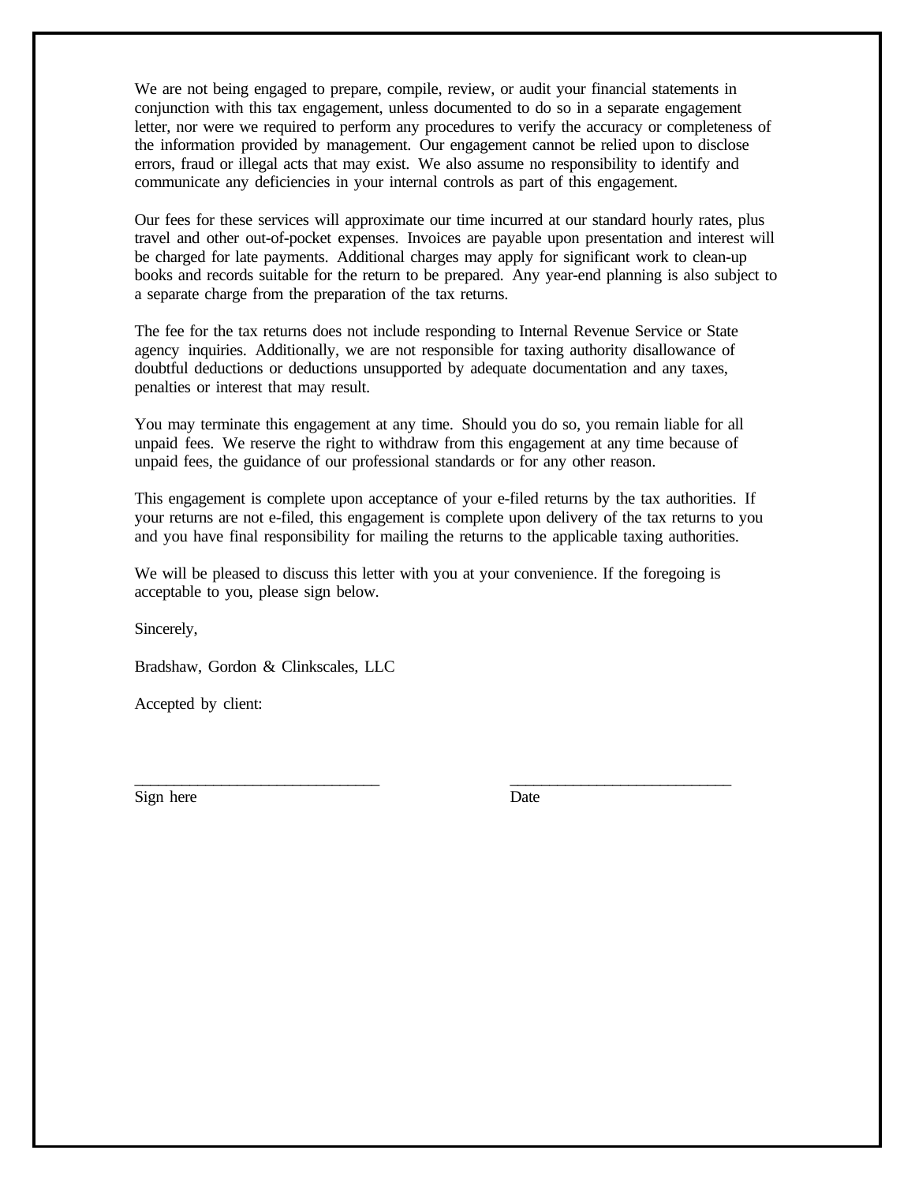We are not being engaged to prepare, compile, review, or audit your financial statements in conjunction with this tax engagement, unless documented to do so in a separate engagement letter, nor were we required to perform any procedures to verify the accuracy or completeness of the information provided by management. Our engagement cannot be relied upon to disclose errors, fraud or illegal acts that may exist. We also assume no responsibility to identify and communicate any deficiencies in your internal controls as part of this engagement.

Our fees for these services will approximate our time incurred at our standard hourly rates, plus travel and other out-of-pocket expenses. Invoices are payable upon presentation and interest will be charged for late payments. Additional charges may apply for significant work to clean-up books and records suitable for the return to be prepared. Any year-end planning is also subject to a separate charge from the preparation of the tax returns.

The fee for the tax returns does not include responding to Internal Revenue Service or State agency inquiries. Additionally, we are not responsible for taxing authority disallowance of doubtful deductions or deductions unsupported by adequate documentation and any taxes, penalties or interest that may result.

You may terminate this engagement at any time. Should you do so, you remain liable for all unpaid fees. We reserve the right to withdraw from this engagement at any time because of unpaid fees, the guidance of our professional standards or for any other reason.

This engagement is complete upon acceptance of your e-filed returns by the tax authorities. If your returns are not e-filed, this engagement is complete upon delivery of the tax returns to you and you have final responsibility for mailing the returns to the applicable taxing authorities.

We will be pleased to discuss this letter with you at your convenience. If the foregoing is acceptable to you, please sign below.

Sincerely,

Bradshaw, Gordon & Clinkscales, LLC

Accepted by client:

\_\_\_\_\_\_\_\_\_\_\_\_\_\_\_\_\_\_\_\_\_\_\_\_\_\_\_\_\_\_ \_\_\_\_\_\_\_\_\_\_\_\_\_\_\_\_\_\_\_\_\_\_\_\_\_\_\_
Sign here Date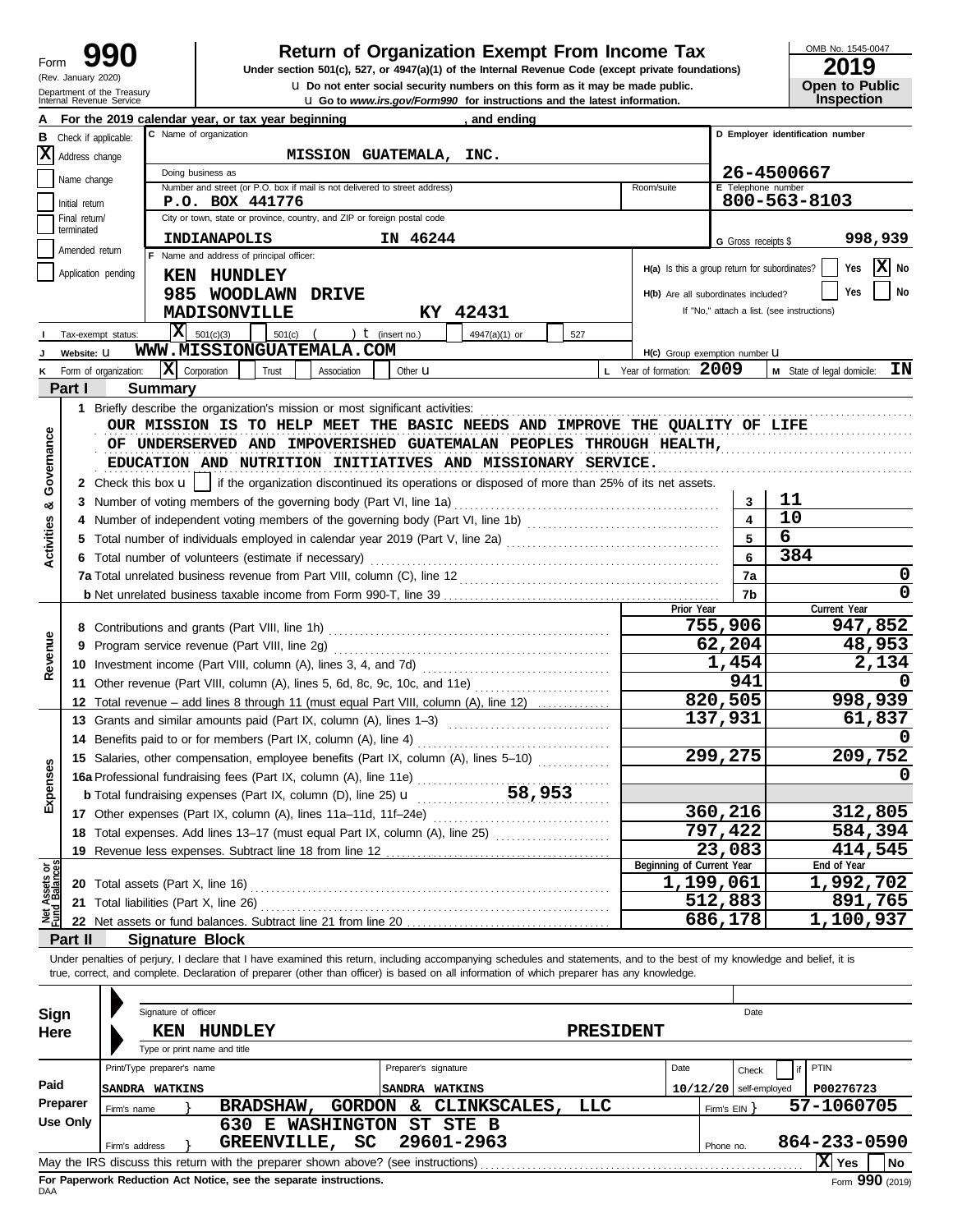Form **990**
(Rev. January 2020)
Department of the Treasury
Internal Revenue Service

# Return of Organization Exempt From Income Tax

**Under section 501(c), 527, or 4947(a)(1) of the Internal Revenue Code (except private foundations)**

u **Do not enter social security numbers on this form as it may be made public.**
u **Go to *www.irs.gov/Form990* for instructions and the latest information.**

OMB No. 1545-0047
**2019**
**Open to Public Inspection**

**A** For the 2019 calendar year, or tax year beginning , and ending

**B** Check if applicable:
- [X] Address change
- [ ] Name change
- [ ] Initial return
- [ ] Final return/terminated
- [ ] Amended return
- [ ] Application pending

**C** Name of organization: MISSION GUATEMALA, INC.
Doing business as
Number and street (or P.O. box if mail is not delivered to street address): P.O. BOX 441776 — Room/suite
City or town, state or province, country, and ZIP or foreign postal code: INDIANAPOLIS IN 46244

**D** Employer identification number: 26-4500667
**E** Telephone number: 800-563-8103
**G** Gross receipts $ 998,939

**F** Name and address of principal officer:
KEN HUNDLEY
985 WOODLAWN DRIVE
MADISONVILLE KY 42431

**H(a)** Is this a group return for subordinates? [ ] Yes [X] No
**H(b)** Are all subordinates included? [ ] Yes [ ] No
If "No," attach a list. (see instructions)

**I** Tax-exempt status: [X] 501(c)(3) [ ] 501(c) ( ) t (insert no.) [ ] 4947(a)(1) or [ ] 527
**J** Website: u WWW.MISSIONGUATEMALA.COM
**H(c)** Group exemption number u
**K** Form of organization: [X] Corporation [ ] Trust [ ] Association [ ] Other u
**L** Year of formation: 2009
**M** State of legal domicile: IN

## Part I Summary

**Activities & Governance**

1 Briefly describe the organization's mission or most significant activities:
OUR MISSION IS TO HELP MEET THE BASIC NEEDS AND IMPROVE THE QUALITY OF LIFE OF UNDERSERVED AND IMPOVERISHED GUATEMALAN PEOPLES THROUGH HEALTH, EDUCATION AND NUTRITION INITIATIVES AND MISSIONARY SERVICE.

2 Check this box u [ ] if the organization discontinued its operations or disposed of more than 25% of its net assets.

| | | Line | |
|---|---|---|---|
| 3 | Number of voting members of the governing body (Part VI, line 1a) | 3 | 11 |
| 4 | Number of independent voting members of the governing body (Part VI, line 1b) | 4 | 10 |
| 5 | Total number of individuals employed in calendar year 2019 (Part V, line 2a) | 5 | 6 |
| 6 | Total number of volunteers (estimate if necessary) | 6 | 384 |
| 7a | Total unrelated business revenue from Part VIII, column (C), line 12 | 7a | 0 |
| b | Net unrelated business taxable income from Form 990-T, line 39 | 7b | 0 |

| | | Prior Year | Current Year |
|---|---|---|---|
| **Revenue** | | | |
| 8 | Contributions and grants (Part VIII, line 1h) | 755,906 | 947,852 |
| 9 | Program service revenue (Part VIII, line 2g) | 62,204 | 48,953 |
| 10 | Investment income (Part VIII, column (A), lines 3, 4, and 7d) | 1,454 | 2,134 |
| 11 | Other revenue (Part VIII, column (A), lines 5, 6d, 8c, 9c, 10c, and 11e) | 941 | 0 |
| 12 | Total revenue – add lines 8 through 11 (must equal Part VIII, column (A), line 12) | 820,505 | 998,939 |
| **Expenses** | | | |
| 13 | Grants and similar amounts paid (Part IX, column (A), lines 1–3) | 137,931 | 61,837 |
| 14 | Benefits paid to or for members (Part IX, column (A), line 4) | | 0 |
| 15 | Salaries, other compensation, employee benefits (Part IX, column (A), lines 5–10) | 299,275 | 209,752 |
| 16a | Professional fundraising fees (Part IX, column (A), line 11e) | | 0 |
| b | Total fundraising expenses (Part IX, column (D), line 25) u 58,953 | | |
| 17 | Other expenses (Part IX, column (A), lines 11a–11d, 11f–24e) | 360,216 | 312,805 |
| 18 | Total expenses. Add lines 13–17 (must equal Part IX, column (A), line 25) | 797,422 | 584,394 |
| 19 | Revenue less expenses. Subtract line 18 from line 12 | 23,083 | 414,545 |

| **Net Assets or Fund Balances** | | Beginning of Current Year | End of Year |
|---|---|---|---|
| 20 | Total assets (Part X, line 16) | 1,199,061 | 1,992,702 |
| 21 | Total liabilities (Part X, line 26) | 512,883 | 891,765 |
| 22 | Net assets or fund balances. Subtract line 21 from line 20 | 686,178 | 1,100,937 |

## Part II Signature Block

Under penalties of perjury, I declare that I have examined this return, including accompanying schedules and statements, and to the best of my knowledge and belief, it is true, correct, and complete. Declaration of preparer (other than officer) is based on all information of which preparer has any knowledge.

**Sign Here**
Signature of officer — Date
KEN HUNDLEY PRESIDENT
Type or print name and title

**Paid Preparer Use Only**

| Print/Type preparer's name | Preparer's signature | Date | Check [ ] if self-employed | PTIN |
|---|---|---|---|---|
| SANDRA WATKINS | SANDRA WATKINS | 10/12/20 | | P00276723 |

Firm's name } BRADSHAW, GORDON & CLINKSCALES, LLC — Firm's EIN } 57-1060705
Firm's address } 630 E WASHINGTON ST STE B GREENVILLE, SC 29601-2963 — Phone no. 864-233-0590

May the IRS discuss this return with the preparer shown above? (see instructions) [X] Yes [ ] No

**For Paperwork Reduction Act Notice, see the separate instructions.**
DAA Form **990** (2019)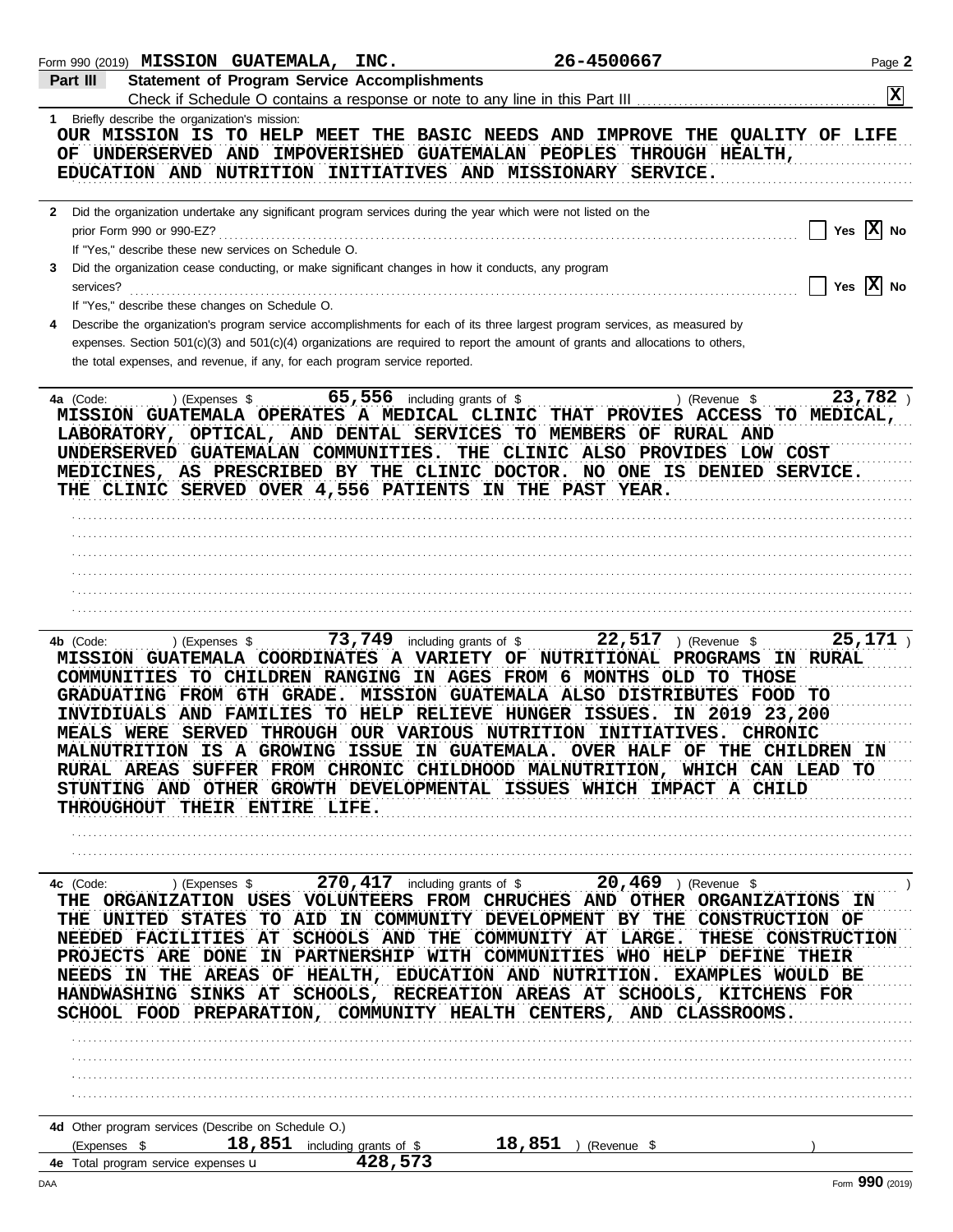Form 990 (2019) MISSION GUATEMALA, INC. 26-4500667 Page 2

## Part III Statement of Program Service Accomplishments

Check if Schedule O contains a response or note to any line in this Part III . . . . . . [X]

**1** Briefly describe the organization's mission:

OUR MISSION IS TO HELP MEET THE BASIC NEEDS AND IMPROVE THE QUALITY OF LIFE OF UNDERSERVED AND IMPOVERISHED GUATEMALAN PEOPLES THROUGH HEALTH, EDUCATION AND NUTRITION INITIATIVES AND MISSIONARY SERVICE.

**2** Did the organization undertake any significant program services during the year which were not listed on the prior Form 990 or 990-EZ? . . . . . . [ ] Yes [X] No

If "Yes," describe these new services on Schedule O.

**3** Did the organization cease conducting, or make significant changes in how it conducts, any program services? . . . . . . [ ] Yes [X] No

If "Yes," describe these changes on Schedule O.

**4** Describe the organization's program service accomplishments for each of its three largest program services, as measured by expenses. Section 501(c)(3) and 501(c)(4) organizations are required to report the amount of grants and allocations to others, the total expenses, and revenue, if any, for each program service reported.

**4a** (Code: ) (Expenses $ 65,556 including grants of $ ) (Revenue $ 23,782 )

MISSION GUATEMALA OPERATES A MEDICAL CLINIC THAT PROVIES ACCESS TO MEDICAL, LABORATORY, OPTICAL, AND DENTAL SERVICES TO MEMBERS OF RURAL AND UNDERSERVED GUATEMALAN COMMUNITIES. THE CLINIC ALSO PROVIDES LOW COST MEDICINES, AS PRESCRIBED BY THE CLINIC DOCTOR. NO ONE IS DENIED SERVICE. THE CLINIC SERVED OVER 4,556 PATIENTS IN THE PAST YEAR.

**4b** (Code: ) (Expenses $ 73,749 including grants of $ 22,517 ) (Revenue $ 25,171 )

MISSION GUATEMALA COORDINATES A VARIETY OF NUTRITIONAL PROGRAMS IN RURAL COMMUNITIES TO CHILDREN RANGING IN AGES FROM 6 MONTHS OLD TO THOSE GRADUATING FROM 6TH GRADE. MISSION GUATEMALA ALSO DISTRIBUTES FOOD TO INVIDIUALS AND FAMILIES TO HELP RELIEVE HUNGER ISSUES. IN 2019 23,200 MEALS WERE SERVED THROUGH OUR VARIOUS NUTRITION INITIATIVES. CHRONIC MALNUTRITION IS A GROWING ISSUE IN GUATEMALA. OVER HALF OF THE CHILDREN IN RURAL AREAS SUFFER FROM CHRONIC CHILDHOOD MALNUTRITION, WHICH CAN LEAD TO STUNTING AND OTHER GROWTH DEVELOPMENTAL ISSUES WHICH IMPACT A CHILD THROUGHOUT THEIR ENTIRE LIFE.

**4c** (Code: ) (Expenses $ 270,417 including grants of $ 20,469 ) (Revenue $ )

THE ORGANIZATION USES VOLUNTEERS FROM CHRUCHES AND OTHER ORGANIZATIONS IN THE UNITED STATES TO AID IN COMMUNITY DEVELOPMENT BY THE CONSTRUCTION OF NEEDED FACILITIES AT SCHOOLS AND THE COMMUNITY AT LARGE. THESE CONSTRUCTION PROJECTS ARE DONE IN PARTNERSHIP WITH COMMUNITIES WHO HELP DEFINE THEIR NEEDS IN THE AREAS OF HEALTH, EDUCATION AND NUTRITION. EXAMPLES WOULD BE HANDWASHING SINKS AT SCHOOLS, RECREATION AREAS AT SCHOOLS, KITCHENS FOR SCHOOL FOOD PREPARATION, COMMUNITY HEALTH CENTERS, AND CLASSROOMS.

**4d** Other program services (Describe on Schedule O.)

(Expenses $ 18,851 including grants of $ 18,851 ) (Revenue $ )

**4e** Total program service expenses ▶ 428,573

DAA Form 990 (2019)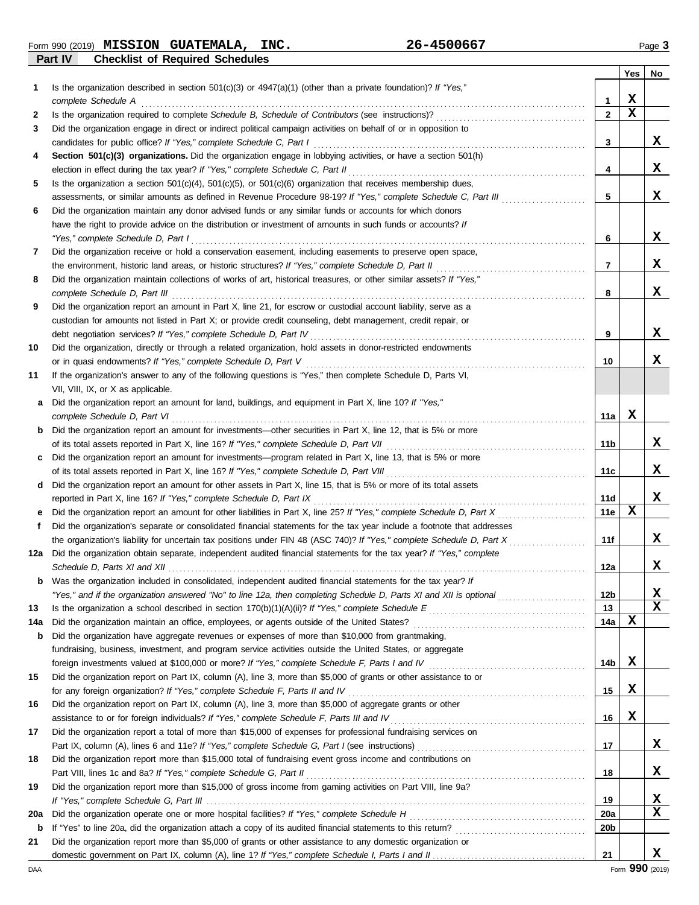Form 990 (2019) **MISSION GUATEMALA, INC.** **26-4500667**

## Part IV Checklist of Required Schedules

| | | | Yes | No |
|---|---|---|---|---|
| 1 | Is the organization described in section 501(c)(3) or 4947(a)(1) (other than a private foundation)? *If "Yes," complete Schedule A* | 1 | X | |
| 2 | Is the organization required to complete *Schedule B, Schedule of Contributors* (see instructions)? | 2 | X | |
| 3 | Did the organization engage in direct or indirect political campaign activities on behalf of or in opposition to candidates for public office? *If "Yes," complete Schedule C, Part I* | 3 | | X |
| 4 | **Section 501(c)(3) organizations.** Did the organization engage in lobbying activities, or have a section 501(h) election in effect during the tax year? *If "Yes," complete Schedule C, Part II* | 4 | | X |
| 5 | Is the organization a section 501(c)(4), 501(c)(5), or 501(c)(6) organization that receives membership dues, assessments, or similar amounts as defined in Revenue Procedure 98-19? *If "Yes," complete Schedule C, Part III* | 5 | | X |
| 6 | Did the organization maintain any donor advised funds or any similar funds or accounts for which donors have the right to provide advice on the distribution or investment of amounts in such funds or accounts? *If "Yes," complete Schedule D, Part I* | 6 | | X |
| 7 | Did the organization receive or hold a conservation easement, including easements to preserve open space, the environment, historic land areas, or historic structures? *If "Yes," complete Schedule D, Part II* | 7 | | X |
| 8 | Did the organization maintain collections of works of art, historical treasures, or other similar assets? *If "Yes," complete Schedule D, Part III* | 8 | | X |
| 9 | Did the organization report an amount in Part X, line 21, for escrow or custodial account liability, serve as a custodian for amounts not listed in Part X; or provide credit counseling, debt management, credit repair, or debt negotiation services? *If "Yes," complete Schedule D, Part IV* | 9 | | X |
| 10 | Did the organization, directly or through a related organization, hold assets in donor-restricted endowments or in quasi endowments? *If "Yes," complete Schedule D, Part V* | 10 | | X |
| 11 | If the organization's answer to any of the following questions is "Yes," then complete Schedule D, Parts VI, VII, VIII, IX, or X as applicable. | | | |
| a | Did the organization report an amount for land, buildings, and equipment in Part X, line 10? *If "Yes," complete Schedule D, Part VI* | 11a | X | |
| b | Did the organization report an amount for investments—other securities in Part X, line 12, that is 5% or more of its total assets reported in Part X, line 16? *If "Yes," complete Schedule D, Part VII* | 11b | | X |
| c | Did the organization report an amount for investments—program related in Part X, line 13, that is 5% or more of its total assets reported in Part X, line 16? *If "Yes," complete Schedule D, Part VIII* | 11c | | X |
| d | Did the organization report an amount for other assets in Part X, line 15, that is 5% or more of its total assets reported in Part X, line 16? *If "Yes," complete Schedule D, Part IX* | 11d | | X |
| e | Did the organization report an amount for other liabilities in Part X, line 25? *If "Yes," complete Schedule D, Part X* | 11e | X | |
| f | Did the organization's separate or consolidated financial statements for the tax year include a footnote that addresses the organization's liability for uncertain tax positions under FIN 48 (ASC 740)? *If "Yes," complete Schedule D, Part X* | 11f | | X |
| 12a | Did the organization obtain separate, independent audited financial statements for the tax year? *If "Yes," complete Schedule D, Parts XI and XII* | 12a | | X |
| b | Was the organization included in consolidated, independent audited financial statements for the tax year? *If "Yes," and if the organization answered "No" to line 12a, then completing Schedule D, Parts XI and XII is optional* | 12b | | X |
| 13 | Is the organization a school described in section 170(b)(1)(A)(ii)? *If "Yes," complete Schedule E* | 13 | | X |
| 14a | Did the organization maintain an office, employees, or agents outside of the United States? | 14a | X | |
| b | Did the organization have aggregate revenues or expenses of more than $10,000 from grantmaking, fundraising, business, investment, and program service activities outside the United States, or aggregate foreign investments valued at $100,000 or more? *If "Yes," complete Schedule F, Parts I and IV* | 14b | X | |
| 15 | Did the organization report on Part IX, column (A), line 3, more than $5,000 of grants or other assistance to or for any foreign organization? *If "Yes," complete Schedule F, Parts II and IV* | 15 | X | |
| 16 | Did the organization report on Part IX, column (A), line 3, more than $5,000 of aggregate grants or other assistance to or for foreign individuals? *If "Yes," complete Schedule F, Parts III and IV* | 16 | X | |
| 17 | Did the organization report a total of more than $15,000 of expenses for professional fundraising services on Part IX, column (A), lines 6 and 11e? *If "Yes," complete Schedule G, Part I* (see instructions) | 17 | | X |
| 18 | Did the organization report more than $15,000 total of fundraising event gross income and contributions on Part VIII, lines 1c and 8a? *If "Yes," complete Schedule G, Part II* | 18 | | X |
| 19 | Did the organization report more than $15,000 of gross income from gaming activities on Part VIII, line 9a? *If "Yes," complete Schedule G, Part III* | 19 | | X |
| 20a | Did the organization operate one or more hospital facilities? *If "Yes," complete Schedule H* | 20a | | X |
| b | If "Yes" to line 20a, did the organization attach a copy of its audited financial statements to this return? | 20b | | |
| 21 | Did the organization report more than $5,000 of grants or other assistance to any domestic organization or domestic government on Part IX, column (A), line 1? *If "Yes," complete Schedule I, Parts I and II* | 21 | | X |

DAA Form **990** (2019)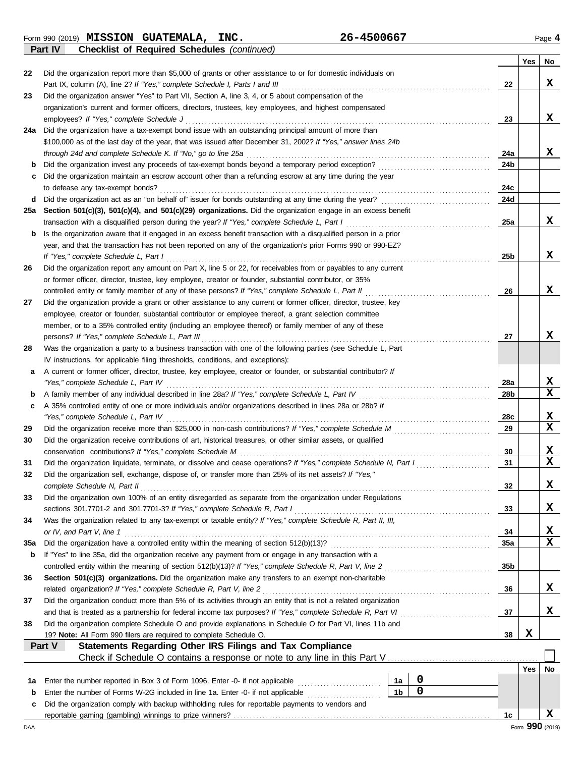Form 990 (2019) **MISSION GUATEMALA, INC.** **26-4500667** Page **4**

**Part IV** **Checklist of Required Schedules** *(continued)*

| | | | Yes | No |
|---|---|---|---|---|
| 22 | Did the organization report more than $5,000 of grants or other assistance to or for domestic individuals on Part IX, column (A), line 2? *If "Yes," complete Schedule I, Parts I and III* | 22 | | X |
| 23 | Did the organization answer "Yes" to Part VII, Section A, line 3, 4, or 5 about compensation of the organization's current and former officers, directors, trustees, key employees, and highest compensated employees? *If "Yes," complete Schedule J* | 23 | | X |
| 24a | Did the organization have a tax-exempt bond issue with an outstanding principal amount of more than $100,000 as of the last day of the year, that was issued after December 31, 2002? *If "Yes," answer lines 24b through 24d and complete Schedule K. If "No," go to line 25a* | 24a | | X |
| b | Did the organization invest any proceeds of tax-exempt bonds beyond a temporary period exception? | 24b | | |
| c | Did the organization maintain an escrow account other than a refunding escrow at any time during the year to defease any tax-exempt bonds? | 24c | | |
| d | Did the organization act as an "on behalf of" issuer for bonds outstanding at any time during the year? | 24d | | |
| 25a | **Section 501(c)(3), 501(c)(4), and 501(c)(29) organizations.** Did the organization engage in an excess benefit transaction with a disqualified person during the year? *If "Yes," complete Schedule L, Part I* | 25a | | X |
| b | Is the organization aware that it engaged in an excess benefit transaction with a disqualified person in a prior year, and that the transaction has not been reported on any of the organization's prior Forms 990 or 990-EZ? *If "Yes," complete Schedule L, Part I* | 25b | | X |
| 26 | Did the organization report any amount on Part X, line 5 or 22, for receivables from or payables to any current or former officer, director, trustee, key employee, creator or founder, substantial contributor, or 35% controlled entity or family member of any of these persons? *If "Yes," complete Schedule L, Part II* | 26 | | X |
| 27 | Did the organization provide a grant or other assistance to any current or former officer, director, trustee, key employee, creator or founder, substantial contributor or employee thereof, a grant selection committee member, or to a 35% controlled entity (including an employee thereof) or family member of any of these persons? *If "Yes," complete Schedule L, Part III* | 27 | | X |
| 28 | Was the organization a party to a business transaction with one of the following parties (see Schedule L, Part IV instructions, for applicable filing thresholds, conditions, and exceptions): | | | |
| a | A current or former officer, director, trustee, key employee, creator or founder, or substantial contributor? *If "Yes," complete Schedule L, Part IV* | 28a | | X |
| b | A family member of any individual described in line 28a? *If "Yes," complete Schedule L, Part IV* | 28b | | X |
| c | A 35% controlled entity of one or more individuals and/or organizations described in lines 28a or 28b? *If "Yes," complete Schedule L, Part IV* | 28c | | X |
| 29 | Did the organization receive more than $25,000 in non-cash contributions? *If "Yes," complete Schedule M* | 29 | | X |
| 30 | Did the organization receive contributions of art, historical treasures, or other similar assets, or qualified conservation contributions? *If "Yes," complete Schedule M* | 30 | | X |
| 31 | Did the organization liquidate, terminate, or dissolve and cease operations? *If "Yes," complete Schedule N, Part I* | 31 | | X |
| 32 | Did the organization sell, exchange, dispose of, or transfer more than 25% of its net assets? *If "Yes," complete Schedule N, Part II* | 32 | | X |
| 33 | Did the organization own 100% of an entity disregarded as separate from the organization under Regulations sections 301.7701-2 and 301.7701-3? *If "Yes," complete Schedule R, Part I* | 33 | | X |
| 34 | Was the organization related to any tax-exempt or taxable entity? *If "Yes," complete Schedule R, Part II, III, or IV, and Part V, line 1* | 34 | | X |
| 35a | Did the organization have a controlled entity within the meaning of section 512(b)(13)? | 35a | | X |
| b | If "Yes" to line 35a, did the organization receive any payment from or engage in any transaction with a controlled entity within the meaning of section 512(b)(13)? *If "Yes," complete Schedule R, Part V, line 2* | 35b | | |
| 36 | **Section 501(c)(3) organizations.** Did the organization make any transfers to an exempt non-charitable related organization? *If "Yes," complete Schedule R, Part V, line 2* | 36 | | X |
| 37 | Did the organization conduct more than 5% of its activities through an entity that is not a related organization and that is treated as a partnership for federal income tax purposes? *If "Yes," complete Schedule R, Part VI* | 37 | | X |
| 38 | Did the organization complete Schedule O and provide explanations in Schedule O for Part VI, lines 11b and 19? **Note:** All Form 990 filers are required to complete Schedule O. | 38 | X | |

**Part V** **Statements Regarding Other IRS Filings and Tax Compliance**

Check if Schedule O contains a response or note to any line in this Part V ☐

| | | | | | Yes | No |
|---|---|---|---|---|---|---|
| 1a | Enter the number reported in Box 3 of Form 1096. Enter -0- if not applicable | 1a | 0 | | | |
| b | Enter the number of Forms W-2G included in line 1a. Enter -0- if not applicable | 1b | 0 | | | |
| c | Did the organization comply with backup withholding rules for reportable payments to vendors and reportable gaming (gambling) winnings to prize winners? | | | 1c | | X |

Form **990** (2019)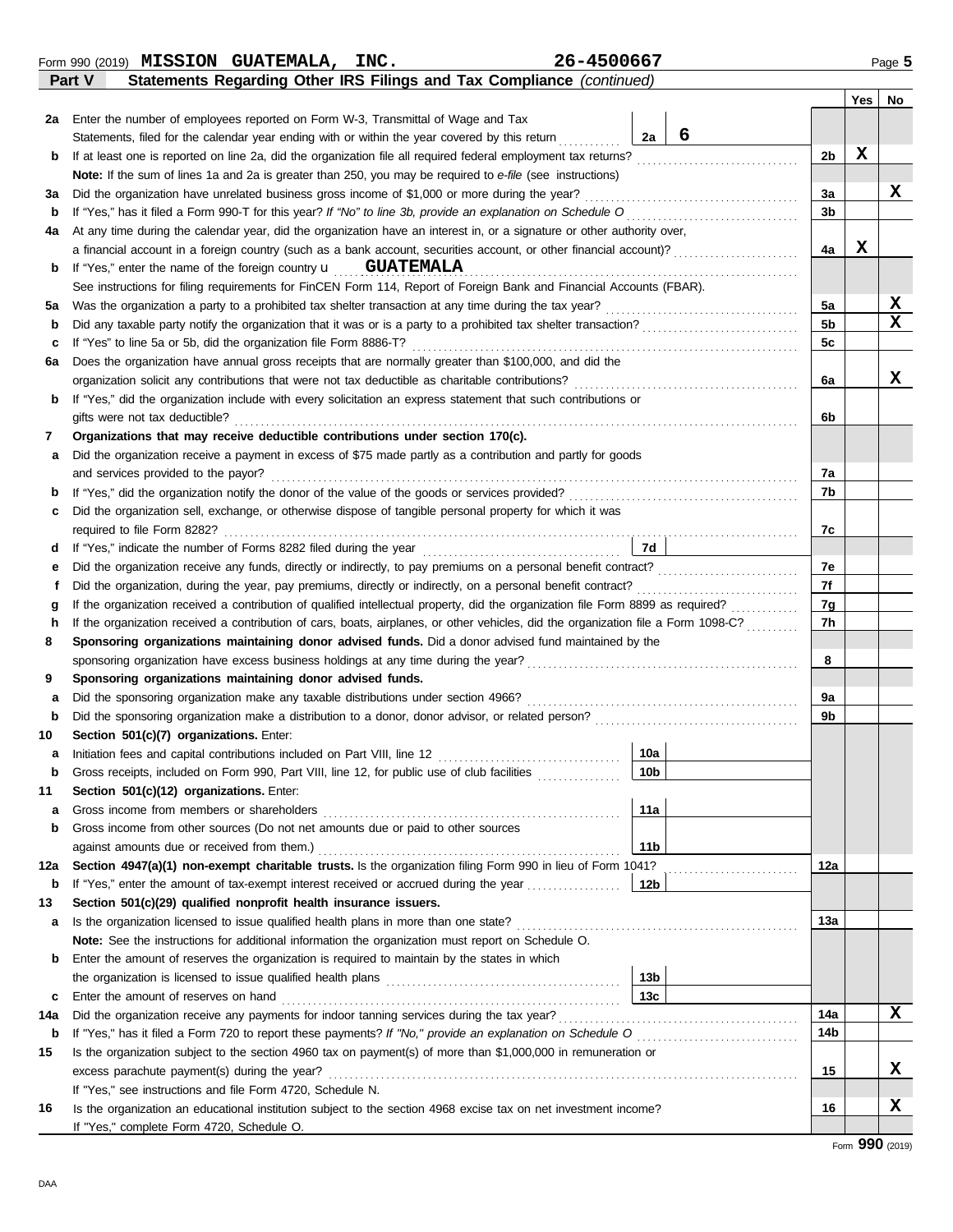Form 990 (2019) **MISSION GUATEMALA, INC.** **26-4500667** Page **5**

**Part V — Statements Regarding Other IRS Filings and Tax Compliance** *(continued)*

| | | | | Line | Yes | No |
|---|---|---|---|---|---|---|
| **2a** | Enter the number of employees reported on Form W-3, Transmittal of Wage and Tax Statements, filed for the calendar year ending with or within the year covered by this return | 2a | 6 | | | |
| **b** | If at least one is reported on line 2a, did the organization file all required federal employment tax returns? | | | 2b | X | |
| | **Note:** If the sum of lines 1a and 2a is greater than 250, you may be required to *e-file* (see instructions) | | | | | |
| **3a** | Did the organization have unrelated business gross income of $1,000 or more during the year? | | | 3a | | X |
| **b** | If "Yes," has it filed a Form 990-T for this year? *If "No" to line 3b, provide an explanation on Schedule O* | | | 3b | | |
| **4a** | At any time during the calendar year, did the organization have an interest in, or a signature or other authority over, a financial account in a foreign country (such as a bank account, securities account, or other financial account)? | | | 4a | X | |
| **b** | If "Yes," enter the name of the foreign country u **GUATEMALA** | | | | | |
| | See instructions for filing requirements for FinCEN Form 114, Report of Foreign Bank and Financial Accounts (FBAR). | | | | | |
| **5a** | Was the organization a party to a prohibited tax shelter transaction at any time during the tax year? | | | 5a | | X |
| **b** | Did any taxable party notify the organization that it was or is a party to a prohibited tax shelter transaction? | | | 5b | | X |
| **c** | If "Yes" to line 5a or 5b, did the organization file Form 8886-T? | | | 5c | | |
| **6a** | Does the organization have annual gross receipts that are normally greater than $100,000, and did the organization solicit any contributions that were not tax deductible as charitable contributions? | | | 6a | | X |
| **b** | If "Yes," did the organization include with every solicitation an express statement that such contributions or gifts were not tax deductible? | | | 6b | | |
| **7** | **Organizations that may receive deductible contributions under section 170(c).** | | | | | |
| **a** | Did the organization receive a payment in excess of $75 made partly as a contribution and partly for goods and services provided to the payor? | | | 7a | | |
| **b** | If "Yes," did the organization notify the donor of the value of the goods or services provided? | | | 7b | | |
| **c** | Did the organization sell, exchange, or otherwise dispose of tangible personal property for which it was required to file Form 8282? | | | 7c | | |
| **d** | If "Yes," indicate the number of Forms 8282 filed during the year | 7d | | | | |
| **e** | Did the organization receive any funds, directly or indirectly, to pay premiums on a personal benefit contract? | | | 7e | | |
| **f** | Did the organization, during the year, pay premiums, directly or indirectly, on a personal benefit contract? | | | 7f | | |
| **g** | If the organization received a contribution of qualified intellectual property, did the organization file Form 8899 as required? | | | 7g | | |
| **h** | If the organization received a contribution of cars, boats, airplanes, or other vehicles, did the organization file a Form 1098-C? | | | 7h | | |
| **8** | **Sponsoring organizations maintaining donor advised funds.** Did a donor advised fund maintained by the sponsoring organization have excess business holdings at any time during the year? | | | 8 | | |
| **9** | **Sponsoring organizations maintaining donor advised funds.** | | | | | |
| **a** | Did the sponsoring organization make any taxable distributions under section 4966? | | | 9a | | |
| **b** | Did the sponsoring organization make a distribution to a donor, donor advisor, or related person? | | | 9b | | |
| **10** | **Section 501(c)(7) organizations.** Enter: | | | | | |
| **a** | Initiation fees and capital contributions included on Part VIII, line 12 | 10a | | | | |
| **b** | Gross receipts, included on Form 990, Part VIII, line 12, for public use of club facilities | 10b | | | | |
| **11** | **Section 501(c)(12) organizations.** Enter: | | | | | |
| **a** | Gross income from members or shareholders | 11a | | | | |
| **b** | Gross income from other sources (Do not net amounts due or paid to other sources against amounts due or received from them.) | 11b | | | | |
| **12a** | **Section 4947(a)(1) non-exempt charitable trusts.** Is the organization filing Form 990 in lieu of Form 1041? | | | 12a | | |
| **b** | If "Yes," enter the amount of tax-exempt interest received or accrued during the year | 12b | | | | |
| **13** | **Section 501(c)(29) qualified nonprofit health insurance issuers.** | | | | | |
| **a** | Is the organization licensed to issue qualified health plans in more than one state? | | | 13a | | |
| | **Note:** See the instructions for additional information the organization must report on Schedule O. | | | | | |
| **b** | Enter the amount of reserves the organization is required to maintain by the states in which the organization is licensed to issue qualified health plans | 13b | | | | |
| **c** | Enter the amount of reserves on hand | 13c | | | | |
| **14a** | Did the organization receive any payments for indoor tanning services during the tax year? | | | 14a | | X |
| **b** | If "Yes," has it filed a Form 720 to report these payments? *If "No," provide an explanation on Schedule O* | | | 14b | | |
| **15** | Is the organization subject to the section 4960 tax on payment(s) of more than $1,000,000 in remuneration or excess parachute payment(s) during the year? | | | 15 | | X |
| | If "Yes," see instructions and file Form 4720, Schedule N. | | | | | |
| **16** | Is the organization an educational institution subject to the section 4968 excise tax on net investment income? | | | 16 | | X |
| | If "Yes," complete Form 4720, Schedule O. | | | | | |

Form **990** (2019)

DAA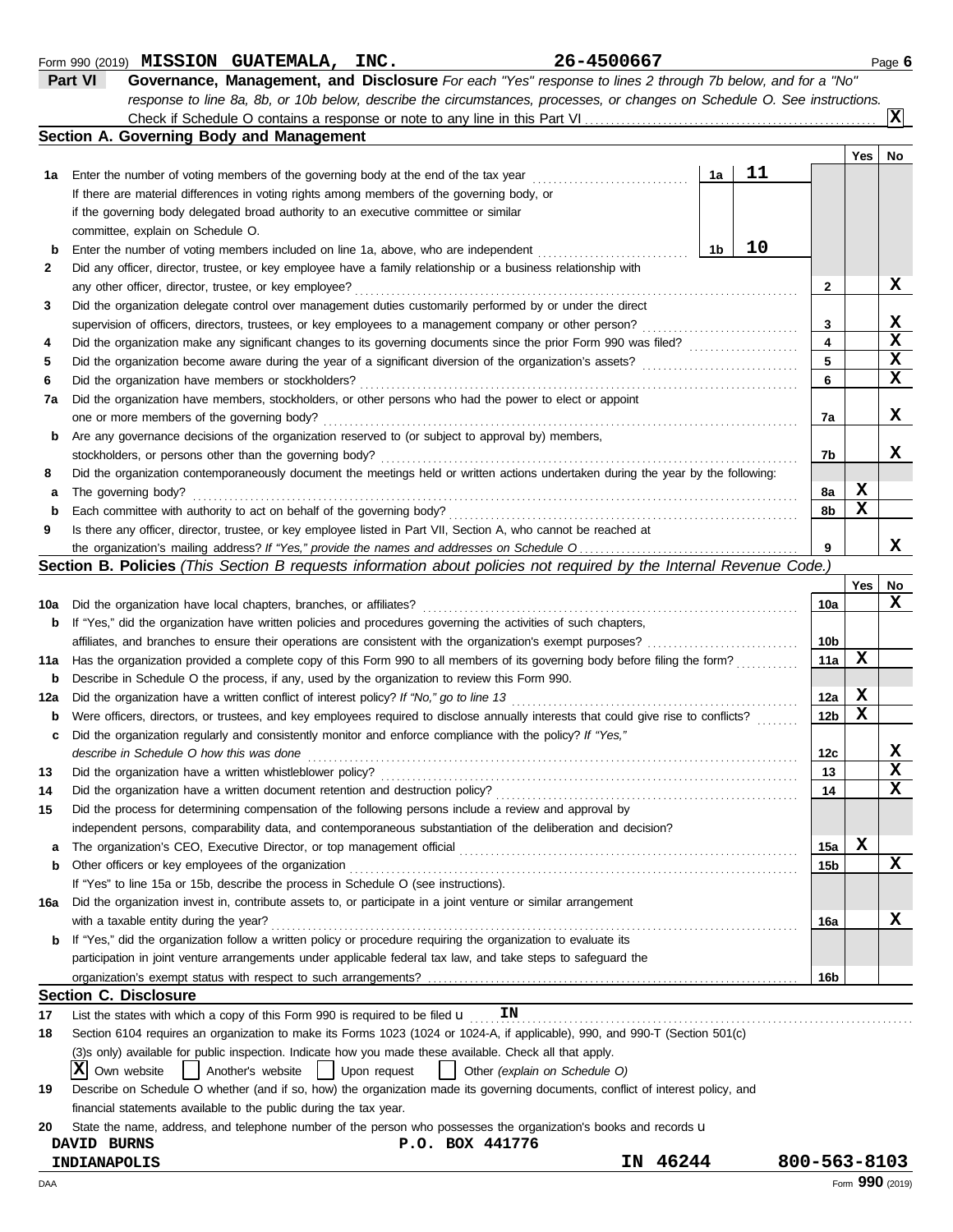Form 990 (2019) **MISSION GUATEMALA, INC.** **26-4500667** Page 6

## Part VI Governance, Management, and Disclosure

*For each "Yes" response to lines 2 through 7b below, and for a "No" response to line 8a, 8b, or 10b below, describe the circumstances, processes, or changes on Schedule O. See instructions.*

Check if Schedule O contains a response or note to any line in this Part VI . . . . . [X]

### Section A. Governing Body and Management

| | | | | Yes | No |
|---|---|---|---|---|---|
| **1a** | Enter the number of voting members of the governing body at the end of the tax year . . . . . **1a** 11 | | | | |
| | If there are material differences in voting rights among members of the governing body, or if the governing body delegated broad authority to an executive committee or similar committee, explain on Schedule O. | | | | |
| **b** | Enter the number of voting members included on line 1a, above, who are independent . . . . . **1b** 10 | | | | |
| **2** | Did any officer, director, trustee, or key employee have a family relationship or a business relationship with any other officer, director, trustee, or key employee? | | **2** | | X |
| **3** | Did the organization delegate control over management duties customarily performed by or under the direct supervision of officers, directors, trustees, or key employees to a management company or other person? | | **3** | | X |
| **4** | Did the organization make any significant changes to its governing documents since the prior Form 990 was filed? | | **4** | | X |
| **5** | Did the organization become aware during the year of a significant diversion of the organization's assets? | | **5** | | X |
| **6** | Did the organization have members or stockholders? | | **6** | | X |
| **7a** | Did the organization have members, stockholders, or other persons who had the power to elect or appoint one or more members of the governing body? | | **7a** | | X |
| **b** | Are any governance decisions of the organization reserved to (or subject to approval by) members, stockholders, or persons other than the governing body? | | **7b** | | X |
| **8** | Did the organization contemporaneously document the meetings held or written actions undertaken during the year by the following: | | | | |
| **a** | The governing body? | | **8a** | X | |
| **b** | Each committee with authority to act on behalf of the governing body? | | **8b** | X | |
| **9** | Is there any officer, director, trustee, or key employee listed in Part VII, Section A, who cannot be reached at the organization's mailing address? *If "Yes," provide the names and addresses on Schedule O* | | **9** | | X |

### Section B. Policies *(This Section B requests information about policies not required by the Internal Revenue Code.)*

| | | | Yes | No |
|---|---|---|---|---|
| **10a** | Did the organization have local chapters, branches, or affiliates? | **10a** | | X |
| **b** | If "Yes," did the organization have written policies and procedures governing the activities of such chapters, affiliates, and branches to ensure their operations are consistent with the organization's exempt purposes? | **10b** | | |
| **11a** | Has the organization provided a complete copy of this Form 990 to all members of its governing body before filing the form? | **11a** | X | |
| **b** | Describe in Schedule O the process, if any, used by the organization to review this Form 990. | | | |
| **12a** | Did the organization have a written conflict of interest policy? *If "No," go to line 13* | **12a** | X | |
| **b** | Were officers, directors, or trustees, and key employees required to disclose annually interests that could give rise to conflicts? | **12b** | X | |
| **c** | Did the organization regularly and consistently monitor and enforce compliance with the policy? *If "Yes," describe in Schedule O how this was done* | **12c** | | X |
| **13** | Did the organization have a written whistleblower policy? | **13** | | X |
| **14** | Did the organization have a written document retention and destruction policy? | **14** | | X |
| **15** | Did the process for determining compensation of the following persons include a review and approval by independent persons, comparability data, and contemporaneous substantiation of the deliberation and decision? | | | |
| **a** | The organization's CEO, Executive Director, or top management official | **15a** | X | |
| **b** | Other officers or key employees of the organization | **15b** | | X |
| | If "Yes" to line 15a or 15b, describe the process in Schedule O (see instructions). | | | |
| **16a** | Did the organization invest in, contribute assets to, or participate in a joint venture or similar arrangement with a taxable entity during the year? | **16a** | | X |
| **b** | If "Yes," did the organization follow a written policy or procedure requiring the organization to evaluate its participation in joint venture arrangements under applicable federal tax law, and take steps to safeguard the organization's exempt status with respect to such arrangements? | **16b** | | |

### Section C. Disclosure

**17** List the states with which a copy of this Form 990 is required to be filed u IN

**18** Section 6104 requires an organization to make its Forms 1023 (1024 or 1024-A, if applicable), 990, and 990-T (Section 501(c)(3)s only) available for public inspection. Indicate how you made these available. Check all that apply.

[X] Own website [ ] Another's website [ ] Upon request [ ] Other *(explain on Schedule O)*

**19** Describe on Schedule O whether (and if so, how) the organization made its governing documents, conflict of interest policy, and financial statements available to the public during the tax year.

**20** State the name, address, and telephone number of the person who possesses the organization's books and records u

DAVID BURNS P.O. BOX 441776
INDIANAPOLIS IN 46244 800-563-8103

DAA Form **990** (2019)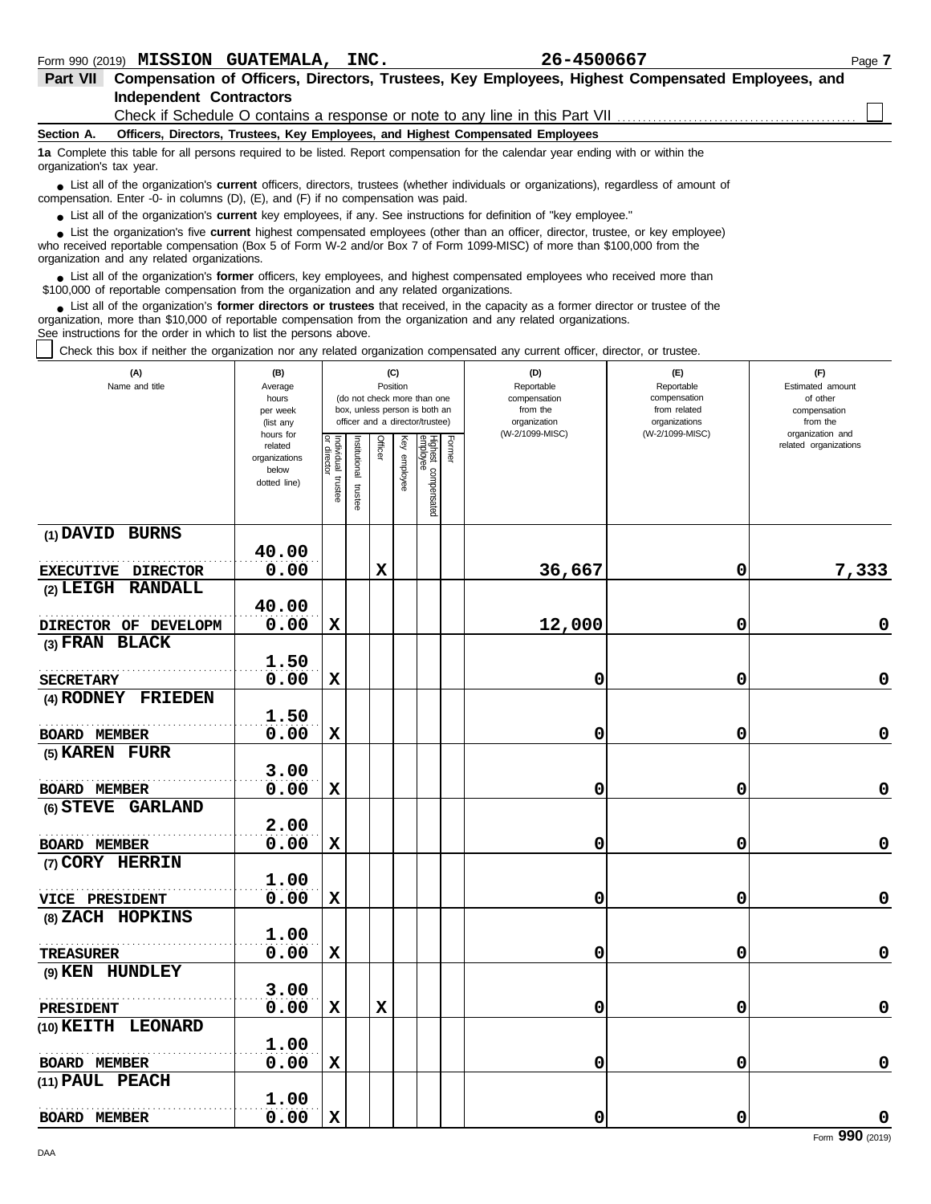Form 990 (2019) **MISSION GUATEMALA, INC.** **26-4500667**

## Part VII Compensation of Officers, Directors, Trustees, Key Employees, Highest Compensated Employees, and Independent Contractors

Check if Schedule O contains a response or note to any line in this Part VII ☐

**Section A. Officers, Directors, Trustees, Key Employees, and Highest Compensated Employees**

**1a** Complete this table for all persons required to be listed. Report compensation for the calendar year ending with or within the organization's tax year.

- List all of the organization's **current** officers, directors, trustees (whether individuals or organizations), regardless of amount of compensation. Enter -0- in columns (D), (E), and (F) if no compensation was paid.
- List all of the organization's **current** key employees, if any. See instructions for definition of "key employee."
- List the organization's five **current** highest compensated employees (other than an officer, director, trustee, or key employee) who received reportable compensation (Box 5 of Form W-2 and/or Box 7 of Form 1099-MISC) of more than $100,000 from the organization and any related organizations.
- List all of the organization's **former** officers, key employees, and highest compensated employees who received more than $100,000 of reportable compensation from the organization and any related organizations.
- List all of the organization's **former directors or trustees** that received, in the capacity as a former director or trustee of the organization, more than $10,000 of reportable compensation from the organization and any related organizations.

See instructions for the order in which to list the persons above.

☐ Check this box if neither the organization nor any related organization compensated any current officer, director, or trustee.

| (A) Name and title | (B) Average hours per week (list any hours for related organizations below dotted line) | (C) Position: Individual trustee or director | Institutional trustee | Officer | Key employee | Highest compensated employee | Former | (D) Reportable compensation from the organization (W-2/1099-MISC) | (E) Reportable compensation from related organizations (W-2/1099-MISC) | (F) Estimated amount of other compensation from the organization and related organizations |
|---|---|---|---|---|---|---|---|---|---|---|
| (1) DAVID BURNS<br>EXECUTIVE DIRECTOR | 40.00<br>0.00 | | | X | | | | 36,667 | 0 | 7,333 |
| (2) LEIGH RANDALL<br>DIRECTOR OF DEVELOPM | 40.00<br>0.00 | X | | | | | | 12,000 | 0 | 0 |
| (3) FRAN BLACK<br>SECRETARY | 1.50<br>0.00 | X | | | | | | 0 | 0 | 0 |
| (4) RODNEY FRIEDEN<br>BOARD MEMBER | 1.50<br>0.00 | X | | | | | | 0 | 0 | 0 |
| (5) KAREN FURR<br>BOARD MEMBER | 3.00<br>0.00 | X | | | | | | 0 | 0 | 0 |
| (6) STEVE GARLAND<br>BOARD MEMBER | 2.00<br>0.00 | X | | | | | | 0 | 0 | 0 |
| (7) CORY HERRIN<br>VICE PRESIDENT | 1.00<br>0.00 | X | | | | | | 0 | 0 | 0 |
| (8) ZACH HOPKINS<br>TREASURER | 1.00<br>0.00 | X | | | | | | 0 | 0 | 0 |
| (9) KEN HUNDLEY<br>PRESIDENT | 3.00<br>0.00 | X | | X | | | | 0 | 0 | 0 |
| (10) KEITH LEONARD<br>BOARD MEMBER | 1.00<br>0.00 | X | | | | | | 0 | 0 | 0 |
| (11) PAUL PEACH<br>BOARD MEMBER | 1.00<br>0.00 | X | | | | | | 0 | 0 | 0 |

Form **990** (2019)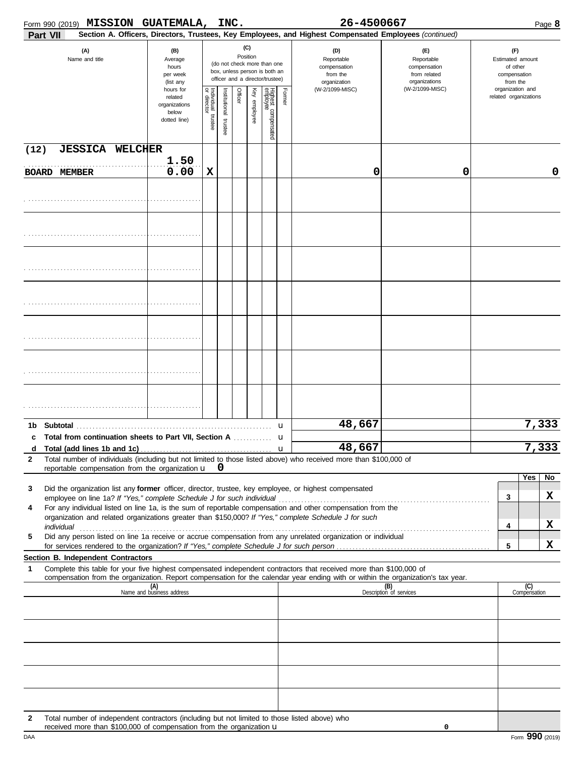Form 990 (2019) **MISSION GUATEMALA, INC.** **26-4500667** Page **8**

**Part VII** **Section A. Officers, Directors, Trustees, Key Employees, and Highest Compensated Employees** *(continued)*

| (A) Name and title | (B) Average hours per week (list any hours for related organizations below dotted line) | (C) Position (do not check more than one box, unless person is both an officer and a director/trustee) Individual trustee or director | Institutional trustee | Officer | Key employee | Highest compensated employee | Former | (D) Reportable compensation from the organization (W-2/1099-MISC) | (E) Reportable compensation from related organizations (W-2/1099-MISC) | (F) Estimated amount of other compensation from the organization and related organizations |
|---|---|---|---|---|---|---|---|---|---|---|
| (12) JESSICA WELCHER<br>BOARD MEMBER | 1.50<br>0.00 | X | | | | | | 0 | 0 | 0 |
| | | | | | | | | | | |
| | | | | | | | | | | |
| | | | | | | | | | | |
| | | | | | | | | | | |
| | | | | | | | | | | |
| | | | | | | | | | | |
| | | | | | | | | | | |

| | | (D) | (E) | (F) |
|---|---|---|---|---|
| 1b | Subtotal | 48,667 | | 7,333 |
| c | Total from continuation sheets to Part VII, Section A | | | |
| d | Total (add lines 1b and 1c) | 48,667 | | 7,333 |

**2** Total number of individuals (including but not limited to those listed above) who received more than $100,000 of reportable compensation from the organization **0**

| | | | Yes | No |
|---|---|---|---|---|
| 3 | Did the organization list any **former** officer, director, trustee, key employee, or highest compensated employee on line 1a? *If "Yes," complete Schedule J for such individual* | 3 | | X |
| 4 | For any individual listed on line 1a, is the sum of reportable compensation and other compensation from the organization and related organizations greater than $150,000? *If "Yes," complete Schedule J for such individual* | 4 | | X |
| 5 | Did any person listed on line 1a receive or accrue compensation from any unrelated organization or individual for services rendered to the organization? *If "Yes," complete Schedule J for such person* | 5 | | X |

**Section B. Independent Contractors**

**1** Complete this table for your five highest compensated independent contractors that received more than $100,000 of compensation from the organization. Report compensation for the calendar year ending with or within the organization's tax year.

| (A) Name and business address | (B) Description of services | (C) Compensation |
|---|---|---|
| | | |
| | | |
| | | |
| | | |
| | | |

**2** Total number of independent contractors (including but not limited to those listed above) who received more than $100,000 of compensation from the organization **0**

DAA Form **990** (2019)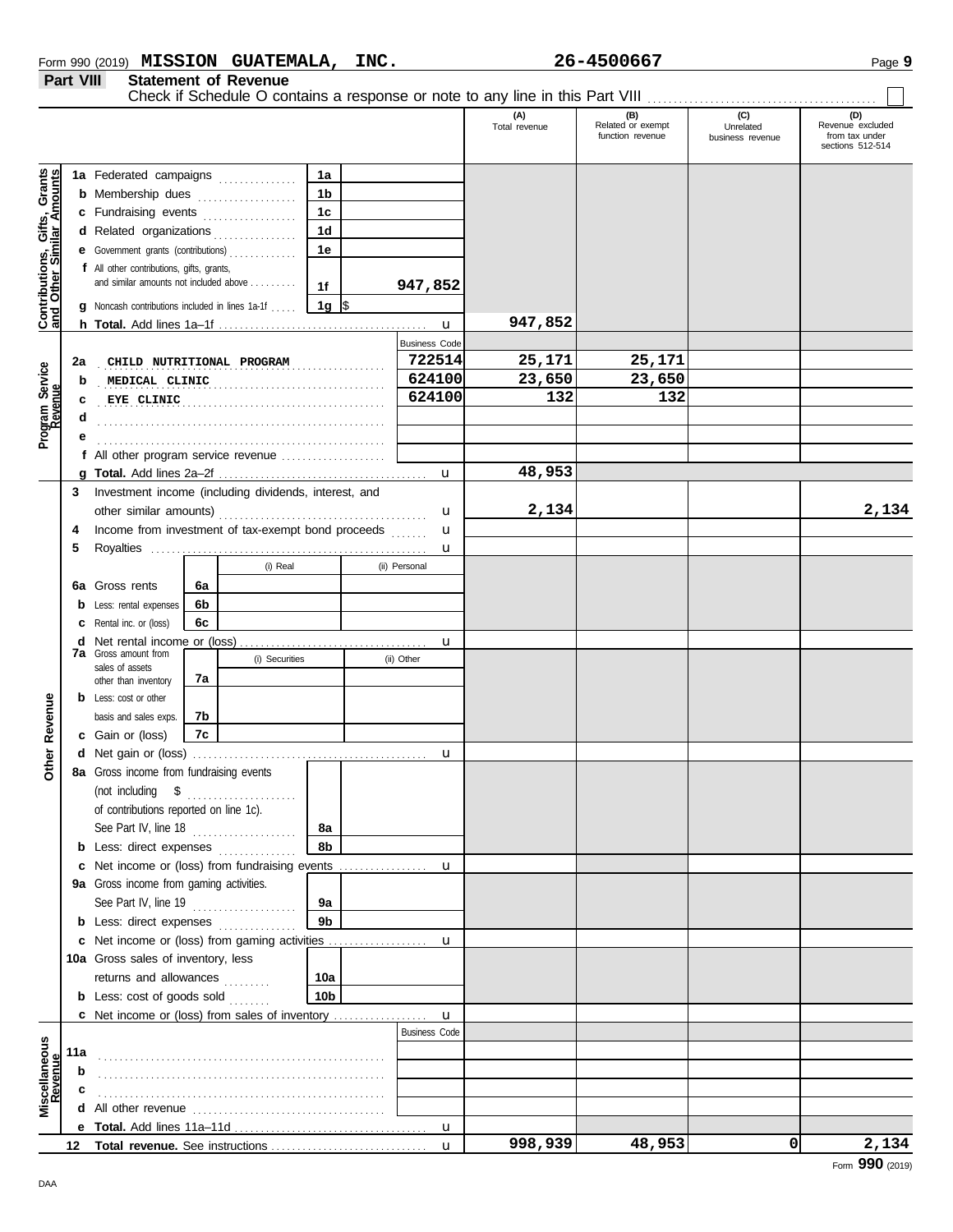Form 990 (2019) **MISSION GUATEMALA, INC.** **26-4500667**

## Part VIII Statement of Revenue

Check if Schedule O contains a response or note to any line in this Part VIII ☐

| | | | | (A) Total revenue | (B) Related or exempt function revenue | (C) Unrelated business revenue | (D) Revenue excluded from tax under sections 512-514 |
|---|---|---|---|---|---|---|---|
| **Contributions, Gifts, Grants and Other Similar Amounts** | 1a Federated campaigns | 1a | | | | | |
| | b Membership dues | 1b | | | | | |
| | c Fundraising events | 1c | | | | | |
| | d Related organizations | 1d | | | | | |
| | e Government grants (contributions) | 1e | | | | | |
| | f All other contributions, gifts, grants, and similar amounts not included above | 1f | 947,852 | | | | |
| | g Noncash contributions included in lines 1a-1f | 1g | $ | | | | |
| | h **Total.** Add lines 1a–1f | | | 947,852 | | | |
| **Program Service Revenue** | | | Business Code | | | | |
| | 2a CHILD NUTRITIONAL PROGRAM | | 722514 | 25,171 | 25,171 | | |
| | b MEDICAL CLINIC | | 624100 | 23,650 | 23,650 | | |
| | c EYE CLINIC | | 624100 | 132 | 132 | | |
| | d | | | | | | |
| | e | | | | | | |
| | f All other program service revenue | | | | | | |
| | g **Total.** Add lines 2a–2f | | | 48,953 | | | |
| **Other Revenue** | 3 Investment income (including dividends, interest, and other similar amounts) | | | 2,134 | | | 2,134 |
| | 4 Income from investment of tax-exempt bond proceeds | | | | | | |
| | 5 Royalties | | | | | | |
| | | (i) Real | (ii) Personal | | | | |
| | 6a Gross rents | 6a | | | | | |
| | b Less: rental expenses | 6b | | | | | |
| | c Rental inc. or (loss) | 6c | | | | | |
| | d Net rental income or (loss) | | | | | | |
| | | (i) Securities | (ii) Other | | | | |
| | 7a Gross amount from sales of assets other than inventory | 7a | | | | | |
| | b Less: cost or other basis and sales exps. | 7b | | | | | |
| | c Gain or (loss) | 7c | | | | | |
| | d Net gain or (loss) | | | | | | |
| | 8a Gross income from fundraising events (not including $ of contributions reported on line 1c). See Part IV, line 18 | 8a | | | | | |
| | b Less: direct expenses | 8b | | | | | |
| | c Net income or (loss) from fundraising events | | | | | | |
| | 9a Gross income from gaming activities. See Part IV, line 19 | 9a | | | | | |
| | b Less: direct expenses | 9b | | | | | |
| | c Net income or (loss) from gaming activities | | | | | | |
| | 10a Gross sales of inventory, less returns and allowances | 10a | | | | | |
| | b Less: cost of goods sold | 10b | | | | | |
| | c Net income or (loss) from sales of inventory | | | | | | |
| **Miscellaneous Revenue** | | | Business Code | | | | |
| | 11a | | | | | | |
| | b | | | | | | |
| | c | | | | | | |
| | d All other revenue | | | | | | |
| | e **Total.** Add lines 11a–11d | | | | | | |
| | 12 **Total revenue.** See instructions | | | 998,939 | 48,953 | 0 | 2,134 |

Form **990** (2019)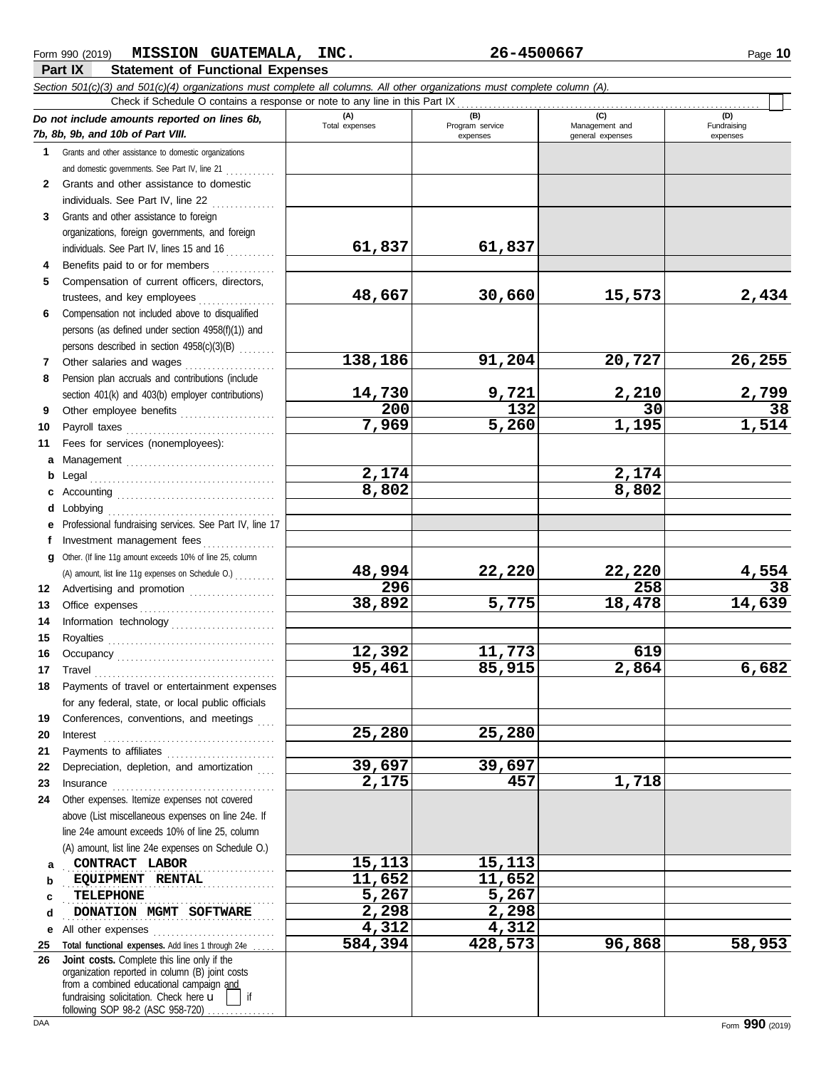Form 990 (2019) **MISSION GUATEMALA, INC.** **26-4500667**

## Part IX Statement of Functional Expenses

*Section 501(c)(3) and 501(c)(4) organizations must complete all columns. All other organizations must complete column (A).*

Check if Schedule O contains a response or note to any line in this Part IX ☐

| *Do not include amounts reported on lines 6b, 7b, 8b, 9b, and 10b of Part VIII.* | (A) Total expenses | (B) Program service expenses | (C) Management and general expenses | (D) Fundraising expenses |
|---|---|---|---|---|
| **1** Grants and other assistance to domestic organizations and domestic governments. See Part IV, line 21 | | | | |
| **2** Grants and other assistance to domestic individuals. See Part IV, line 22 | | | | |
| **3** Grants and other assistance to foreign organizations, foreign governments, and foreign individuals. See Part IV, lines 15 and 16 | 61,837 | 61,837 | | |
| **4** Benefits paid to or for members | | | | |
| **5** Compensation of current officers, directors, trustees, and key employees | 48,667 | 30,660 | 15,573 | 2,434 |
| **6** Compensation not included above to disqualified persons (as defined under section 4958(f)(1)) and persons described in section 4958(c)(3)(B) | | | | |
| **7** Other salaries and wages | 138,186 | 91,204 | 20,727 | 26,255 |
| **8** Pension plan accruals and contributions (include section 401(k) and 403(b) employer contributions) | 14,730 | 9,721 | 2,210 | 2,799 |
| **9** Other employee benefits | 200 | 132 | 30 | 38 |
| **10** Payroll taxes | 7,969 | 5,260 | 1,195 | 1,514 |
| **11** Fees for services (nonemployees): | | | | |
| **a** Management | | | | |
| **b** Legal | 2,174 | | 2,174 | |
| **c** Accounting | 8,802 | | 8,802 | |
| **d** Lobbying | | | | |
| **e** Professional fundraising services. See Part IV, line 17 | | | | |
| **f** Investment management fees | | | | |
| **g** Other. (If line 11g amount exceeds 10% of line 25, column (A) amount, list line 11g expenses on Schedule O.) | 48,994 | 22,220 | 22,220 | 4,554 |
| **12** Advertising and promotion | 296 | | 258 | 38 |
| **13** Office expenses | 38,892 | 5,775 | 18,478 | 14,639 |
| **14** Information technology | | | | |
| **15** Royalties | | | | |
| **16** Occupancy | 12,392 | 11,773 | 619 | |
| **17** Travel | 95,461 | 85,915 | 2,864 | 6,682 |
| **18** Payments of travel or entertainment expenses for any federal, state, or local public officials | | | | |
| **19** Conferences, conventions, and meetings | | | | |
| **20** Interest | 25,280 | 25,280 | | |
| **21** Payments to affiliates | | | | |
| **22** Depreciation, depletion, and amortization | 39,697 | 39,697 | | |
| **23** Insurance | 2,175 | 457 | 1,718 | |
| **24** Other expenses. Itemize expenses not covered above (List miscellaneous expenses on line 24e. If line 24e amount exceeds 10% of line 25, column (A) amount, list line 24e expenses on Schedule O.) | | | | |
| **a** CONTRACT LABOR | 15,113 | 15,113 | | |
| **b** EQUIPMENT RENTAL | 11,652 | 11,652 | | |
| **c** TELEPHONE | 5,267 | 5,267 | | |
| **d** DONATION MGMT SOFTWARE | 2,298 | 2,298 | | |
| **e** All other expenses | 4,312 | 4,312 | | |
| **25 Total functional expenses.** Add lines 1 through 24e | 584,394 | 428,573 | 96,868 | 58,953 |
| **26 Joint costs.** Complete this line only if the organization reported in column (B) joint costs from a combined educational campaign and fundraising solicitation. Check here ☐ if following SOP 98-2 (ASC 958-720) | | | | |

Form **990** (2019)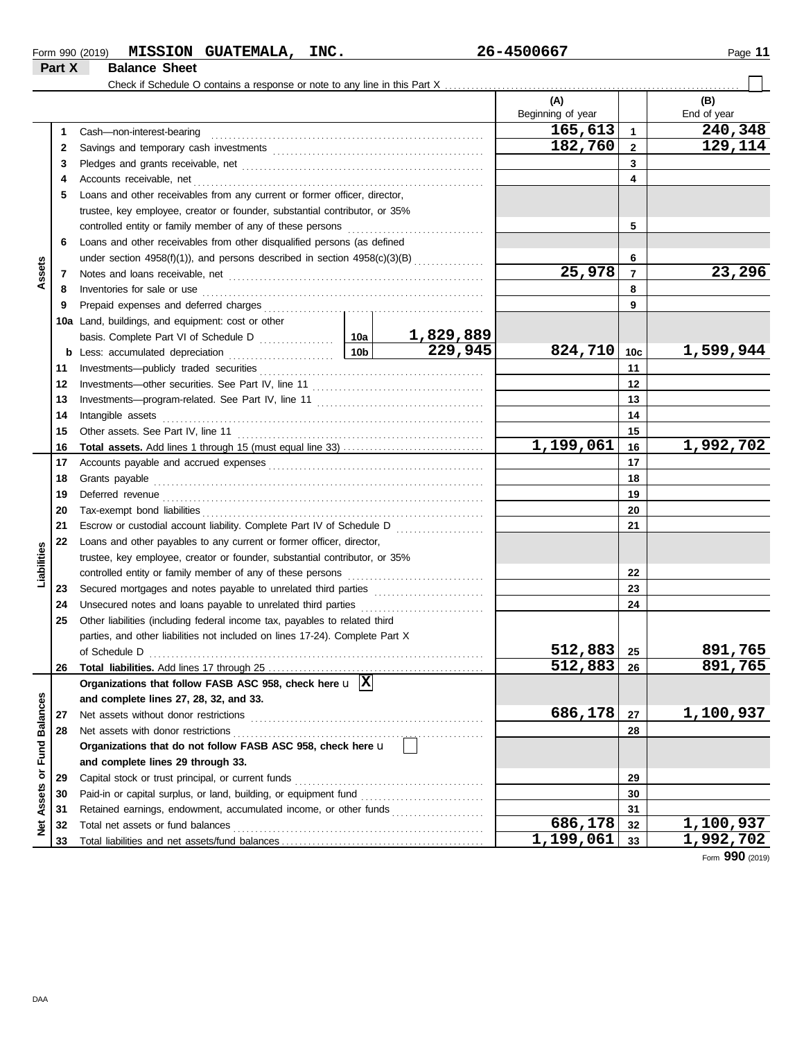Form 990 (2019) **MISSION GUATEMALA, INC.** **26-4500667**

## Part X Balance Sheet

Check if Schedule O contains a response or note to any line in this Part X ☐

| | | | | (A) Beginning of year | | (B) End of year |
|---|---|---|---|---|---|---|
| **Assets** | 1 | Cash—non-interest-bearing | | 165,613 | 1 | 240,348 |
| | 2 | Savings and temporary cash investments | | 182,760 | 2 | 129,114 |
| | 3 | Pledges and grants receivable, net | | | 3 | |
| | 4 | Accounts receivable, net | | | 4 | |
| | 5 | Loans and other receivables from any current or former officer, director, trustee, key employee, creator or founder, substantial contributor, or 35% controlled entity or family member of any of these persons | | | 5 | |
| | 6 | Loans and other receivables from other disqualified persons (as defined under section 4958(f)(1)), and persons described in section 4958(c)(3)(B) | | | 6 | |
| | 7 | Notes and loans receivable, net | | 25,978 | 7 | 23,296 |
| | 8 | Inventories for sale or use | | | 8 | |
| | 9 | Prepaid expenses and deferred charges | | | 9 | |
| | 10a | Land, buildings, and equipment: cost or other basis. Complete Part VI of Schedule D | 10a 1,829,889 | | | |
| | b | Less: accumulated depreciation | 10b 229,945 | 824,710 | 10c | 1,599,944 |
| | 11 | Investments—publicly traded securities | | | 11 | |
| | 12 | Investments—other securities. See Part IV, line 11 | | | 12 | |
| | 13 | Investments—program-related. See Part IV, line 11 | | | 13 | |
| | 14 | Intangible assets | | | 14 | |
| | 15 | Other assets. See Part IV, line 11 | | | 15 | |
| | 16 | **Total assets.** Add lines 1 through 15 (must equal line 33) | | 1,199,061 | 16 | 1,992,702 |
| **Liabilities** | 17 | Accounts payable and accrued expenses | | | 17 | |
| | 18 | Grants payable | | | 18 | |
| | 19 | Deferred revenue | | | 19 | |
| | 20 | Tax-exempt bond liabilities | | | 20 | |
| | 21 | Escrow or custodial account liability. Complete Part IV of Schedule D | | | 21 | |
| | 22 | Loans and other payables to any current or former officer, director, trustee, key employee, creator or founder, substantial contributor, or 35% controlled entity or family member of any of these persons | | | 22 | |
| | 23 | Secured mortgages and notes payable to unrelated third parties | | | 23 | |
| | 24 | Unsecured notes and loans payable to unrelated third parties | | | 24 | |
| | 25 | Other liabilities (including federal income tax, payables to related third parties, and other liabilities not included on lines 17-24). Complete Part X of Schedule D | | 512,883 | 25 | 891,765 |
| | 26 | **Total liabilities.** Add lines 17 through 25 | | 512,883 | 26 | 891,765 |
| **Net Assets or Fund Balances** | | **Organizations that follow FASB ASC 958, check here** ☒ **and complete lines 27, 28, 32, and 33.** | | | | |
| | 27 | Net assets without donor restrictions | | 686,178 | 27 | 1,100,937 |
| | 28 | Net assets with donor restrictions | | | 28 | |
| | | **Organizations that do not follow FASB ASC 958, check here** ☐ **and complete lines 29 through 33.** | | | | |
| | 29 | Capital stock or trust principal, or current funds | | | 29 | |
| | 30 | Paid-in or capital surplus, or land, building, or equipment fund | | | 30 | |
| | 31 | Retained earnings, endowment, accumulated income, or other funds | | | 31 | |
| | 32 | Total net assets or fund balances | | 686,178 | 32 | 1,100,937 |
| | 33 | Total liabilities and net assets/fund balances | | 1,199,061 | 33 | 1,992,702 |

Form **990** (2019)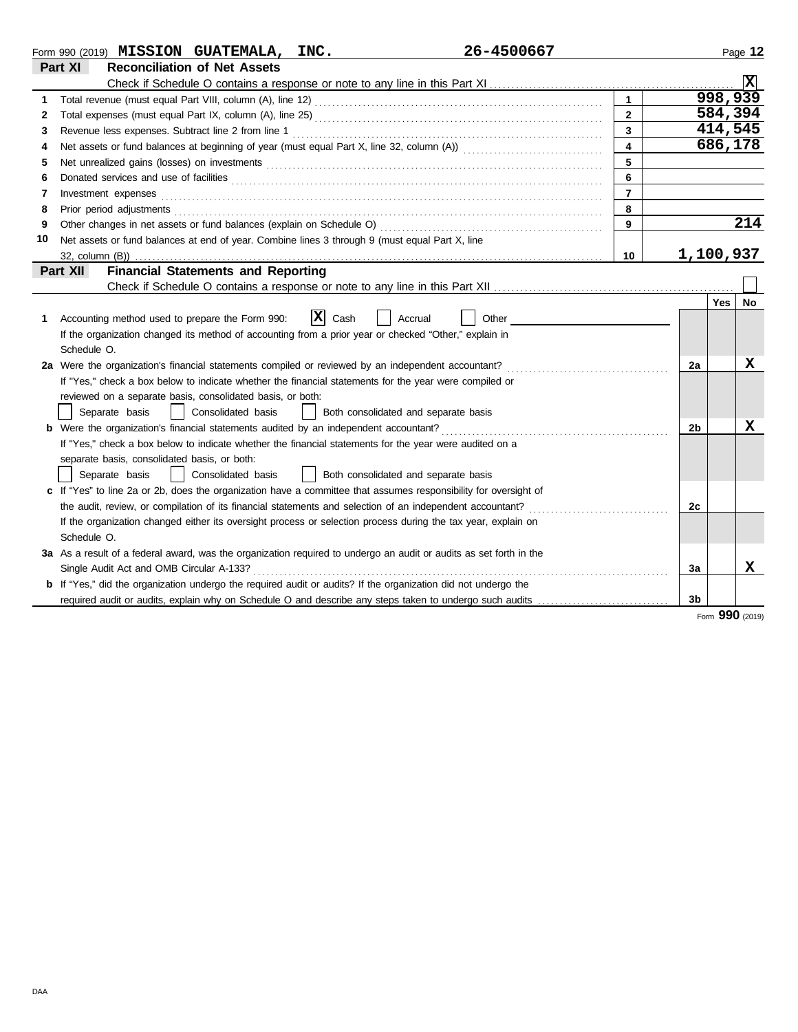Form 990 (2019) **MISSION GUATEMALA, INC.** **26-4500667**

## Part XI Reconciliation of Net Assets

Check if Schedule O contains a response or note to any line in this Part XI .......... [X]

| | | Line | Amount |
|---|---|---|---|
| 1 | Total revenue (must equal Part VIII, column (A), line 12) | 1 | 998,939 |
| 2 | Total expenses (must equal Part IX, column (A), line 25) | 2 | 584,394 |
| 3 | Revenue less expenses. Subtract line 2 from line 1 | 3 | 414,545 |
| 4 | Net assets or fund balances at beginning of year (must equal Part X, line 32, column (A)) | 4 | 686,178 |
| 5 | Net unrealized gains (losses) on investments | 5 | |
| 6 | Donated services and use of facilities | 6 | |
| 7 | Investment expenses | 7 | |
| 8 | Prior period adjustments | 8 | |
| 9 | Other changes in net assets or fund balances (explain on Schedule O) | 9 | 214 |
| 10 | Net assets or fund balances at end of year. Combine lines 3 through 9 (must equal Part X, line 32, column (B)) | 10 | 1,100,937 |

## Part XII Financial Statements and Reporting

Check if Schedule O contains a response or note to any line in this Part XII .......... [ ]

| | | | Yes | No |
|---|---|---|---|---|
| 1 | Accounting method used to prepare the Form 990: [X] Cash [ ] Accrual [ ] Other ______<br>If the organization changed its method of accounting from a prior year or checked "Other," explain in Schedule O. | | | |
| 2a | Were the organization's financial statements compiled or reviewed by an independent accountant?<br>If "Yes," check a box below to indicate whether the financial statements for the year were compiled or reviewed on a separate basis, consolidated basis, or both:<br>[ ] Separate basis [ ] Consolidated basis [ ] Both consolidated and separate basis | 2a | | X |
| b | Were the organization's financial statements audited by an independent accountant?<br>If "Yes," check a box below to indicate whether the financial statements for the year were audited on a separate basis, consolidated basis, or both:<br>[ ] Separate basis [ ] Consolidated basis [ ] Both consolidated and separate basis | 2b | | X |
| c | If "Yes" to line 2a or 2b, does the organization have a committee that assumes responsibility for oversight of the audit, review, or compilation of its financial statements and selection of an independent accountant?<br>If the organization changed either its oversight process or selection process during the tax year, explain on Schedule O. | 2c | | |
| 3a | As a result of a federal award, was the organization required to undergo an audit or audits as set forth in the Single Audit Act and OMB Circular A-133? | 3a | | X |
| b | If "Yes," did the organization undergo the required audit or audits? If the organization did not undergo the required audit or audits, explain why on Schedule O and describe any steps taken to undergo such audits | 3b | | |

Form **990** (2019)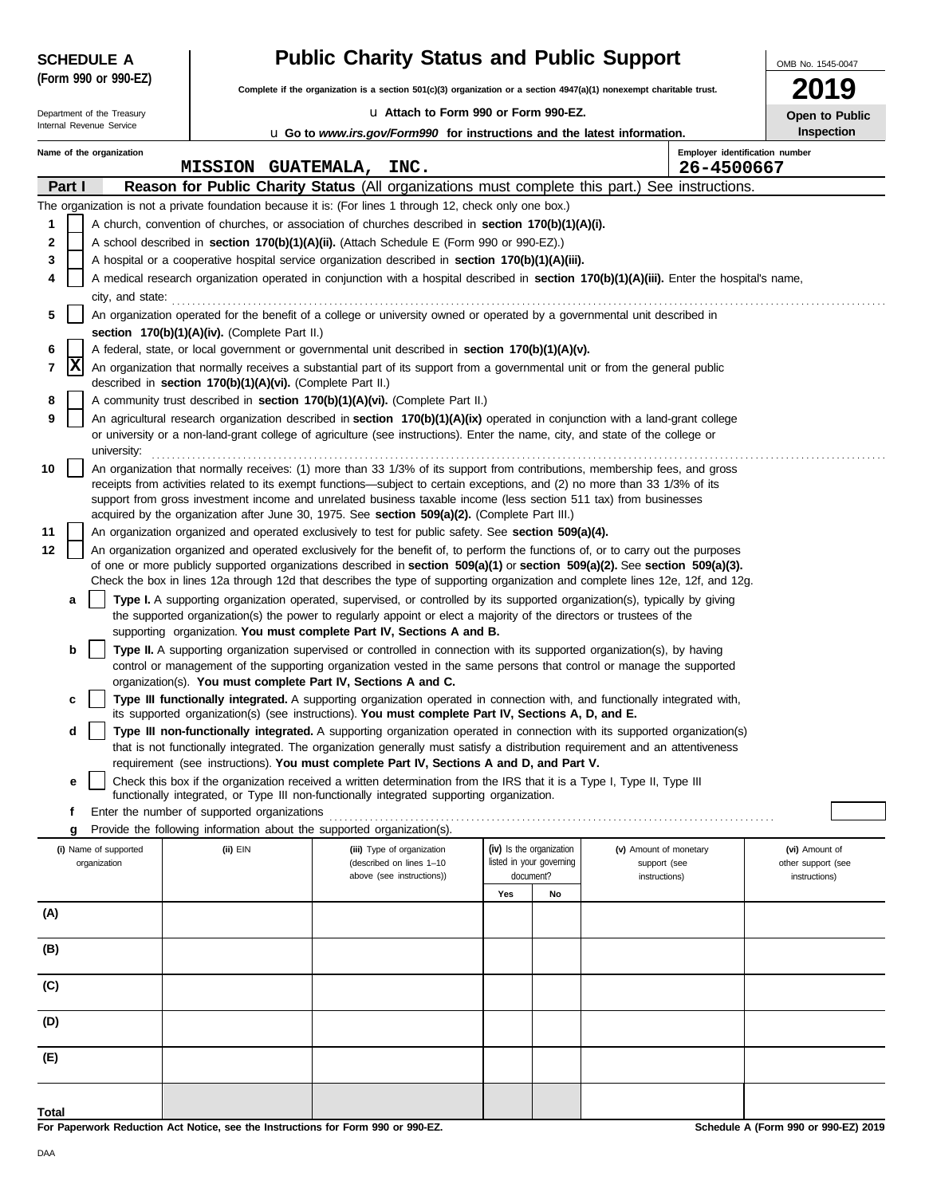**SCHEDULE A**
**(Form 990 or 990-EZ)**

Department of the Treasury
Internal Revenue Service

# Public Charity Status and Public Support

**Complete if the organization is a section 501(c)(3) organization or a section 4947(a)(1) nonexempt charitable trust.**

u **Attach to Form 990 or Form 990-EZ.**

u **Go to *www.irs.gov/Form990* for instructions and the latest information.**

OMB No. 1545-0047

**2019**

**Open to Public Inspection**

**Name of the organization**
MISSION GUATEMALA, INC.

**Employer identification number**
26-4500667

## Part I — Reason for Public Charity Status (All organizations must complete this part.) See instructions.

The organization is not a private foundation because it is: (For lines 1 through 12, check only one box.)

1 [ ] A church, convention of churches, or association of churches described in **section 170(b)(1)(A)(i).**

2 [ ] A school described in **section 170(b)(1)(A)(ii).** (Attach Schedule E (Form 990 or 990-EZ).)

3 [ ] A hospital or a cooperative hospital service organization described in **section 170(b)(1)(A)(iii).**

4 [ ] A medical research organization operated in conjunction with a hospital described in **section 170(b)(1)(A)(iii).** Enter the hospital's name, city, and state:

5 [ ] An organization operated for the benefit of a college or university owned or operated by a governmental unit described in **section 170(b)(1)(A)(iv).** (Complete Part II.)

6 [ ] A federal, state, or local government or governmental unit described in **section 170(b)(1)(A)(v).**

7 [X] An organization that normally receives a substantial part of its support from a governmental unit or from the general public described in **section 170(b)(1)(A)(vi).** (Complete Part II.)

8 [ ] A community trust described in **section 170(b)(1)(A)(vi).** (Complete Part II.)

9 [ ] An agricultural research organization described in **section 170(b)(1)(A)(ix)** operated in conjunction with a land-grant college or university or a non-land-grant college of agriculture (see instructions). Enter the name, city, and state of the college or university:

10 [ ] An organization that normally receives: (1) more than 33 1/3% of its support from contributions, membership fees, and gross receipts from activities related to its exempt functions—subject to certain exceptions, and (2) no more than 33 1/3% of its support from gross investment income and unrelated business taxable income (less section 511 tax) from businesses acquired by the organization after June 30, 1975. See **section 509(a)(2).** (Complete Part III.)

11 [ ] An organization organized and operated exclusively to test for public safety. See **section 509(a)(4).**

12 [ ] An organization organized and operated exclusively for the benefit of, to perform the functions of, or to carry out the purposes of one or more publicly supported organizations described in **section 509(a)(1)** or **section 509(a)(2).** See **section 509(a)(3).** Check the box in lines 12a through 12d that describes the type of supporting organization and complete lines 12e, 12f, and 12g.

a [ ] **Type I.** A supporting organization operated, supervised, or controlled by its supported organization(s), typically by giving the supported organization(s) the power to regularly appoint or elect a majority of the directors or trustees of the supporting organization. **You must complete Part IV, Sections A and B.**

b [ ] **Type II.** A supporting organization supervised or controlled in connection with its supported organization(s), by having control or management of the supporting organization vested in the same persons that control or manage the supported organization(s). **You must complete Part IV, Sections A and C.**

c [ ] **Type III functionally integrated.** A supporting organization operated in connection with, and functionally integrated with, its supported organization(s) (see instructions). **You must complete Part IV, Sections A, D, and E.**

d [ ] **Type III non-functionally integrated.** A supporting organization operated in connection with its supported organization(s) that is not functionally integrated. The organization generally must satisfy a distribution requirement and an attentiveness requirement (see instructions). **You must complete Part IV, Sections A and D, and Part V.**

e [ ] Check this box if the organization received a written determination from the IRS that it is a Type I, Type II, Type III functionally integrated, or Type III non-functionally integrated supporting organization.

f Enter the number of supported organizations

g Provide the following information about the supported organization(s).

| (i) Name of supported organization | (ii) EIN | (iii) Type of organization (described on lines 1–10 above (see instructions)) | (iv) Is the organization listed in your governing document? | | (v) Amount of monetary support (see instructions) | (vi) Amount of other support (see instructions) |
|---|---|---|---|---|---|---|
| | | | Yes | No | | |
| (A) | | | | | | |
| (B) | | | | | | |
| (C) | | | | | | |
| (D) | | | | | | |
| (E) | | | | | | |
| Total | | | | | | |

**For Paperwork Reduction Act Notice, see the Instructions for Form 990 or 990-EZ.**

**Schedule A (Form 990 or 990-EZ) 2019**

DAA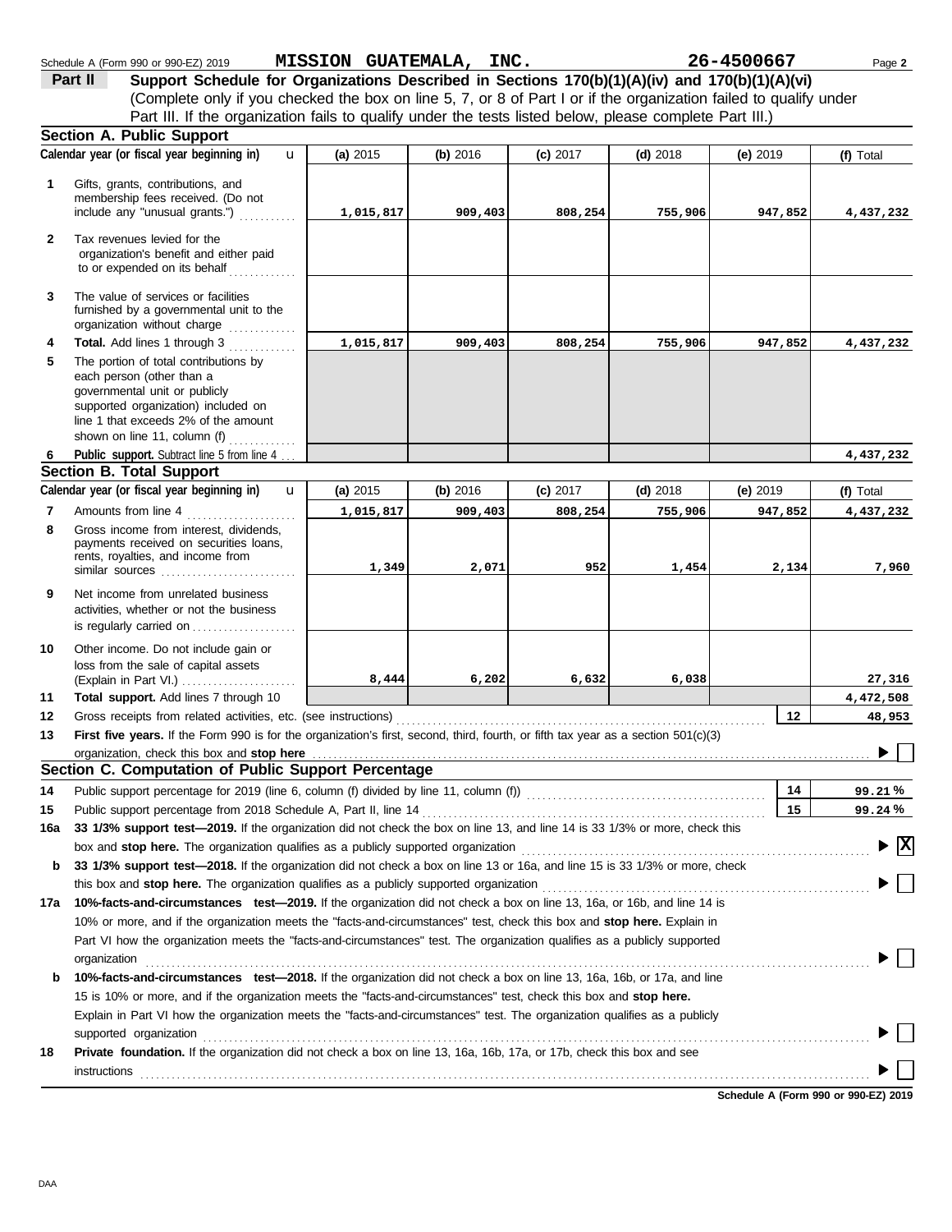Schedule A (Form 990 or 990-EZ) 2019 **MISSION GUATEMALA, INC.** **26-4500667**

## Part II Support Schedule for Organizations Described in Sections 170(b)(1)(A)(iv) and 170(b)(1)(A)(vi)

(Complete only if you checked the box on line 5, 7, or 8 of Part I or if the organization failed to qualify under Part III. If the organization fails to qualify under the tests listed below, please complete Part III.)

### Section A. Public Support

| | Calendar year (or fiscal year beginning in) | (a) 2015 | (b) 2016 | (c) 2017 | (d) 2018 | (e) 2019 | (f) Total |
|---|---|---|---|---|---|---|---|
| 1 | Gifts, grants, contributions, and membership fees received. (Do not include any "unusual grants.") | 1,015,817 | 909,403 | 808,254 | 755,906 | 947,852 | 4,437,232 |
| 2 | Tax revenues levied for the organization's benefit and either paid to or expended on its behalf | | | | | | |
| 3 | The value of services or facilities furnished by a governmental unit to the organization without charge | | | | | | |
| 4 | **Total.** Add lines 1 through 3 | 1,015,817 | 909,403 | 808,254 | 755,906 | 947,852 | 4,437,232 |
| 5 | The portion of total contributions by each person (other than a governmental unit or publicly supported organization) included on line 1 that exceeds 2% of the amount shown on line 11, column (f) | | | | | | |
| 6 | **Public support.** Subtract line 5 from line 4 | | | | | | 4,437,232 |

### Section B. Total Support

| | Calendar year (or fiscal year beginning in) | (a) 2015 | (b) 2016 | (c) 2017 | (d) 2018 | (e) 2019 | (f) Total |
|---|---|---|---|---|---|---|---|
| 7 | Amounts from line 4 | 1,015,817 | 909,403 | 808,254 | 755,906 | 947,852 | 4,437,232 |
| 8 | Gross income from interest, dividends, payments received on securities loans, rents, royalties, and income from similar sources | 1,349 | 2,071 | 952 | 1,454 | 2,134 | 7,960 |
| 9 | Net income from unrelated business activities, whether or not the business is regularly carried on | | | | | | |
| 10 | Other income. Do not include gain or loss from the sale of capital assets (Explain in Part VI.) | 8,444 | 6,202 | 6,632 | 6,038 | | 27,316 |
| 11 | **Total support.** Add lines 7 through 10 | | | | | | 4,472,508 |

**12** Gross receipts from related activities, etc. (see instructions) — **12** — 48,953

**13** **First five years.** If the Form 990 is for the organization's first, second, third, fourth, or fifth tax year as a section 501(c)(3) organization, check this box and **stop here** ☐

### Section C. Computation of Public Support Percentage

**14** Public support percentage for 2019 (line 6, column (f) divided by line 11, column (f)) — **14** — 99.21 %

**15** Public support percentage from 2018 Schedule A, Part II, line 14 — **15** — 99.24 %

**16a** **33 1/3% support test—2019.** If the organization did not check the box on line 13, and line 14 is 33 1/3% or more, check this box and **stop here.** The organization qualifies as a publicly supported organization ☒

**b** **33 1/3% support test—2018.** If the organization did not check a box on line 13 or 16a, and line 15 is 33 1/3% or more, check this box and **stop here.** The organization qualifies as a publicly supported organization ☐

**17a** **10%-facts-and-circumstances test—2019.** If the organization did not check a box on line 13, 16a, or 16b, and line 14 is 10% or more, and if the organization meets the "facts-and-circumstances" test, check this box and **stop here.** Explain in Part VI how the organization meets the "facts-and-circumstances" test. The organization qualifies as a publicly supported organization ☐

**b** **10%-facts-and-circumstances test—2018.** If the organization did not check a box on line 13, 16a, 16b, or 17a, and line 15 is 10% or more, and if the organization meets the "facts-and-circumstances" test, check this box and **stop here.** Explain in Part VI how the organization meets the "facts-and-circumstances" test. The organization qualifies as a publicly supported organization ☐

**18** **Private foundation.** If the organization did not check a box on line 13, 16a, 16b, 17a, or 17b, check this box and see instructions ☐

**Schedule A (Form 990 or 990-EZ) 2019**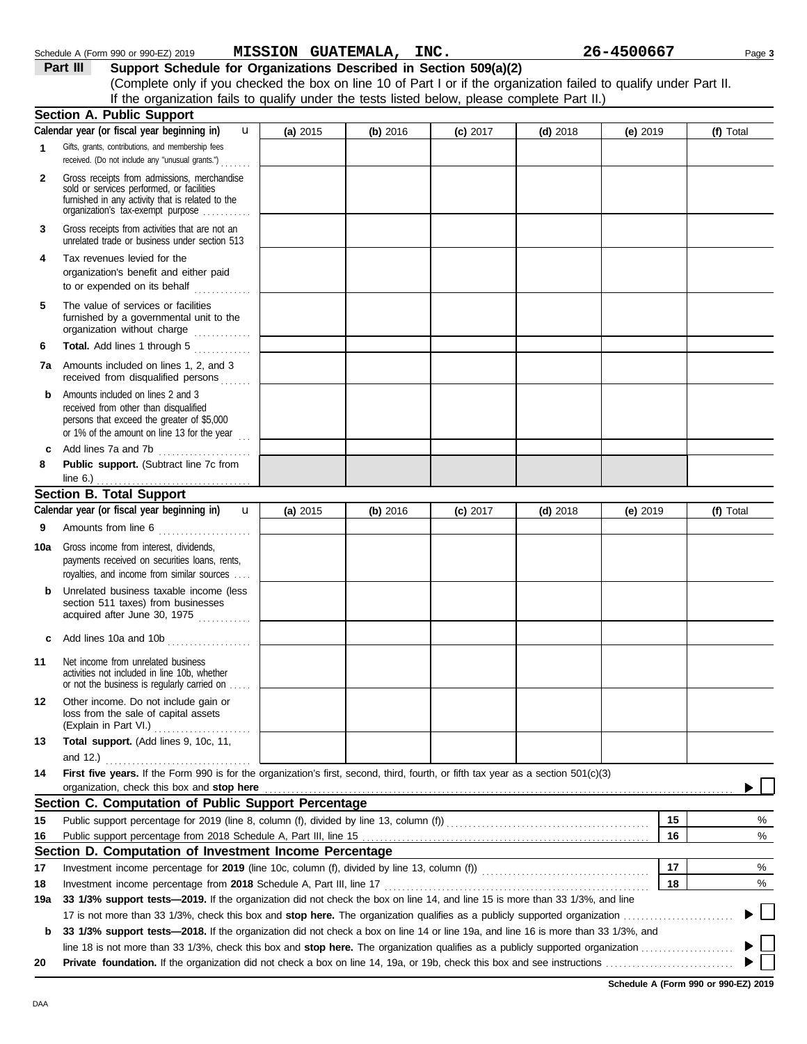Schedule A (Form 990 or 990-EZ) 2019 **MISSION GUATEMALA, INC.** **26-4500667**

## Part III Support Schedule for Organizations Described in Section 509(a)(2)

(Complete only if you checked the box on line 10 of Part I or if the organization failed to qualify under Part II. If the organization fails to qualify under the tests listed below, please complete Part II.)

### Section A. Public Support

| Calendar year (or fiscal year beginning in) u | (a) 2015 | (b) 2016 | (c) 2017 | (d) 2018 | (e) 2019 | (f) Total |
|---|---|---|---|---|---|---|
| **1** Gifts, grants, contributions, and membership fees received. (Do not include any "unusual grants.") | | | | | | |
| **2** Gross receipts from admissions, merchandise sold or services performed, or facilities furnished in any activity that is related to the organization's tax-exempt purpose | | | | | | |
| **3** Gross receipts from activities that are not an unrelated trade or business under section 513 | | | | | | |
| **4** Tax revenues levied for the organization's benefit and either paid to or expended on its behalf | | | | | | |
| **5** The value of services or facilities furnished by a governmental unit to the organization without charge | | | | | | |
| **6** **Total.** Add lines 1 through 5 | | | | | | |
| **7a** Amounts included on lines 1, 2, and 3 received from disqualified persons | | | | | | |
| **b** Amounts included on lines 2 and 3 received from other than disqualified persons that exceed the greater of $5,000 or 1% of the amount on line 13 for the year | | | | | | |
| **c** Add lines 7a and 7b | | | | | | |
| **8** **Public support.** (Subtract line 7c from line 6.) | | | | | | |

### Section B. Total Support

| Calendar year (or fiscal year beginning in) u | (a) 2015 | (b) 2016 | (c) 2017 | (d) 2018 | (e) 2019 | (f) Total |
|---|---|---|---|---|---|---|
| **9** Amounts from line 6 | | | | | | |
| **10a** Gross income from interest, dividends, payments received on securities loans, rents, royalties, and income from similar sources | | | | | | |
| **b** Unrelated business taxable income (less section 511 taxes) from businesses acquired after June 30, 1975 | | | | | | |
| **c** Add lines 10a and 10b | | | | | | |
| **11** Net income from unrelated business activities not included in line 10b, whether or not the business is regularly carried on | | | | | | |
| **12** Other income. Do not include gain or loss from the sale of capital assets (Explain in Part VI.) | | | | | | |
| **13** **Total support.** (Add lines 9, 10c, 11, and 12.) | | | | | | |

**14** **First five years.** If the Form 990 is for the organization's first, second, third, fourth, or fifth tax year as a section 501(c)(3) organization, check this box and **stop here** ☐

### Section C. Computation of Public Support Percentage

| | | | |
|---|---|---|---|
| **15** | Public support percentage for 2019 (line 8, column (f), divided by line 13, column (f)) | **15** | % |
| **16** | Public support percentage from 2018 Schedule A, Part III, line 15 | **16** | % |

### Section D. Computation of Investment Income Percentage

| | | | |
|---|---|---|---|
| **17** | Investment income percentage for **2019** (line 10c, column (f), divided by line 13, column (f)) | **17** | % |
| **18** | Investment income percentage from **2018** Schedule A, Part III, line 17 | **18** | % |

**19a** **33 1/3% support tests—2019.** If the organization did not check the box on line 14, and line 15 is more than 33 1/3%, and line 17 is not more than 33 1/3%, check this box and **stop here.** The organization qualifies as a publicly supported organization ☐

**b** **33 1/3% support tests—2018.** If the organization did not check a box on line 14 or line 19a, and line 16 is more than 33 1/3%, and line 18 is not more than 33 1/3%, check this box and **stop here.** The organization qualifies as a publicly supported organization ☐

**20** **Private foundation.** If the organization did not check a box on line 14, 19a, or 19b, check this box and see instructions ☐

**Schedule A (Form 990 or 990-EZ) 2019**

DAA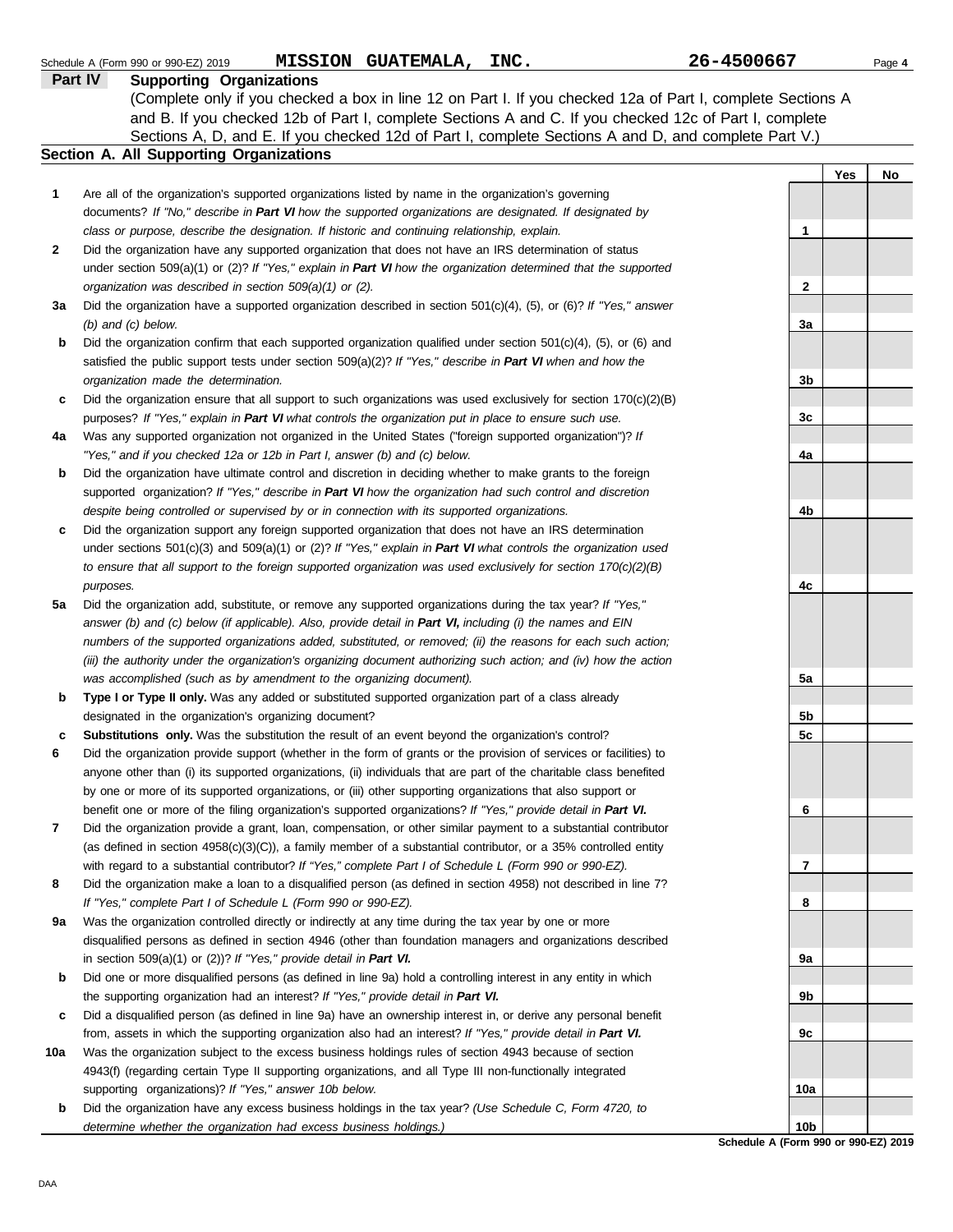Schedule A (Form 990 or 990-EZ) 2019 **MISSION GUATEMALA, INC.** **26-4500667** Page **4**

## Part IV Supporting Organizations

(Complete only if you checked a box in line 12 on Part I. If you checked 12a of Part I, complete Sections A and B. If you checked 12b of Part I, complete Sections A and C. If you checked 12c of Part I, complete Sections A, D, and E. If you checked 12d of Part I, complete Sections A and D, and complete Part V.)

### Section A. All Supporting Organizations

| | | | Yes | No |
|---|---|---|---|---|
| **1** | Are all of the organization's supported organizations listed by name in the organization's governing documents? *If "No," describe in **Part VI** how the supported organizations are designated. If designated by class or purpose, describe the designation. If historic and continuing relationship, explain.* | 1 | | |
| **2** | Did the organization have any supported organization that does not have an IRS determination of status under section 509(a)(1) or (2)? *If "Yes," explain in **Part VI** how the organization determined that the supported organization was described in section 509(a)(1) or (2).* | 2 | | |
| **3a** | Did the organization have a supported organization described in section 501(c)(4), (5), or (6)? *If "Yes," answer (b) and (c) below.* | 3a | | |
| **b** | Did the organization confirm that each supported organization qualified under section 501(c)(4), (5), or (6) and satisfied the public support tests under section 509(a)(2)? *If "Yes," describe in **Part VI** when and how the organization made the determination.* | 3b | | |
| **c** | Did the organization ensure that all support to such organizations was used exclusively for section 170(c)(2)(B) purposes? *If "Yes," explain in **Part VI** what controls the organization put in place to ensure such use.* | 3c | | |
| **4a** | Was any supported organization not organized in the United States ("foreign supported organization")? *If "Yes," and if you checked 12a or 12b in Part I, answer (b) and (c) below.* | 4a | | |
| **b** | Did the organization have ultimate control and discretion in deciding whether to make grants to the foreign supported organization? *If "Yes," describe in **Part VI** how the organization had such control and discretion despite being controlled or supervised by or in connection with its supported organizations.* | 4b | | |
| **c** | Did the organization support any foreign supported organization that does not have an IRS determination under sections 501(c)(3) and 509(a)(1) or (2)? *If "Yes," explain in **Part VI** what controls the organization used to ensure that all support to the foreign supported organization was used exclusively for section 170(c)(2)(B) purposes.* | 4c | | |
| **5a** | Did the organization add, substitute, or remove any supported organizations during the tax year? *If "Yes," answer (b) and (c) below (if applicable). Also, provide detail in **Part VI,** including (i) the names and EIN numbers of the supported organizations added, substituted, or removed; (ii) the reasons for each such action; (iii) the authority under the organization's organizing document authorizing such action; and (iv) how the action was accomplished (such as by amendment to the organizing document).* | 5a | | |
| **b** | **Type I or Type II only.** Was any added or substituted supported organization part of a class already designated in the organization's organizing document? | 5b | | |
| **c** | **Substitutions only.** Was the substitution the result of an event beyond the organization's control? | 5c | | |
| **6** | Did the organization provide support (whether in the form of grants or the provision of services or facilities) to anyone other than (i) its supported organizations, (ii) individuals that are part of the charitable class benefited by one or more of its supported organizations, or (iii) other supporting organizations that also support or benefit one or more of the filing organization's supported organizations? *If "Yes," provide detail in **Part VI.*** | 6 | | |
| **7** | Did the organization provide a grant, loan, compensation, or other similar payment to a substantial contributor (as defined in section 4958(c)(3)(C)), a family member of a substantial contributor, or a 35% controlled entity with regard to a substantial contributor? *If "Yes," complete Part I of Schedule L (Form 990 or 990-EZ).* | 7 | | |
| **8** | Did the organization make a loan to a disqualified person (as defined in section 4958) not described in line 7? *If "Yes," complete Part I of Schedule L (Form 990 or 990-EZ).* | 8 | | |
| **9a** | Was the organization controlled directly or indirectly at any time during the tax year by one or more disqualified persons as defined in section 4946 (other than foundation managers and organizations described in section 509(a)(1) or (2))? *If "Yes," provide detail in **Part VI.*** | 9a | | |
| **b** | Did one or more disqualified persons (as defined in line 9a) hold a controlling interest in any entity in which the supporting organization had an interest? *If "Yes," provide detail in **Part VI.*** | 9b | | |
| **c** | Did a disqualified person (as defined in line 9a) have an ownership interest in, or derive any personal benefit from, assets in which the supporting organization also had an interest? *If "Yes," provide detail in **Part VI.*** | 9c | | |
| **10a** | Was the organization subject to the excess business holdings rules of section 4943 because of section 4943(f) (regarding certain Type II supporting organizations, and all Type III non-functionally integrated supporting organizations)? *If "Yes," answer 10b below.* | 10a | | |
| **b** | Did the organization have any excess business holdings in the tax year? *(Use Schedule C, Form 4720, to determine whether the organization had excess business holdings.)* | 10b | | |

**Schedule A (Form 990 or 990-EZ) 2019**

DAA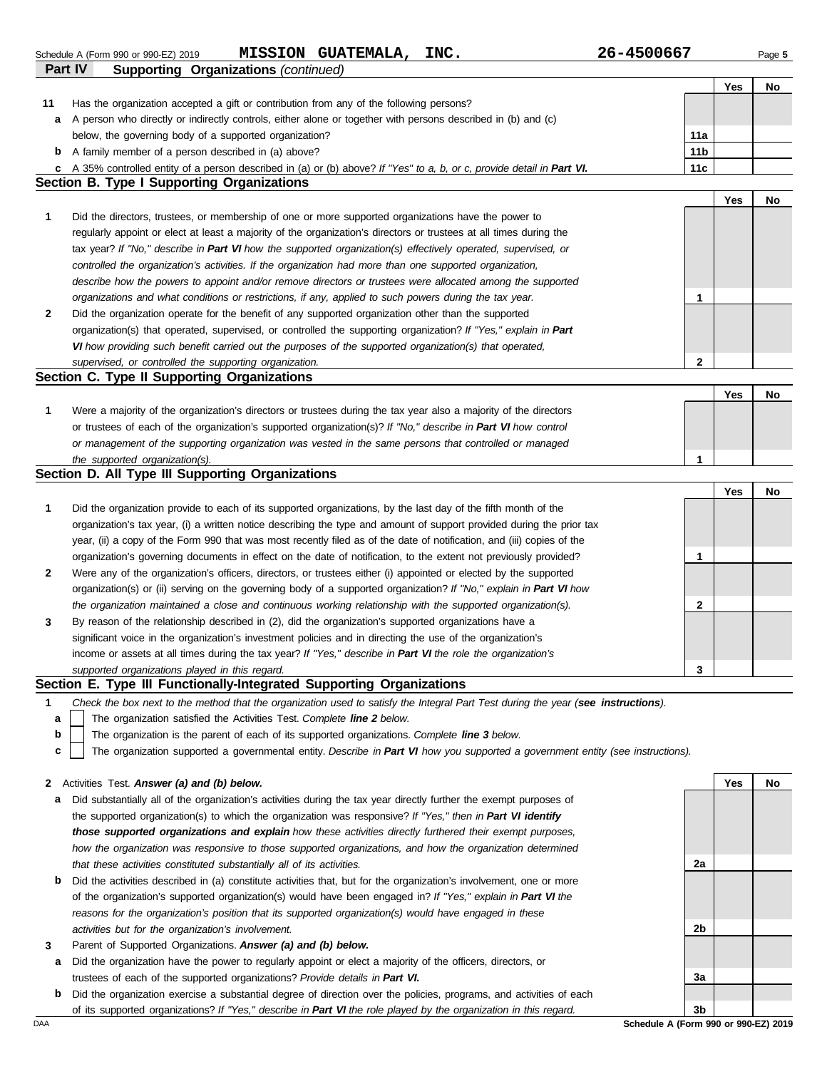Schedule A (Form 990 or 990-EZ) 2019 **MISSION GUATEMALA, INC.** **26-4500667**

## Part IV Supporting Organizations *(continued)*

| | | | Yes | No |
|---|---|---|---|---|
| **11** | Has the organization accepted a gift or contribution from any of the following persons? | | | |
| **a** | A person who directly or indirectly controls, either alone or together with persons described in (b) and (c) below, the governing body of a supported organization? | **11a** | | |
| **b** | A family member of a person described in (a) above? | **11b** | | |
| **c** | A 35% controlled entity of a person described in (a) or (b) above? *If "Yes" to a, b, or c, provide detail in* ***Part VI.*** | **11c** | | |

### Section B. Type I Supporting Organizations

| | | | Yes | No |
|---|---|---|---|---|
| **1** | Did the directors, trustees, or membership of one or more supported organizations have the power to regularly appoint or elect at least a majority of the organization's directors or trustees at all times during the tax year? *If "No," describe in* ***Part VI*** *how the supported organization(s) effectively operated, supervised, or controlled the organization's activities. If the organization had more than one supported organization, describe how the powers to appoint and/or remove directors or trustees were allocated among the supported organizations and what conditions or restrictions, if any, applied to such powers during the tax year.* | **1** | | |
| **2** | Did the organization operate for the benefit of any supported organization other than the supported organization(s) that operated, supervised, or controlled the supporting organization? *If "Yes," explain in* ***Part VI*** *how providing such benefit carried out the purposes of the supported organization(s) that operated, supervised, or controlled the supporting organization.* | **2** | | |

### Section C. Type II Supporting Organizations

| | | | Yes | No |
|---|---|---|---|---|
| **1** | Were a majority of the organization's directors or trustees during the tax year also a majority of the directors or trustees of each of the organization's supported organization(s)? *If "No," describe in* ***Part VI*** *how control or management of the supporting organization was vested in the same persons that controlled or managed the supported organization(s).* | **1** | | |

### Section D. All Type III Supporting Organizations

| | | | Yes | No |
|---|---|---|---|---|
| **1** | Did the organization provide to each of its supported organizations, by the last day of the fifth month of the organization's tax year, (i) a written notice describing the type and amount of support provided during the prior tax year, (ii) a copy of the Form 990 that was most recently filed as of the date of notification, and (iii) copies of the organization's governing documents in effect on the date of notification, to the extent not previously provided? | **1** | | |
| **2** | Were any of the organization's officers, directors, or trustees either (i) appointed or elected by the supported organization(s) or (ii) serving on the governing body of a supported organization? *If "No," explain in* ***Part VI*** *how the organization maintained a close and continuous working relationship with the supported organization(s).* | **2** | | |
| **3** | By reason of the relationship described in (2), did the organization's supported organizations have a significant voice in the organization's investment policies and in directing the use of the organization's income or assets at all times during the tax year? *If "Yes," describe in* ***Part VI*** *the role the organization's supported organizations played in this regard.* | **3** | | |

### Section E. Type III Functionally-Integrated Supporting Organizations

**1** *Check the box next to the method that the organization used to satisfy the Integral Part Test during the year (**see instructions**).*

- **a** ☐ The organization satisfied the Activities Test. *Complete **line 2** below.*
- **b** ☐ The organization is the parent of each of its supported organizations. *Complete **line 3** below.*
- **c** ☐ The organization supported a governmental entity. *Describe in **Part VI** how you supported a government entity (see instructions).*

| | | | Yes | No |
|---|---|---|---|---|
| **2** | Activities Test. ***Answer (a) and (b) below.*** | | | |
| **a** | Did substantially all of the organization's activities during the tax year directly further the exempt purposes of the supported organization(s) to which the organization was responsive? *If "Yes," then in* ***Part VI identify those supported organizations and explain*** *how these activities directly furthered their exempt purposes, how the organization was responsive to those supported organizations, and how the organization determined that these activities constituted substantially all of its activities.* | **2a** | | |
| **b** | Did the activities described in (a) constitute activities that, but for the organization's involvement, one or more of the organization's supported organization(s) would have been engaged in? *If "Yes," explain in* ***Part VI*** *the reasons for the organization's position that its supported organization(s) would have engaged in these activities but for the organization's involvement.* | **2b** | | |
| **3** | Parent of Supported Organizations. ***Answer (a) and (b) below.*** | | | |
| **a** | Did the organization have the power to regularly appoint or elect a majority of the officers, directors, or trustees of each of the supported organizations? *Provide details in* ***Part VI.*** | **3a** | | |
| **b** | Did the organization exercise a substantial degree of direction over the policies, programs, and activities of each of its supported organizations? *If "Yes," describe in* ***Part VI*** *the role played by the organization in this regard.* | **3b** | | |

DAA **Schedule A (Form 990 or 990-EZ) 2019**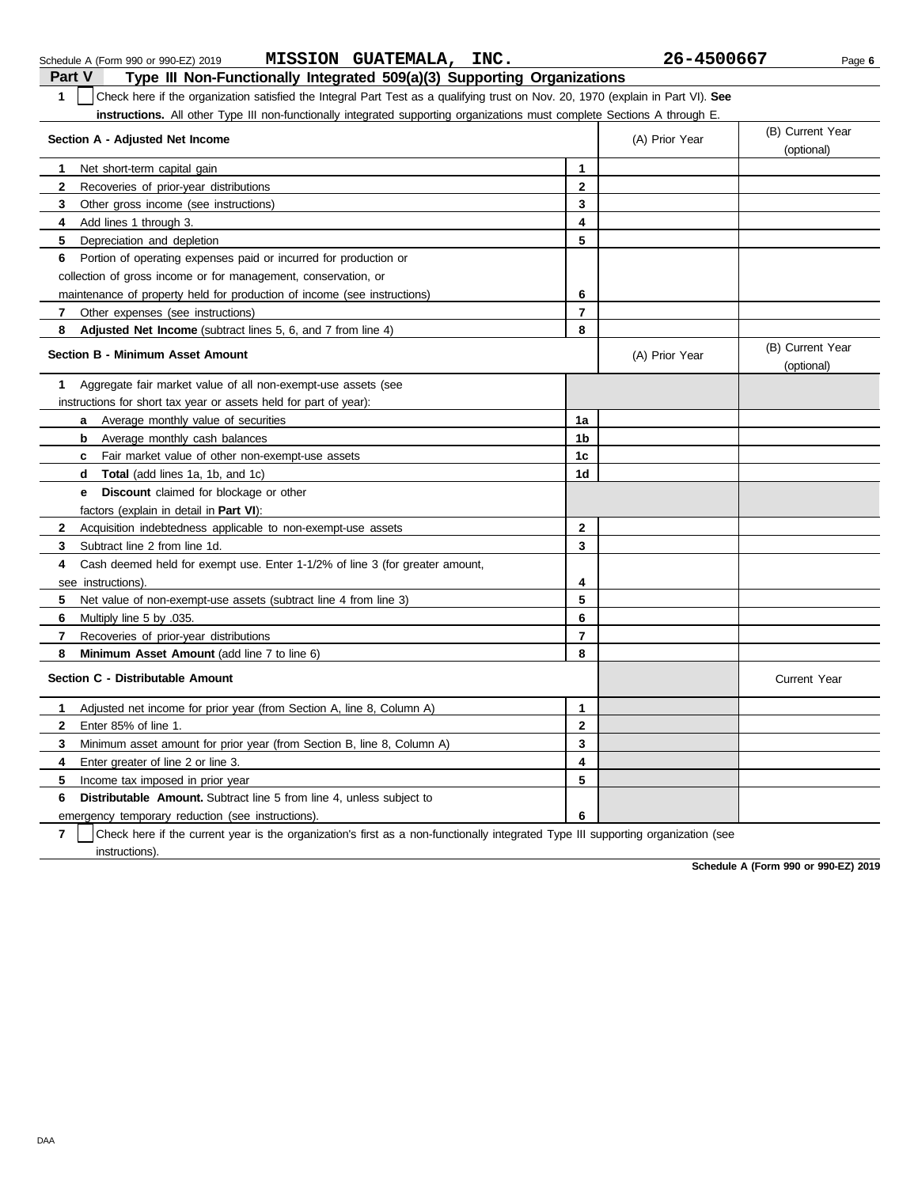Schedule A (Form 990 or 990-EZ) 2019 **MISSION GUATEMALA, INC.** **26-4500667**

## Part V Type III Non-Functionally Integrated 509(a)(3) Supporting Organizations

**1** ☐ Check here if the organization satisfied the Integral Part Test as a qualifying trust on Nov. 20, 1970 (explain in Part VI). **See instructions.** All other Type III non-functionally integrated supporting organizations must complete Sections A through E.

| Section A - Adjusted Net Income | | (A) Prior Year | (B) Current Year (optional) |
|---|---|---|---|
| **1** Net short-term capital gain | **1** | | |
| **2** Recoveries of prior-year distributions | **2** | | |
| **3** Other gross income (see instructions) | **3** | | |
| **4** Add lines 1 through 3. | **4** | | |
| **5** Depreciation and depletion | **5** | | |
| **6** Portion of operating expenses paid or incurred for production or collection of gross income or for management, conservation, or maintenance of property held for production of income (see instructions) | **6** | | |
| **7** Other expenses (see instructions) | **7** | | |
| **8** **Adjusted Net Income** (subtract lines 5, 6, and 7 from line 4) | **8** | | |

| Section B - Minimum Asset Amount | | (A) Prior Year | (B) Current Year (optional) |
|---|---|---|---|
| **1** Aggregate fair market value of all non-exempt-use assets (see instructions for short tax year or assets held for part of year): | | | |
| **a** Average monthly value of securities | **1a** | | |
| **b** Average monthly cash balances | **1b** | | |
| **c** Fair market value of other non-exempt-use assets | **1c** | | |
| **d** **Total** (add lines 1a, 1b, and 1c) | **1d** | | |
| **e** **Discount** claimed for blockage or other factors (explain in detail in **Part VI**): | | | |
| **2** Acquisition indebtedness applicable to non-exempt-use assets | **2** | | |
| **3** Subtract line 2 from line 1d. | **3** | | |
| **4** Cash deemed held for exempt use. Enter 1-1/2% of line 3 (for greater amount, see instructions). | **4** | | |
| **5** Net value of non-exempt-use assets (subtract line 4 from line 3) | **5** | | |
| **6** Multiply line 5 by .035. | **6** | | |
| **7** Recoveries of prior-year distributions | **7** | | |
| **8** **Minimum Asset Amount** (add line 7 to line 6) | **8** | | |

| Section C - Distributable Amount | | | Current Year |
|---|---|---|---|
| **1** Adjusted net income for prior year (from Section A, line 8, Column A) | **1** | | |
| **2** Enter 85% of line 1. | **2** | | |
| **3** Minimum asset amount for prior year (from Section B, line 8, Column A) | **3** | | |
| **4** Enter greater of line 2 or line 3. | **4** | | |
| **5** Income tax imposed in prior year | **5** | | |
| **6** **Distributable Amount.** Subtract line 5 from line 4, unless subject to emergency temporary reduction (see instructions). | **6** | | |

**7** ☐ Check here if the current year is the organization's first as a non-functionally integrated Type III supporting organization (see instructions).

**Schedule A (Form 990 or 990-EZ) 2019**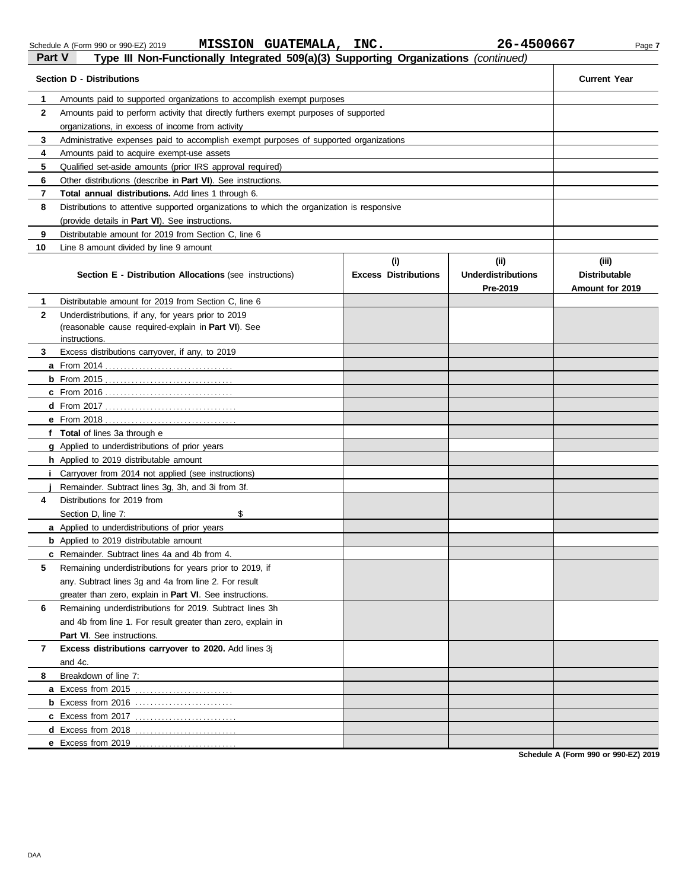Schedule A (Form 990 or 990-EZ) 2019 MISSION GUATEMALA, INC. 26-4500667

## Part V Type III Non-Functionally Integrated 509(a)(3) Supporting Organizations *(continued)*

| | Section D - Distributions | Current Year |
|---|---|---|
| 1 | Amounts paid to supported organizations to accomplish exempt purposes | |
| 2 | Amounts paid to perform activity that directly furthers exempt purposes of supported organizations, in excess of income from activity | |
| 3 | Administrative expenses paid to accomplish exempt purposes of supported organizations | |
| 4 | Amounts paid to acquire exempt-use assets | |
| 5 | Qualified set-aside amounts (prior IRS approval required) | |
| 6 | Other distributions (describe in **Part VI**). See instructions. | |
| 7 | **Total annual distributions.** Add lines 1 through 6. | |
| 8 | Distributions to attentive supported organizations to which the organization is responsive (provide details in **Part VI**). See instructions. | |
| 9 | Distributable amount for 2019 from Section C, line 6 | |
| 10 | Line 8 amount divided by line 9 amount | |

| | Section E - Distribution Allocations (see instructions) | (i) Excess Distributions | (ii) Underdistributions Pre-2019 | (iii) Distributable Amount for 2019 |
|---|---|---|---|---|
| 1 | Distributable amount for 2019 from Section C, line 6 | | | |
| 2 | Underdistributions, if any, for years prior to 2019 (reasonable cause required-explain in **Part VI**). See instructions. | | | |
| 3 | Excess distributions carryover, if any, to 2019 | | | |
| a | From 2014 | | | |
| b | From 2015 | | | |
| c | From 2016 | | | |
| d | From 2017 | | | |
| e | From 2018 | | | |
| f | **Total** of lines 3a through e | | | |
| g | Applied to underdistributions of prior years | | | |
| h | Applied to 2019 distributable amount | | | |
| i | Carryover from 2014 not applied (see instructions) | | | |
| j | Remainder. Subtract lines 3g, 3h, and 3i from 3f. | | | |
| 4 | Distributions for 2019 from Section D, line 7: $ | | | |
| a | Applied to underdistributions of prior years | | | |
| b | Applied to 2019 distributable amount | | | |
| c | Remainder. Subtract lines 4a and 4b from 4. | | | |
| 5 | Remaining underdistributions for years prior to 2019, if any. Subtract lines 3g and 4a from line 2. For result greater than zero, explain in **Part VI**. See instructions. | | | |
| 6 | Remaining underdistributions for 2019. Subtract lines 3h and 4b from line 1. For result greater than zero, explain in **Part VI**. See instructions. | | | |
| 7 | **Excess distributions carryover to 2020.** Add lines 3j and 4c. | | | |
| 8 | Breakdown of line 7: | | | |
| a | Excess from 2015 | | | |
| b | Excess from 2016 | | | |
| c | Excess from 2017 | | | |
| d | Excess from 2018 | | | |
| e | Excess from 2019 | | | |

**Schedule A (Form 990 or 990-EZ) 2019**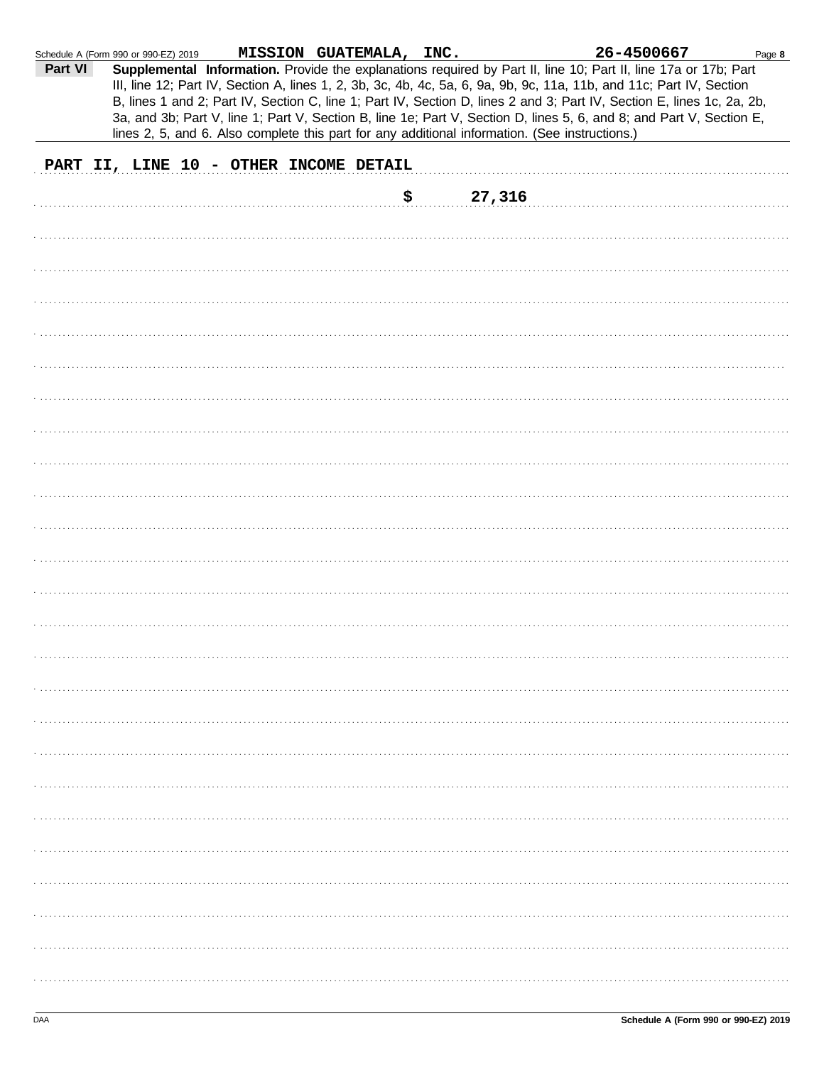Schedule A (Form 990 or 990-EZ) 2019 **MISSION GUATEMALA, INC.** **26-4500667** Page **8**

**Part VI** **Supplemental Information.** Provide the explanations required by Part II, line 10; Part II, line 17a or 17b; Part III, line 12; Part IV, Section A, lines 1, 2, 3b, 3c, 4b, 4c, 5a, 6, 9a, 9b, 9c, 11a, 11b, and 11c; Part IV, Section B, lines 1 and 2; Part IV, Section C, line 1; Part IV, Section D, lines 2 and 3; Part IV, Section E, lines 1c, 2a, 2b, 3a, and 3b; Part V, line 1; Part V, Section B, line 1e; Part V, Section D, lines 5, 6, and 8; and Part V, Section E, lines 2, 5, and 6. Also complete this part for any additional information. (See instructions.)

**PART II, LINE 10 - OTHER INCOME DETAIL**

**$ 27,316**

DAA

**Schedule A (Form 990 or 990-EZ) 2019**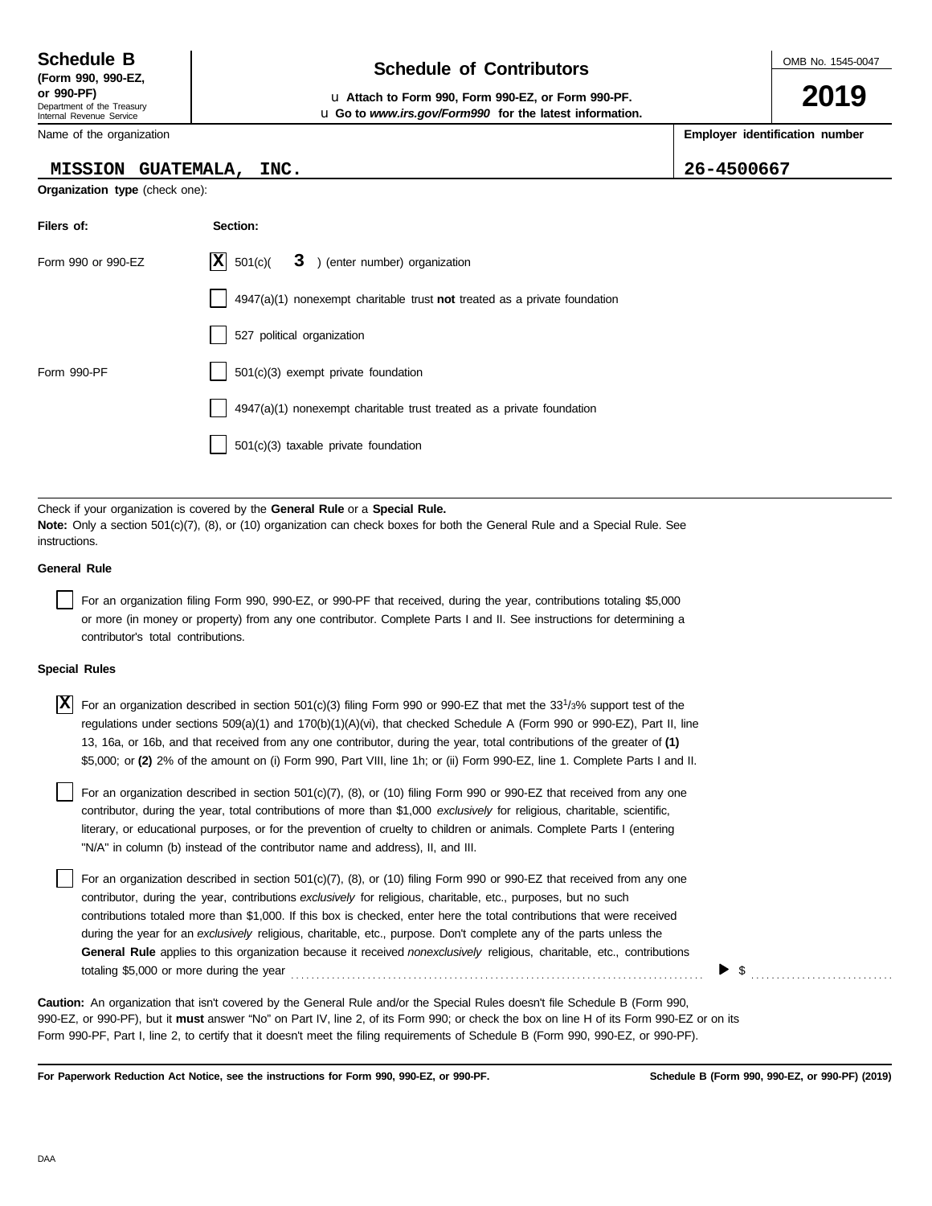**Schedule B**
**(Form 990, 990-EZ, or 990-PF)**
Department of the Treasury
Internal Revenue Service

# Schedule of Contributors

u **Attach to Form 990, Form 990-EZ, or Form 990-PF.**
u **Go to *www.irs.gov/Form990* for the latest information.**

OMB No. 1545-0047

**2019**

| Name of the organization | Employer identification number |
|---|---|
| MISSION GUATEMALA, INC. | 26-4500667 |

**Organization type** (check one):

| Filers of: | Section: |
|---|---|
| Form 990 or 990-EZ | [X] 501(c)( 3 ) (enter number) organization |
| | [ ] 4947(a)(1) nonexempt charitable trust **not** treated as a private foundation |
| | [ ] 527 political organization |
| Form 990-PF | [ ] 501(c)(3) exempt private foundation |
| | [ ] 4947(a)(1) nonexempt charitable trust treated as a private foundation |
| | [ ] 501(c)(3) taxable private foundation |

Check if your organization is covered by the **General Rule** or a **Special Rule.**
**Note:** Only a section 501(c)(7), (8), or (10) organization can check boxes for both the General Rule and a Special Rule. See instructions.

**General Rule**

[ ] For an organization filing Form 990, 990-EZ, or 990-PF that received, during the year, contributions totaling $5,000 or more (in money or property) from any one contributor. Complete Parts I and II. See instructions for determining a contributor's total contributions.

**Special Rules**

[X] For an organization described in section 501(c)(3) filing Form 990 or 990-EZ that met the 33 1/3% support test of the regulations under sections 509(a)(1) and 170(b)(1)(A)(vi), that checked Schedule A (Form 990 or 990-EZ), Part II, line 13, 16a, or 16b, and that received from any one contributor, during the year, total contributions of the greater of **(1)** $5,000; or **(2)** 2% of the amount on (i) Form 990, Part VIII, line 1h; or (ii) Form 990-EZ, line 1. Complete Parts I and II.

[ ] For an organization described in section 501(c)(7), (8), or (10) filing Form 990 or 990-EZ that received from any one contributor, during the year, total contributions of more than $1,000 *exclusively* for religious, charitable, scientific, literary, or educational purposes, or for the prevention of cruelty to children or animals. Complete Parts I (entering "N/A" in column (b) instead of the contributor name and address), II, and III.

[ ] For an organization described in section 501(c)(7), (8), or (10) filing Form 990 or 990-EZ that received from any one contributor, during the year, contributions *exclusively* for religious, charitable, etc., purposes, but no such contributions totaled more than $1,000. If this box is checked, enter here the total contributions that were received during the year for an *exclusively* religious, charitable, etc., purpose. Don't complete any of the parts unless the **General Rule** applies to this organization because it received *nonexclusively* religious, charitable, etc., contributions totaling $5,000 or more during the year . . . . . . . . . . ▶ $ . . . . . . . . . .

**Caution:** An organization that isn't covered by the General Rule and/or the Special Rules doesn't file Schedule B (Form 990, 990-EZ, or 990-PF), but it **must** answer "No" on Part IV, line 2, of its Form 990; or check the box on line H of its Form 990-EZ or on its Form 990-PF, Part I, line 2, to certify that it doesn't meet the filing requirements of Schedule B (Form 990, 990-EZ, or 990-PF).

**For Paperwork Reduction Act Notice, see the instructions for Form 990, 990-EZ, or 990-PF.** **Schedule B (Form 990, 990-EZ, or 990-PF) (2019)**

DAA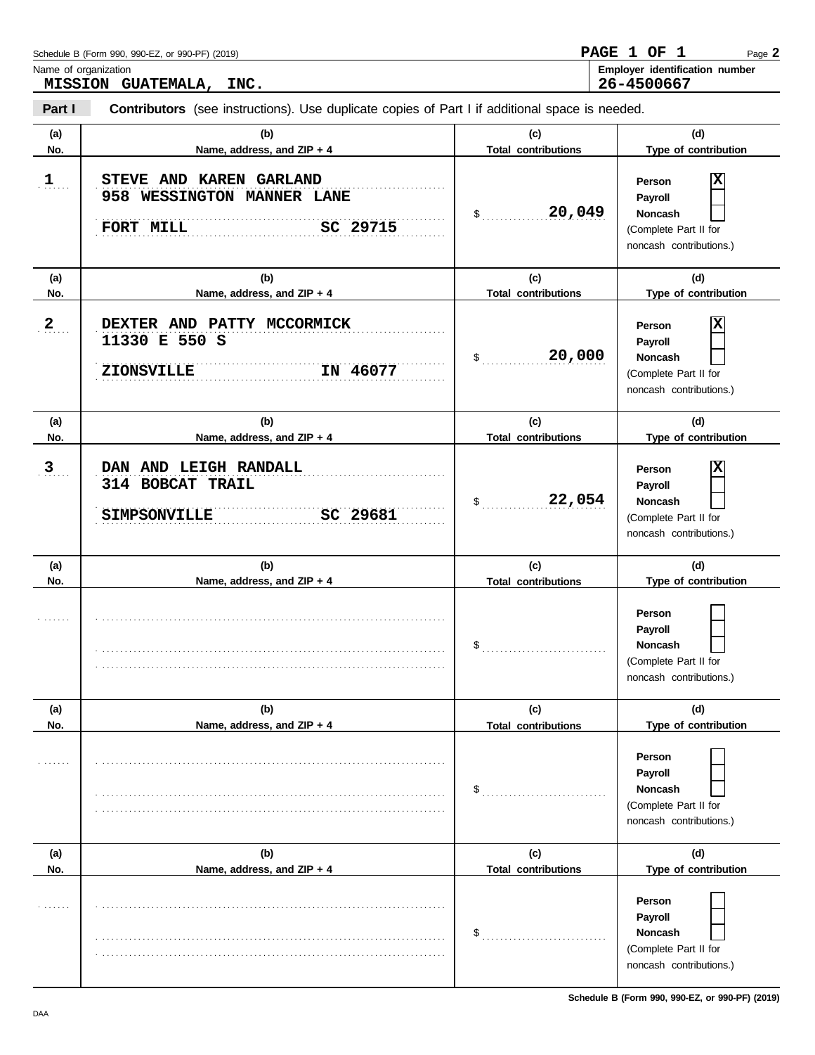Schedule B (Form 990, 990-EZ, or 990-PF) (2019)

PAGE 1 OF 1

Name of organization: MISSION GUATEMALA, INC.

Employer identification number: 26-4500667

**Part I** **Contributors** (see instructions). Use duplicate copies of Part I if additional space is needed.

| (a) No. | (b) Name, address, and ZIP + 4 | (c) Total contributions | (d) Type of contribution |
|---|---|---|---|
| 1 | STEVE AND KAREN GARLAND<br>958 WESSINGTON MANNER LANE<br>FORT MILL SC 29715 | $ 20,049 | Person [X]<br>Payroll [ ]<br>Noncash [ ]<br>(Complete Part II for noncash contributions.) |
| 2 | DEXTER AND PATTY MCCORMICK<br>11330 E 550 S<br>ZIONSVILLE IN 46077 | $ 20,000 | Person [X]<br>Payroll [ ]<br>Noncash [ ]<br>(Complete Part II for noncash contributions.) |
| 3 | DAN AND LEIGH RANDALL<br>314 BOBCAT TRAIL<br>SIMPSONVILLE SC 29681 | $ 22,054 | Person [X]<br>Payroll [ ]<br>Noncash [ ]<br>(Complete Part II for noncash contributions.) |
| | | $ | Person [ ]<br>Payroll [ ]<br>Noncash [ ]<br>(Complete Part II for noncash contributions.) |
| | | $ | Person [ ]<br>Payroll [ ]<br>Noncash [ ]<br>(Complete Part II for noncash contributions.) |
| | | $ | Person [ ]<br>Payroll [ ]<br>Noncash [ ]<br>(Complete Part II for noncash contributions.) |

Schedule B (Form 990, 990-EZ, or 990-PF) (2019)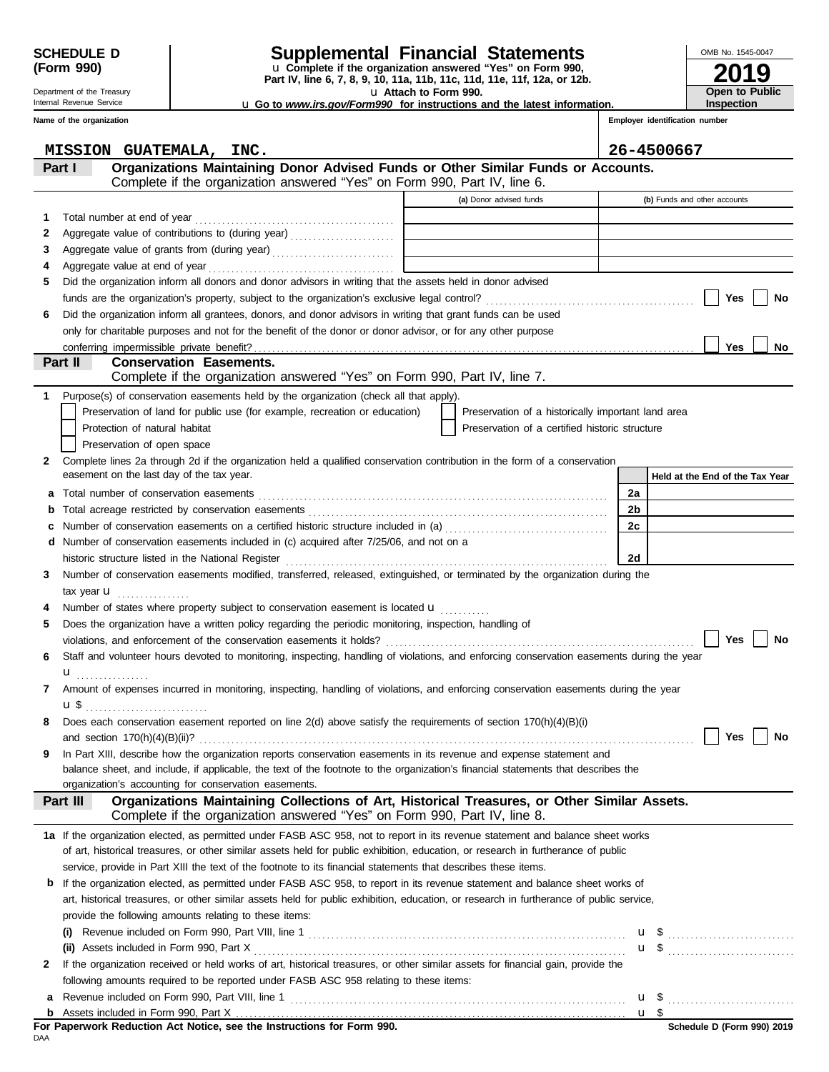**SCHEDULE D (Form 990)**

Department of the Treasury
Internal Revenue Service

# Supplemental Financial Statements

u Complete if the organization answered "Yes" on Form 990, Part IV, line 6, 7, 8, 9, 10, 11a, 11b, 11c, 11d, 11e, 11f, 12a, or 12b.
u Attach to Form 990.
u Go to *www.irs.gov/Form990* for instructions and the latest information.

OMB No. 1545-0047
**2019**
**Open to Public Inspection**

Name of the organization: MISSION GUATEMALA, INC.
Employer identification number: 26-4500667

## Part I — Organizations Maintaining Donor Advised Funds or Other Similar Funds or Accounts.
Complete if the organization answered "Yes" on Form 990, Part IV, line 6.

| | | (a) Donor advised funds | (b) Funds and other accounts |
|---|---|---|---|
| 1 | Total number at end of year | | |
| 2 | Aggregate value of contributions to (during year) | | |
| 3 | Aggregate value of grants from (during year) | | |
| 4 | Aggregate value at end of year | | |

5 Did the organization inform all donors and donor advisors in writing that the assets held in donor advised funds are the organization's property, subject to the organization's exclusive legal control? ☐ Yes ☐ No

6 Did the organization inform all grantees, donors, and donor advisors in writing that grant funds can be used only for charitable purposes and not for the benefit of the donor or donor advisor, or for any other purpose conferring impermissible private benefit? ☐ Yes ☐ No

## Part II — Conservation Easements.
Complete if the organization answered "Yes" on Form 990, Part IV, line 7.

1 Purpose(s) of conservation easements held by the organization (check all that apply).
- ☐ Preservation of land for public use (for example, recreation or education)
- ☐ Protection of natural habitat
- ☐ Preservation of open space
- ☐ Preservation of a historically important land area
- ☐ Preservation of a certified historic structure

2 Complete lines 2a through 2d if the organization held a qualified conservation contribution in the form of a conservation easement on the last day of the tax year.

| | | | Held at the End of the Tax Year |
|---|---|---|---|
| a | Total number of conservation easements | 2a | |
| b | Total acreage restricted by conservation easements | 2b | |
| c | Number of conservation easements on a certified historic structure included in (a) | 2c | |
| d | Number of conservation easements included in (c) acquired after 7/25/06, and not on a historic structure listed in the National Register | 2d | |

3 Number of conservation easements modified, transferred, released, extinguished, or terminated by the organization during the tax year u

4 Number of states where property subject to conservation easement is located u

5 Does the organization have a written policy regarding the periodic monitoring, inspection, handling of violations, and enforcement of the conservation easements it holds? ☐ Yes ☐ No

6 Staff and volunteer hours devoted to monitoring, inspecting, handling of violations, and enforcing conservation easements during the year u

7 Amount of expenses incurred in monitoring, inspecting, handling of violations, and enforcing conservation easements during the year u $

8 Does each conservation easement reported on line 2(d) above satisfy the requirements of section 170(h)(4)(B)(i) and section 170(h)(4)(B)(ii)? ☐ Yes ☐ No

9 In Part XIII, describe how the organization reports conservation easements in its revenue and expense statement and balance sheet, and include, if applicable, the text of the footnote to the organization's financial statements that describes the organization's accounting for conservation easements.

## Part III — Organizations Maintaining Collections of Art, Historical Treasures, or Other Similar Assets.
Complete if the organization answered "Yes" on Form 990, Part IV, line 8.

1a If the organization elected, as permitted under FASB ASC 958, not to report in its revenue statement and balance sheet works of art, historical treasures, or other similar assets held for public exhibition, education, or research in furtherance of public service, provide in Part XIII the text of the footnote to its financial statements that describes these items.

b If the organization elected, as permitted under FASB ASC 958, to report in its revenue statement and balance sheet works of art, historical treasures, or other similar assets held for public exhibition, education, or research in furtherance of public service, provide the following amounts relating to these items:

(i) Revenue included on Form 990, Part VIII, line 1 u $

(ii) Assets included in Form 990, Part X u $

2 If the organization received or held works of art, historical treasures, or other similar assets for financial gain, provide the following amounts required to be reported under FASB ASC 958 relating to these items:

a Revenue included on Form 990, Part VIII, line 1 u $

b Assets included in Form 990, Part X u $

**For Paperwork Reduction Act Notice, see the Instructions for Form 990.**
DAA
**Schedule D (Form 990) 2019**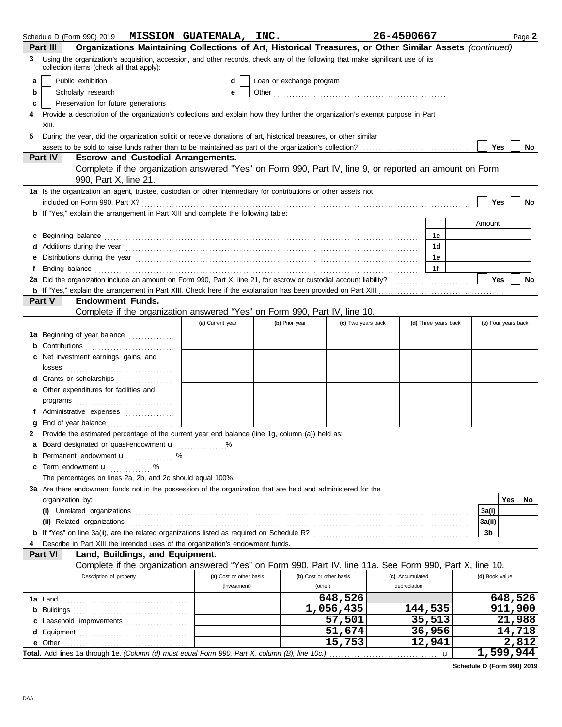Schedule D (Form 990) 2019 **MISSION GUATEMALA, INC.** **26-4500667** Page **2**

## Part III Organizations Maintaining Collections of Art, Historical Treasures, or Other Similar Assets *(continued)*

**3** Using the organization's acquisition, accession, and other records, check any of the following that make significant use of its collection items (check all that apply):

- **a** ☐ Public exhibition
- **b** ☐ Scholarly research
- **c** ☐ Preservation for future generations
- **d** ☐ Loan or exchange program
- **e** ☐ Other ........................................

**4** Provide a description of the organization's collections and explain how they further the organization's exempt purpose in Part XIII.

**5** During the year, did the organization solicit or receive donations of art, historical treasures, or other similar assets to be sold to raise funds rather than to be maintained as part of the organization's collection? ☐ Yes ☐ No

## Part IV Escrow and Custodial Arrangements.

Complete if the organization answered "Yes" on Form 990, Part IV, line 9, or reported an amount on Form 990, Part X, line 21.

**1a** Is the organization an agent, trustee, custodian or other intermediary for contributions or other assets not included on Form 990, Part X? ☐ Yes ☐ No

**b** If "Yes," explain the arrangement in Part XIII and complete the following table:

| | | Amount |
|---|---|---|
| **c** Beginning balance | 1c | |
| **d** Additions during the year | 1d | |
| **e** Distributions during the year | 1e | |
| **f** Ending balance | 1f | |

**2a** Did the organization include an amount on Form 990, Part X, line 21, for escrow or custodial account liability? ☐ Yes ☐ No

**b** If "Yes," explain the arrangement in Part XIII. Check here if the explanation has been provided on Part XIII ☐

## Part V Endowment Funds.

Complete if the organization answered "Yes" on Form 990, Part IV, line 10.

| | (a) Current year | (b) Prior year | (c) Two years back | (d) Three years back | (e) Four years back |
|---|---|---|---|---|---|
| **1a** Beginning of year balance | | | | | |
| **b** Contributions | | | | | |
| **c** Net investment earnings, gains, and losses | | | | | |
| **d** Grants or scholarships | | | | | |
| **e** Other expenditures for facilities and programs | | | | | |
| **f** Administrative expenses | | | | | |
| **g** End of year balance | | | | | |

**2** Provide the estimated percentage of the current year end balance (line 1g, column (a)) held as:

- **a** Board designated or quasi-endowment u ........ %
- **b** Permanent endowment u ........ %
- **c** Term endowment u ........ %

The percentages on lines 2a, 2b, and 2c should equal 100%.

**3a** Are there endowment funds not in the possession of the organization that are held and administered for the organization by:

| | | Yes | No |
|---|---|---|---|
| **(i)** Unrelated organizations | 3a(i) | | |
| **(ii)** Related organizations | 3a(ii) | | |
| **b** If "Yes" on line 3a(ii), are the related organizations listed as required on Schedule R? | 3b | | |

**4** Describe in Part XIII the intended uses of the organization's endowment funds.

## Part VI Land, Buildings, and Equipment.

Complete if the organization answered "Yes" on Form 990, Part IV, line 11a. See Form 990, Part X, line 10.

| Description of property | (a) Cost or other basis (investment) | (b) Cost or other basis (other) | (c) Accumulated depreciation | (d) Book value |
|---|---|---|---|---|
| **1a** Land | | 648,526 | | 648,526 |
| **b** Buildings | | 1,056,435 | 144,535 | 911,900 |
| **c** Leasehold improvements | | 57,501 | 35,513 | 21,988 |
| **d** Equipment | | 51,674 | 36,956 | 14,718 |
| **e** Other | | 15,753 | 12,941 | 2,812 |
| **Total.** Add lines 1a through 1e. *(Column (d) must equal Form 990, Part X, column (B), line 10c.)* u | | | | 1,599,944 |

**Schedule D (Form 990) 2019**

DAA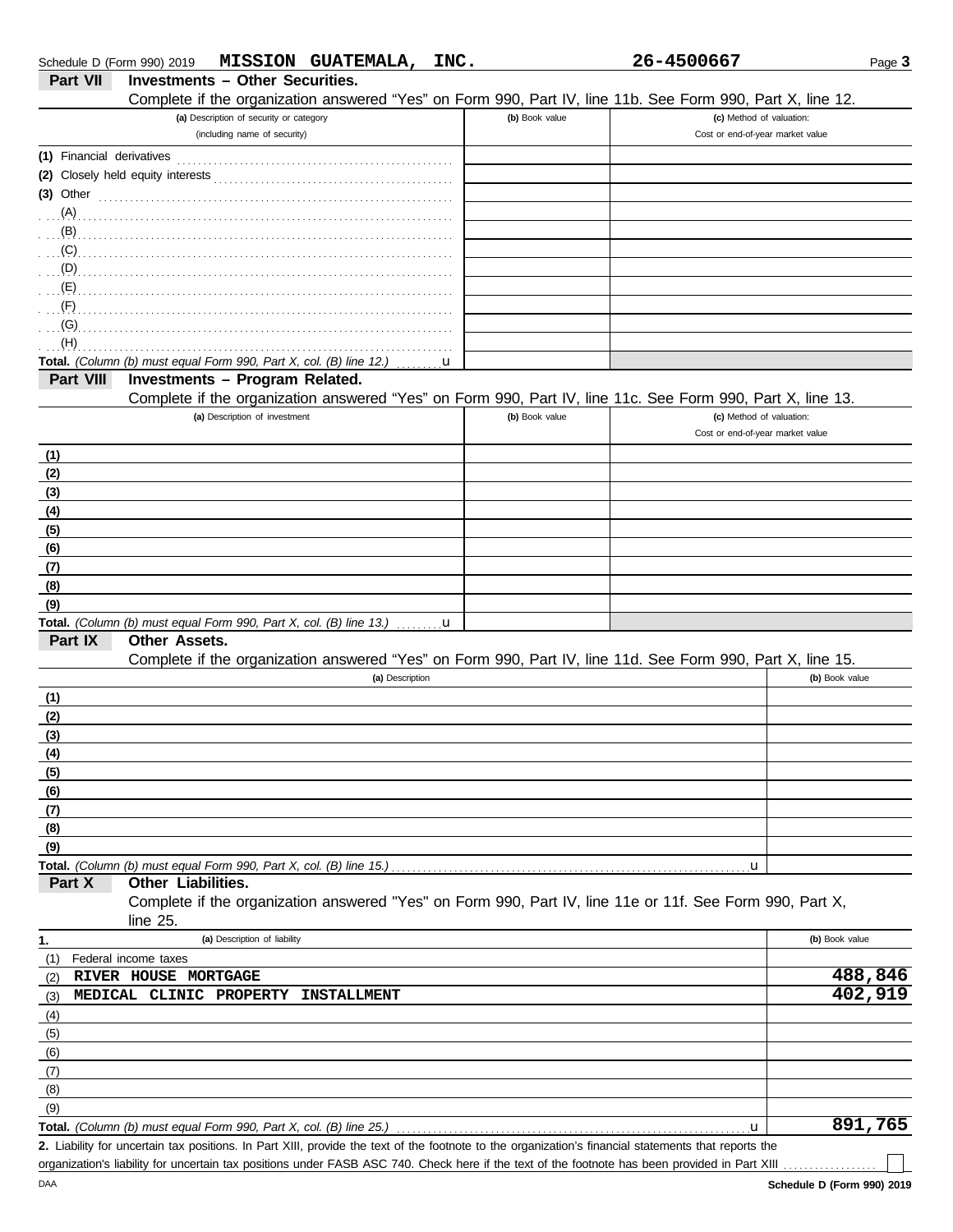Schedule D (Form 990) 2019 **MISSION GUATEMALA, INC.** **26-4500667** Page **3**

## Part VII Investments – Other Securities.

Complete if the organization answered "Yes" on Form 990, Part IV, line 11b. See Form 990, Part X, line 12.

| (a) Description of security or category (including name of security) | (b) Book value | (c) Method of valuation: Cost or end-of-year market value |
|---|---|---|
| (1) Financial derivatives | | |
| (2) Closely held equity interests | | |
| (3) Other | | |
| (A) | | |
| (B) | | |
| (C) | | |
| (D) | | |
| (E) | | |
| (F) | | |
| (G) | | |
| (H) | | |
| **Total.** *(Column (b) must equal Form 990, Part X, col. (B) line 12.)* u | | |

## Part VIII Investments – Program Related.

Complete if the organization answered "Yes" on Form 990, Part IV, line 11c. See Form 990, Part X, line 13.

| (a) Description of investment | (b) Book value | (c) Method of valuation: Cost or end-of-year market value |
|---|---|---|
| (1) | | |
| (2) | | |
| (3) | | |
| (4) | | |
| (5) | | |
| (6) | | |
| (7) | | |
| (8) | | |
| (9) | | |
| **Total.** *(Column (b) must equal Form 990, Part X, col. (B) line 13.)* u | | |

## Part IX Other Assets.

Complete if the organization answered "Yes" on Form 990, Part IV, line 11d. See Form 990, Part X, line 15.

| (a) Description | (b) Book value |
|---|---|
| (1) | |
| (2) | |
| (3) | |
| (4) | |
| (5) | |
| (6) | |
| (7) | |
| (8) | |
| (9) | |
| **Total.** *(Column (b) must equal Form 990, Part X, col. (B) line 15.)* u | |

## Part X Other Liabilities.

Complete if the organization answered "Yes" on Form 990, Part IV, line 11e or 11f. See Form 990, Part X, line 25.

| 1. (a) Description of liability | (b) Book value |
|---|---|
| (1) Federal income taxes | |
| (2) RIVER HOUSE MORTGAGE | 488,846 |
| (3) MEDICAL CLINIC PROPERTY INSTALLMENT | 402,919 |
| (4) | |
| (5) | |
| (6) | |
| (7) | |
| (8) | |
| (9) | |
| **Total.** *(Column (b) must equal Form 990, Part X, col. (B) line 25.)* u | 891,765 |

**2.** Liability for uncertain tax positions. In Part XIII, provide the text of the footnote to the organization's financial statements that reports the organization's liability for uncertain tax positions under FASB ASC 740. Check here if the text of the footnote has been provided in Part XIII ☐

DAA **Schedule D (Form 990) 2019**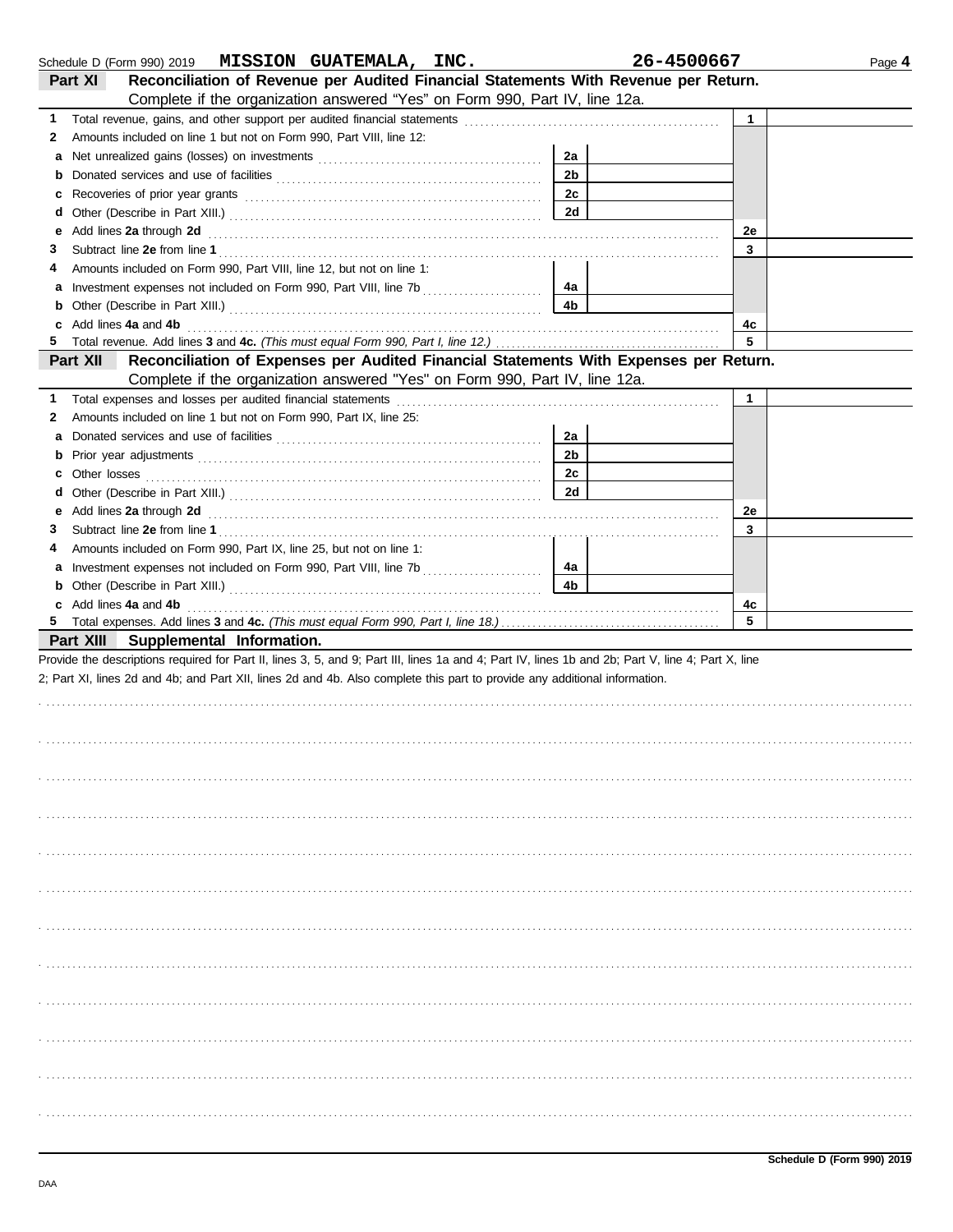Schedule D (Form 990) 2019 **MISSION GUATEMALA, INC.** **26-4500667** Page **4**

## Part XI Reconciliation of Revenue per Audited Financial Statements With Revenue per Return.

Complete if the organization answered "Yes" on Form 990, Part IV, line 12a.

| | | | | | |
|---|---|---|---|---|---|
| **1** | Total revenue, gains, and other support per audited financial statements | | | 1 | |
| **2** | Amounts included on line 1 but not on Form 990, Part VIII, line 12: | | | | |
| **a** | Net unrealized gains (losses) on investments | 2a | | | |
| **b** | Donated services and use of facilities | 2b | | | |
| **c** | Recoveries of prior year grants | 2c | | | |
| **d** | Other (Describe in Part XIII.) | 2d | | | |
| **e** | Add lines **2a** through **2d** | | | 2e | |
| **3** | Subtract line **2e** from line **1** | | | 3 | |
| **4** | Amounts included on Form 990, Part VIII, line 12, but not on line 1: | | | | |
| **a** | Investment expenses not included on Form 990, Part VIII, line 7b | 4a | | | |
| **b** | Other (Describe in Part XIII.) | 4b | | | |
| **c** | Add lines **4a** and **4b** | | | 4c | |
| **5** | Total revenue. Add lines **3** and **4c.** *(This must equal Form 990, Part I, line 12.)* | | | 5 | |

## Part XII Reconciliation of Expenses per Audited Financial Statements With Expenses per Return.

Complete if the organization answered "Yes" on Form 990, Part IV, line 12a.

| | | | | | |
|---|---|---|---|---|---|
| **1** | Total expenses and losses per audited financial statements | | | 1 | |
| **2** | Amounts included on line 1 but not on Form 990, Part IX, line 25: | | | | |
| **a** | Donated services and use of facilities | 2a | | | |
| **b** | Prior year adjustments | 2b | | | |
| **c** | Other losses | 2c | | | |
| **d** | Other (Describe in Part XIII.) | 2d | | | |
| **e** | Add lines **2a** through **2d** | | | 2e | |
| **3** | Subtract line **2e** from line **1** | | | 3 | |
| **4** | Amounts included on Form 990, Part IX, line 25, but not on line 1: | | | | |
| **a** | Investment expenses not included on Form 990, Part VIII, line 7b | 4a | | | |
| **b** | Other (Describe in Part XIII.) | 4b | | | |
| **c** | Add lines **4a** and **4b** | | | 4c | |
| **5** | Total expenses. Add lines **3** and **4c.** *(This must equal Form 990, Part I, line 18.)* | | | 5 | |

## Part XIII Supplemental Information.

Provide the descriptions required for Part II, lines 3, 5, and 9; Part III, lines 1a and 4; Part IV, lines 1b and 2b; Part V, line 4; Part X, line 2; Part XI, lines 2d and 4b; and Part XII, lines 2d and 4b. Also complete this part to provide any additional information.

DAA **Schedule D (Form 990) 2019**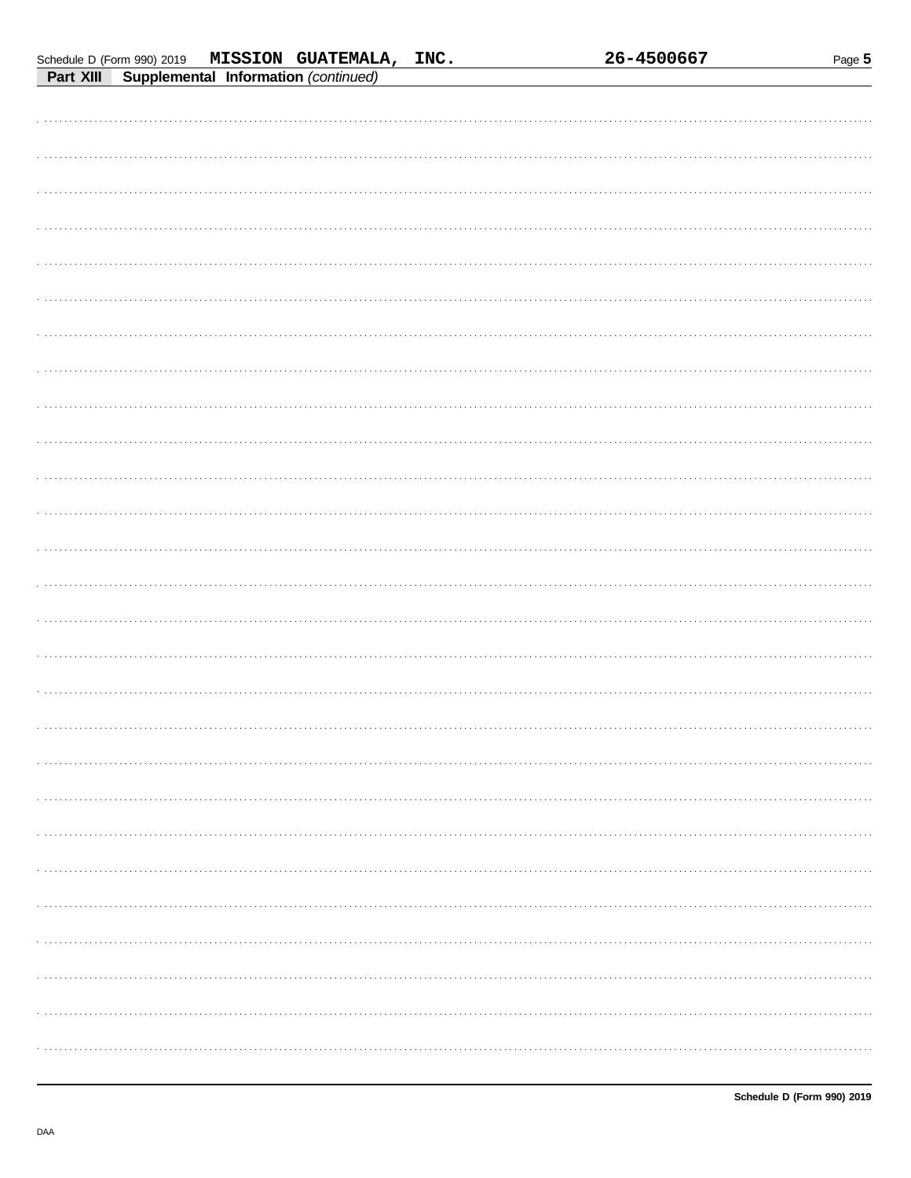## Part XIII Supplemental Information *(continued)*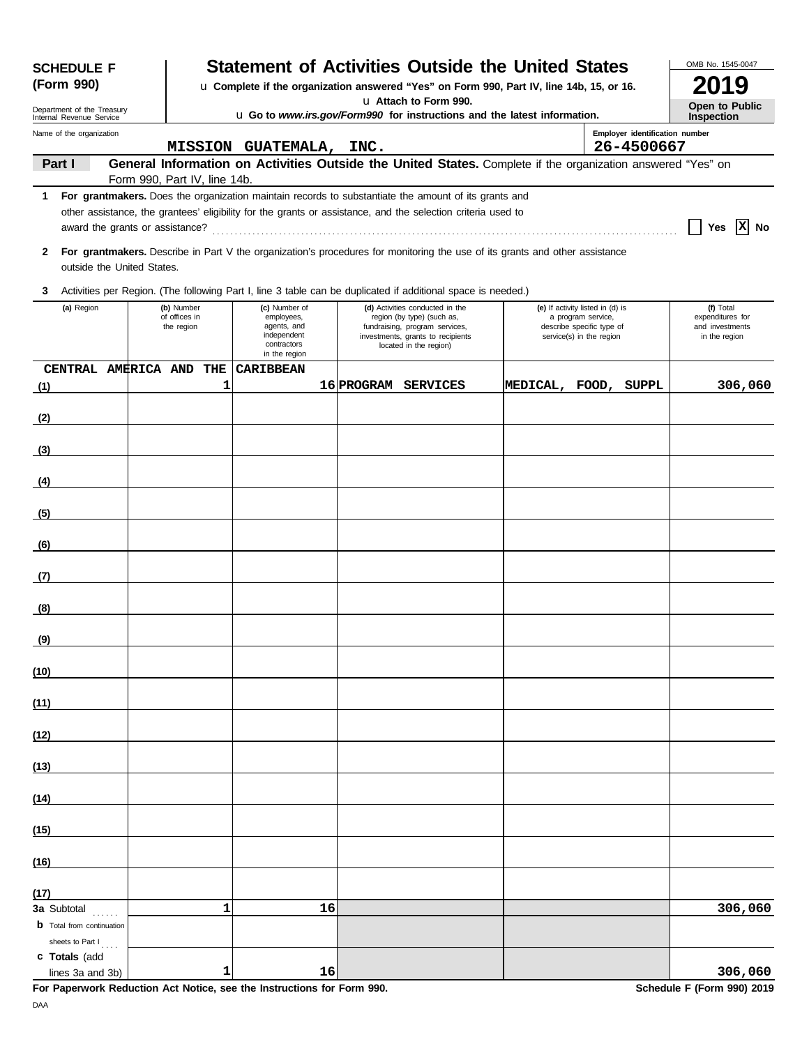**SCHEDULE F (Form 990)**

Department of the Treasury
Internal Revenue Service

# Statement of Activities Outside the United States

u Complete if the organization answered "Yes" on Form 990, Part IV, line 14b, 15, or 16.
u Attach to Form 990.
u Go to *www.irs.gov/Form990* for instructions and the latest information.

OMB No. 1545-0047

**2019**

**Open to Public Inspection**

Name of the organization: MISSION GUATEMALA, INC.

Employer identification number: 26-4500667

**Part I** **General Information on Activities Outside the United States.** Complete if the organization answered "Yes" on Form 990, Part IV, line 14b.

**1** **For grantmakers.** Does the organization maintain records to substantiate the amount of its grants and other assistance, the grantees' eligibility for the grants or assistance, and the selection criteria used to award the grants or assistance? ☐ Yes ☒ No

**2** **For grantmakers.** Describe in Part V the organization's procedures for monitoring the use of its grants and other assistance outside the United States.

**3** Activities per Region. (The following Part I, line 3 table can be duplicated if additional space is needed.)

| | (a) Region | (b) Number of offices in the region | (c) Number of employees, agents, and independent contractors in the region | (d) Activities conducted in the region (by type) (such as, fundraising, program services, investments, grants to recipients located in the region) | (e) If activity listed in (d) is a program service, describe specific type of service(s) in the region | (f) Total expenditures for and investments in the region |
|---|---|---|---|---|---|---|
| (1) | CENTRAL AMERICA AND THE CARIBBEAN | 1 | 16 | PROGRAM SERVICES | MEDICAL, FOOD, SUPPL | 306,060 |
| (2) | | | | | | |
| (3) | | | | | | |
| (4) | | | | | | |
| (5) | | | | | | |
| (6) | | | | | | |
| (7) | | | | | | |
| (8) | | | | | | |
| (9) | | | | | | |
| (10) | | | | | | |
| (11) | | | | | | |
| (12) | | | | | | |
| (13) | | | | | | |
| (14) | | | | | | |
| (15) | | | | | | |
| (16) | | | | | | |
| (17) | | | | | | |
| 3a | Subtotal | 1 | 16 | | | 306,060 |
| b | Total from continuation sheets to Part I | | | | | |
| c | Totals (add lines 3a and 3b) | 1 | 16 | | | 306,060 |

**For Paperwork Reduction Act Notice, see the Instructions for Form 990.** **Schedule F (Form 990) 2019**

DAA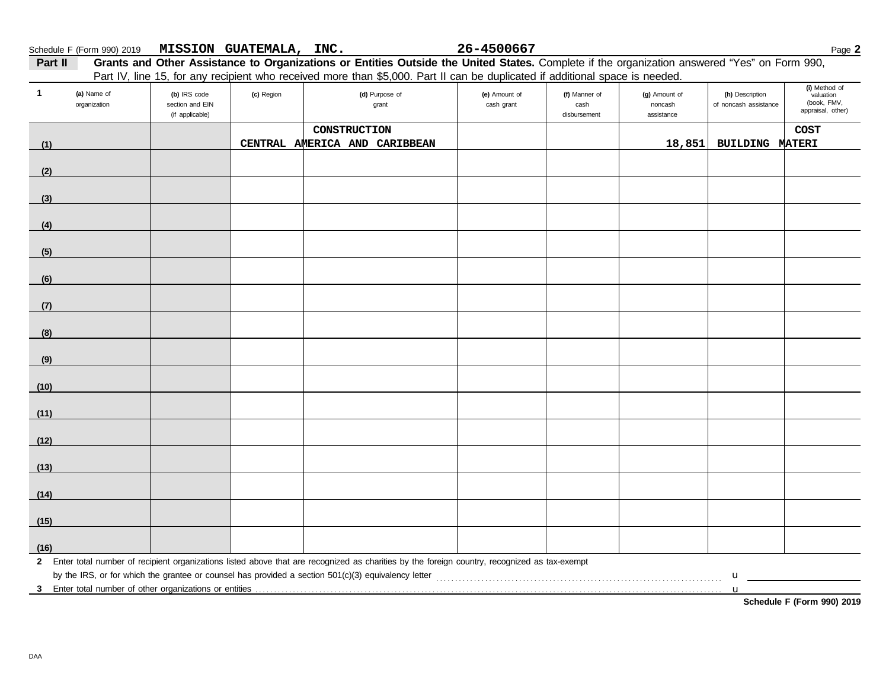Schedule F (Form 990) 2019 **MISSION GUATEMALA, INC.** **26-4500667**

**Part II** **Grants and Other Assistance to Organizations or Entities Outside the United States.** Complete if the organization answered "Yes" on Form 990, Part IV, line 15, for any recipient who received more than $5,000. Part II can be duplicated if additional space is needed.

| 1 (a) Name of organization | (b) IRS code section and EIN (if applicable) | (c) Region | (d) Purpose of grant | (e) Amount of cash grant | (f) Manner of cash disbursement | (g) Amount of noncash assistance | (h) Description of noncash assistance | (i) Method of valuation (book, FMV, appraisal, other) |
|---|---|---|---|---|---|---|---|---|
| (1) | | CENTRAL AMERICA AND CARIBBEAN | CONSTRUCTION | | | 18,851 | BUILDING MATERI | COST |
| (2) | | | | | | | | |
| (3) | | | | | | | | |
| (4) | | | | | | | | |
| (5) | | | | | | | | |
| (6) | | | | | | | | |
| (7) | | | | | | | | |
| (8) | | | | | | | | |
| (9) | | | | | | | | |
| (10) | | | | | | | | |
| (11) | | | | | | | | |
| (12) | | | | | | | | |
| (13) | | | | | | | | |
| (14) | | | | | | | | |
| (15) | | | | | | | | |
| (16) | | | | | | | | |

**2** Enter total number of recipient organizations listed above that are recognized as charities by the foreign country, recognized as tax-exempt by the IRS, or for which the grantee or counsel has provided a section 501(c)(3) equivalency letter ........ u

**3** Enter total number of other organizations or entities ........ u

**Schedule F (Form 990) 2019**

DAA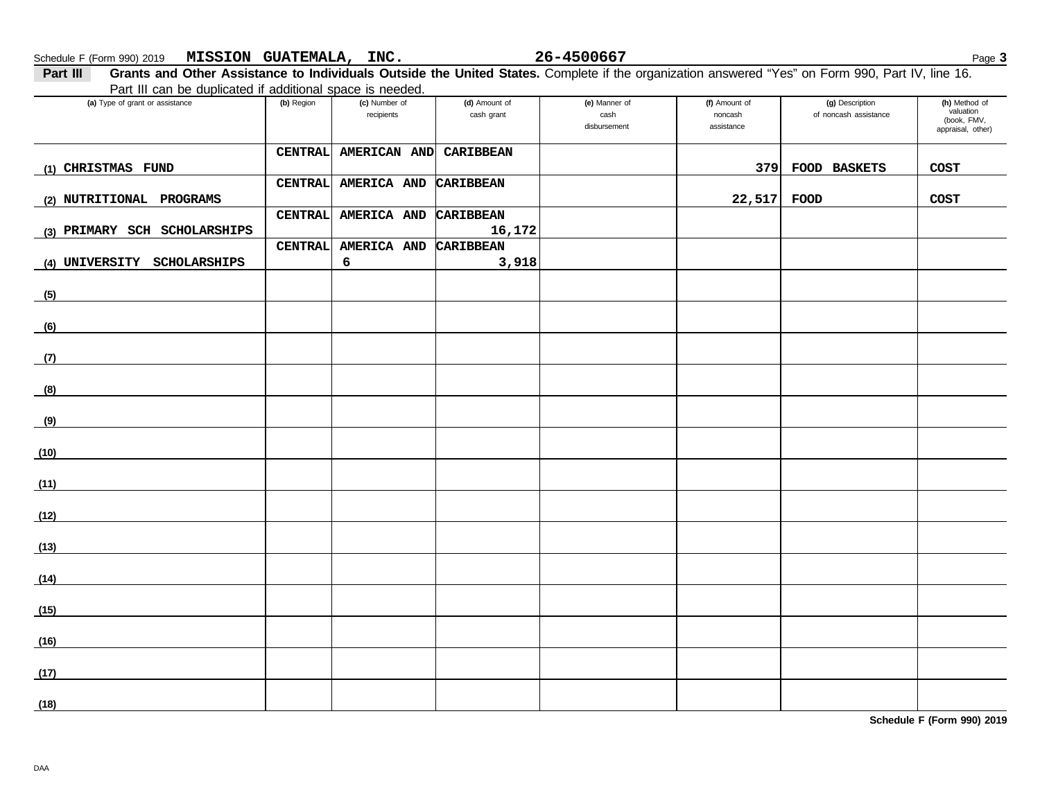Schedule F (Form 990) 2019 **MISSION GUATEMALA, INC.** **26-4500667** Page **3**

**Part III** **Grants and Other Assistance to Individuals Outside the United States.** Complete if the organization answered "Yes" on Form 990, Part IV, line 16. Part III can be duplicated if additional space is needed.

| (a) Type of grant or assistance | (b) Region | (c) Number of recipients | (d) Amount of cash grant | (e) Manner of cash disbursement | (f) Amount of noncash assistance | (g) Description of noncash assistance | (h) Method of valuation (book, FMV, appraisal, other) |
|---|---|---|---|---|---|---|---|
| (1) CHRISTMAS FUND | CENTRAL AMERICAN AND CARIBBEAN | | | | 379 | FOOD BASKETS | COST |
| (2) NUTRITIONAL PROGRAMS | CENTRAL AMERICA AND CARIBBEAN | | | | 22,517 | FOOD | COST |
| (3) PRIMARY SCH SCHOLARSHIPS | CENTRAL AMERICA AND CARIBBEAN | | 16,172 | | | | |
| (4) UNIVERSITY SCHOLARSHIPS | CENTRAL AMERICA AND CARIBBEAN | 6 | 3,918 | | | | |
| (5) | | | | | | | |
| (6) | | | | | | | |
| (7) | | | | | | | |
| (8) | | | | | | | |
| (9) | | | | | | | |
| (10) | | | | | | | |
| (11) | | | | | | | |
| (12) | | | | | | | |
| (13) | | | | | | | |
| (14) | | | | | | | |
| (15) | | | | | | | |
| (16) | | | | | | | |
| (17) | | | | | | | |
| (18) | | | | | | | |

**Schedule F (Form 990) 2019**

DAA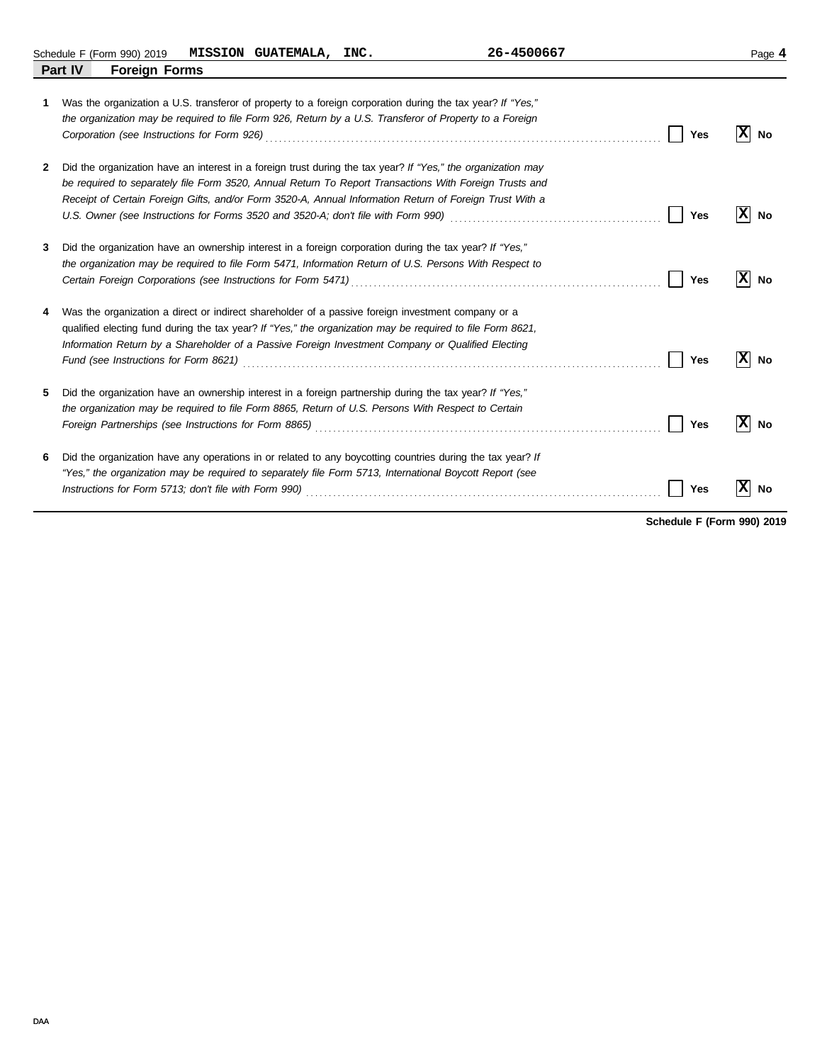Schedule F (Form 990) 2019 **MISSION GUATEMALA, INC.** **26-4500667**

## Part IV Foreign Forms

**1** Was the organization a U.S. transferor of property to a foreign corporation during the tax year? *If "Yes," the organization may be required to file Form 926, Return by a U.S. Transferor of Property to a Foreign Corporation (see Instructions for Form 926)* ..... [ ] Yes [X] No

**2** Did the organization have an interest in a foreign trust during the tax year? *If "Yes," the organization may be required to separately file Form 3520, Annual Return To Report Transactions With Foreign Trusts and Receipt of Certain Foreign Gifts, and/or Form 3520-A, Annual Information Return of Foreign Trust With a U.S. Owner (see Instructions for Forms 3520 and 3520-A; don't file with Form 990)* ..... [ ] Yes [X] No

**3** Did the organization have an ownership interest in a foreign corporation during the tax year? *If "Yes," the organization may be required to file Form 5471, Information Return of U.S. Persons With Respect to Certain Foreign Corporations (see Instructions for Form 5471)* ..... [ ] Yes [X] No

**4** Was the organization a direct or indirect shareholder of a passive foreign investment company or a qualified electing fund during the tax year? *If "Yes," the organization may be required to file Form 8621, Information Return by a Shareholder of a Passive Foreign Investment Company or Qualified Electing Fund (see Instructions for Form 8621)* ..... [ ] Yes [X] No

**5** Did the organization have an ownership interest in a foreign partnership during the tax year? *If "Yes," the organization may be required to file Form 8865, Return of U.S. Persons With Respect to Certain Foreign Partnerships (see Instructions for Form 8865)* ..... [ ] Yes [X] No

**6** Did the organization have any operations in or related to any boycotting countries during the tax year? *If "Yes," the organization may be required to separately file Form 5713, International Boycott Report (see Instructions for Form 5713; don't file with Form 990)* ..... [ ] Yes [X] No

**Schedule F (Form 990) 2019**

DAA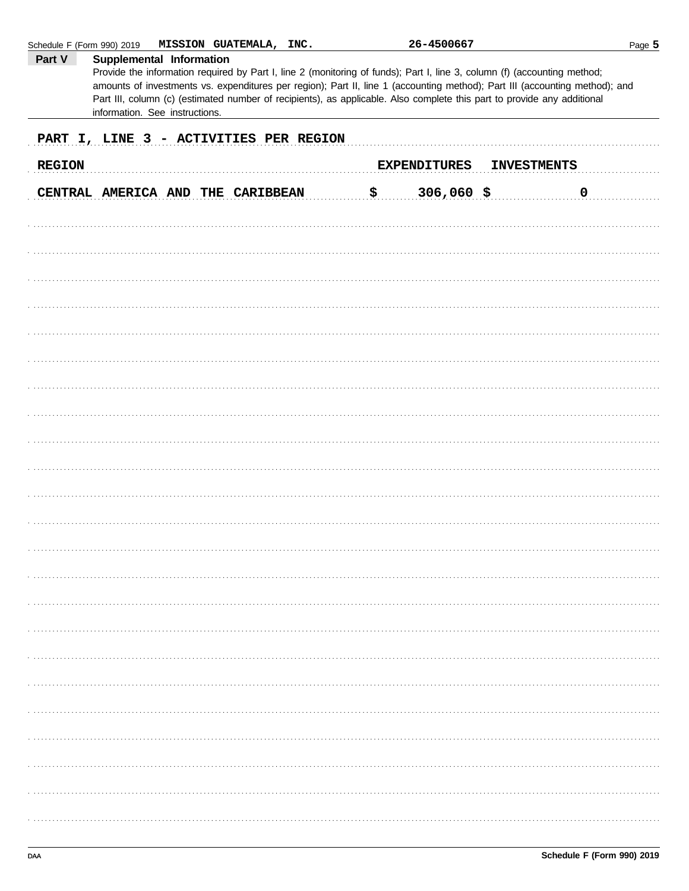Schedule F (Form 990) 2019 MISSION GUATEMALA, INC. 26-4500667

**Part V Supplemental Information**

Provide the information required by Part I, line 2 (monitoring of funds); Part I, line 3, column (f) (accounting method; amounts of investments vs. expenditures per region); Part II, line 1 (accounting method); Part III (accounting method); and Part III, column (c) (estimated number of recipients), as applicable. Also complete this part to provide any additional information. See instructions.

PART I, LINE 3 - ACTIVITIES PER REGION

| REGION | EXPENDITURES | INVESTMENTS |
|---|---|---|
| CENTRAL AMERICA AND THE CARIBBEAN | $ 306,060 | $ 0 |

Schedule F (Form 990) 2019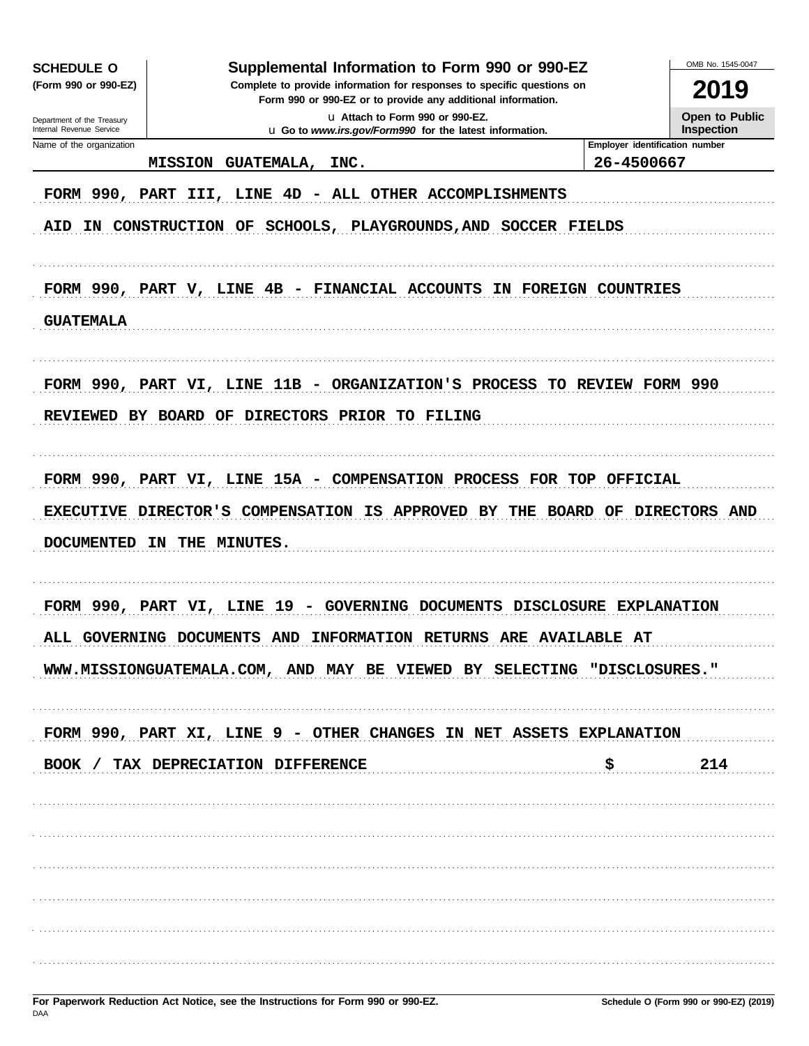**SCHEDULE O**
**(Form 990 or 990-EZ)**

Department of the Treasury
Internal Revenue Service

# Supplemental Information to Form 990 or 990-EZ

**Complete to provide information for responses to specific questions on Form 990 or 990-EZ or to provide any additional information.**

u Attach to Form 990 or 990-EZ.
u Go to *www.irs.gov/Form990* for the latest information.

OMB No. 1545-0047

**2019**

**Open to Public Inspection**

| Name of the organization | Employer identification number |
|---|---|
| MISSION GUATEMALA, INC. | 26-4500667 |

FORM 990, PART III, LINE 4D - ALL OTHER ACCOMPLISHMENTS

AID IN CONSTRUCTION OF SCHOOLS, PLAYGROUNDS,AND SOCCER FIELDS

FORM 990, PART V, LINE 4B - FINANCIAL ACCOUNTS IN FOREIGN COUNTRIES

GUATEMALA

FORM 990, PART VI, LINE 11B - ORGANIZATION'S PROCESS TO REVIEW FORM 990

REVIEWED BY BOARD OF DIRECTORS PRIOR TO FILING

FORM 990, PART VI, LINE 15A - COMPENSATION PROCESS FOR TOP OFFICIAL

EXECUTIVE DIRECTOR'S COMPENSATION IS APPROVED BY THE BOARD OF DIRECTORS AND DOCUMENTED IN THE MINUTES.

FORM 990, PART VI, LINE 19 - GOVERNING DOCUMENTS DISCLOSURE EXPLANATION

ALL GOVERNING DOCUMENTS AND INFORMATION RETURNS ARE AVAILABLE AT WWW.MISSIONGUATEMALA.COM, AND MAY BE VIEWED BY SELECTING "DISCLOSURES."

FORM 990, PART XI, LINE 9 - OTHER CHANGES IN NET ASSETS EXPLANATION

| | | |
|---|---|---|
| BOOK / TAX DEPRECIATION DIFFERENCE | $ | 214 |

**For Paperwork Reduction Act Notice, see the Instructions for Form 990 or 990-EZ.**
DAA

**Schedule O (Form 990 or 990-EZ) (2019)**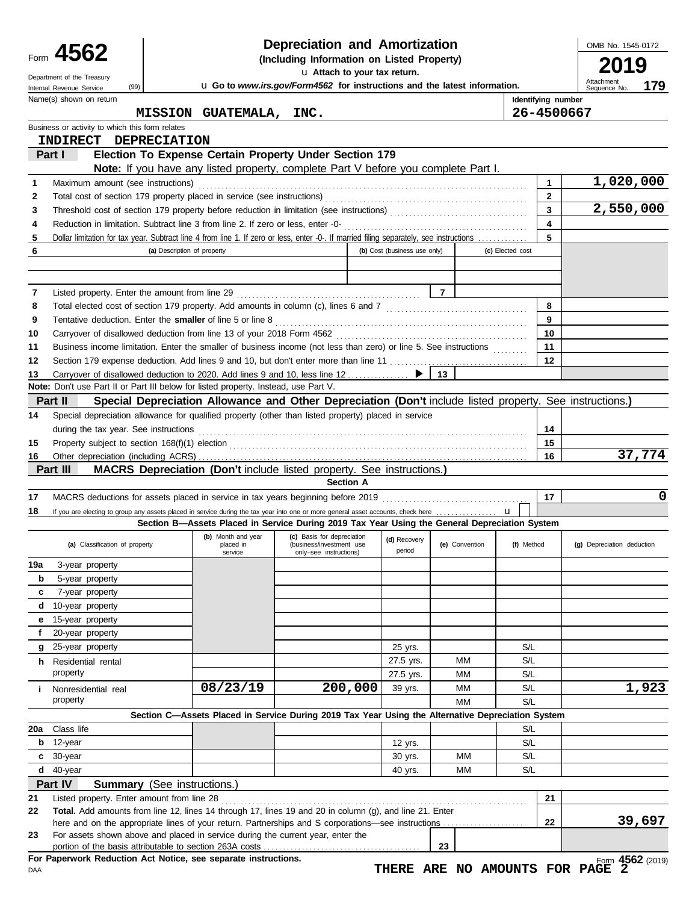Form **4562**

Department of the Treasury
Internal Revenue Service (99)

# Depreciation and Amortization
**(Including Information on Listed Property)**

u **Attach to your tax return.**

u **Go to *www.irs.gov/Form4562* for instructions and the latest information.**

OMB No. 1545-0172

**2019**

Attachment Sequence No. **179**

Name(s) shown on return: **MISSION GUATEMALA, INC.**

Identifying number: **26-4500667**

Business or activity to which this form relates: **INDIRECT DEPRECIATION**

## Part I Election To Expense Certain Property Under Section 179

**Note:** If you have any listed property, complete Part V before you complete Part I.

| | | | |
|---|---|---|---|
| 1 | Maximum amount (see instructions) | 1 | 1,020,000 |
| 2 | Total cost of section 179 property placed in service (see instructions) | 2 | |
| 3 | Threshold cost of section 179 property before reduction in limitation (see instructions) | 3 | 2,550,000 |
| 4 | Reduction in limitation. Subtract line 3 from line 2. If zero or less, enter -0- | 4 | |
| 5 | Dollar limitation for tax year. Subtract line 4 from line 1. If zero or less, enter -0-. If married filing separately, see instructions | 5 | |

| 6 | (a) Description of property | (b) Cost (business use only) | (c) Elected cost |
|---|---|---|---|
| | | | |
| | | | |

| | | | |
|---|---|---|---|
| 7 | Listed property. Enter the amount from line 29 | 7 | |
| 8 | Total elected cost of section 179 property. Add amounts in column (c), lines 6 and 7 | 8 | |
| 9 | Tentative deduction. Enter the **smaller** of line 5 or line 8 | 9 | |
| 10 | Carryover of disallowed deduction from line 13 of your 2018 Form 4562 | 10 | |
| 11 | Business income limitation. Enter the smaller of business income (not less than zero) or line 5. See instructions | 11 | |
| 12 | Section 179 expense deduction. Add lines 9 and 10, but don't enter more than line 11 | 12 | |
| 13 | Carryover of disallowed deduction to 2020. Add lines 9 and 10, less line 12 ▶ | 13 | |

**Note:** Don't use Part II or Part III below for listed property. Instead, use Part V.

## Part II Special Depreciation Allowance and Other Depreciation (Don't include listed property. See instructions.)

| | | | |
|---|---|---|---|
| 14 | Special depreciation allowance for qualified property (other than listed property) placed in service during the tax year. See instructions | 14 | |
| 15 | Property subject to section 168(f)(1) election | 15 | |
| 16 | Other depreciation (including ACRS) | 16 | 37,774 |

## Part III MACRS Depreciation (Don't include listed property. See instructions.)

**Section A**

| | | | |
|---|---|---|---|
| 17 | MACRS deductions for assets placed in service in tax years beginning before 2019 | 17 | 0 |
| 18 | If you are electing to group any assets placed in service during the tax year into one or more general asset accounts, check here u | | |

**Section B—Assets Placed in Service During 2019 Tax Year Using the General Depreciation System**

| (a) Classification of property | (b) Month and year placed in service | (c) Basis for depreciation (business/investment use only–see instructions) | (d) Recovery period | (e) Convention | (f) Method | (g) Depreciation deduction |
|---|---|---|---|---|---|---|
| 19a 3-year property | | | | | | |
| b 5-year property | | | | | | |
| c 7-year property | | | | | | |
| d 10-year property | | | | | | |
| e 15-year property | | | | | | |
| f 20-year property | | | | | | |
| g 25-year property | | | 25 yrs. | | S/L | |
| h Residential rental property | | | 27.5 yrs. | MM | S/L | |
| | | | 27.5 yrs. | MM | S/L | |
| i Nonresidential real property | 08/23/19 | 200,000 | 39 yrs. | MM | S/L | 1,923 |
| | | | | MM | S/L | |

**Section C—Assets Placed in Service During 2019 Tax Year Using the Alternative Depreciation System**

| (a) Classification of property | (b) Month and year placed in service | (c) Basis for depreciation | (d) Recovery period | (e) Convention | (f) Method | (g) Depreciation deduction |
|---|---|---|---|---|---|---|
| 20a Class life | | | | | S/L | |
| b 12-year | | | 12 yrs. | | S/L | |
| c 30-year | | | 30 yrs. | MM | S/L | |
| d 40-year | | | 40 yrs. | MM | S/L | |

## Part IV Summary (See instructions.)

| | | | |
|---|---|---|---|
| 21 | Listed property. Enter amount from line 28 | 21 | |
| 22 | **Total.** Add amounts from line 12, lines 14 through 17, lines 19 and 20 in column (g), and line 21. Enter here and on the appropriate lines of your return. Partnerships and S corporations—see instructions | 22 | 39,697 |
| 23 | For assets shown above and placed in service during the current year, enter the portion of the basis attributable to section 263A costs | 23 | |

**For Paperwork Reduction Act Notice, see separate instructions.**

DAA

Form **4562** (2019)

**THERE ARE NO AMOUNTS FOR PAGE 2**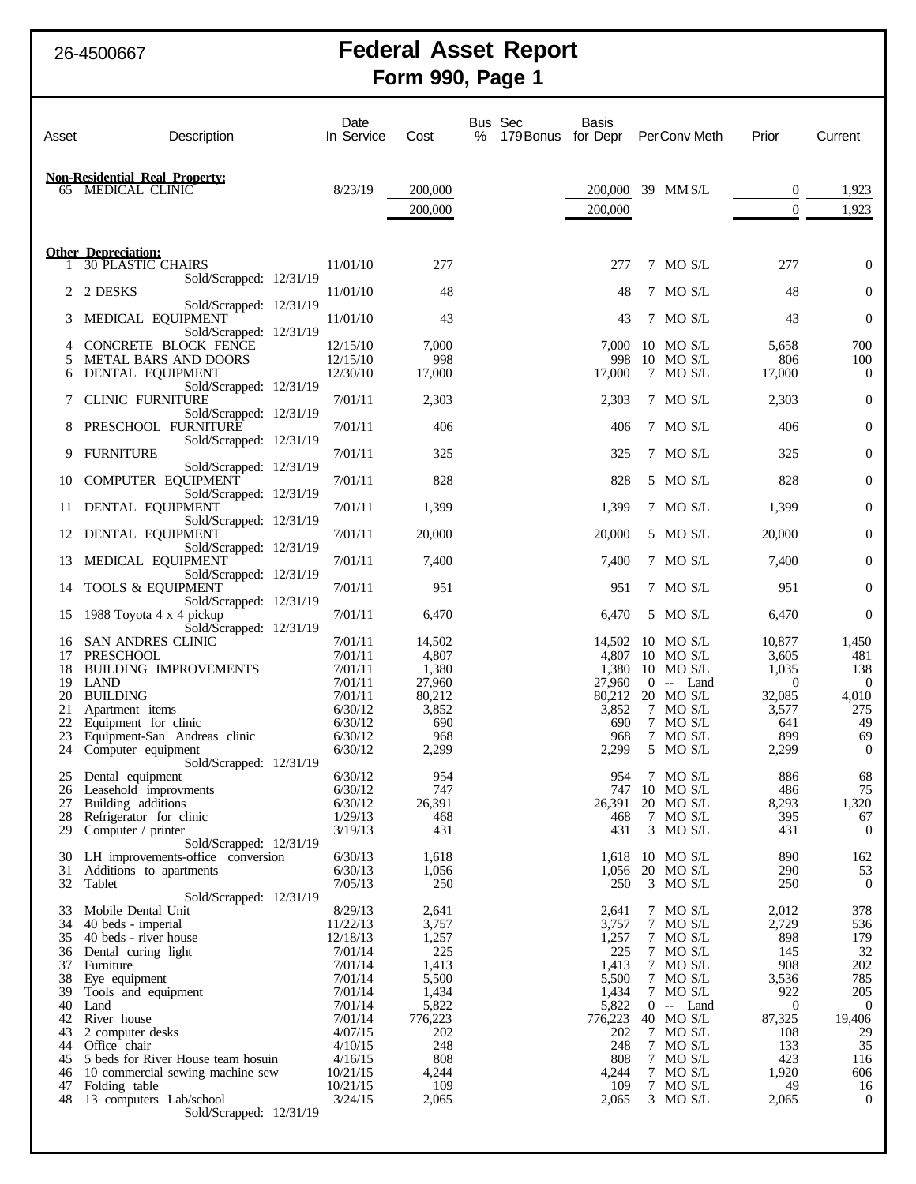26-4500667

# Federal Asset Report
## Form 990, Page 1

| Asset | Description | Date In Service | Cost | Bus % | Sec 179 Bonus | Basis for Depr | Per | Conv | Meth | Prior | Current |
|---|---|---|---|---|---|---|---|---|---|---|---|
| | **Non-Residential Real Property:** | | | | | | | | | | |
| 65 | MEDICAL CLINIC | 8/23/19 | 200,000 | | | 200,000 | 39 | MM | S/L | 0 | 1,923 |
| | | | 200,000 | | | 200,000 | | | | 0 | 1,923 |
| | **Other Depreciation:** | | | | | | | | | | |
| 1 | 30 PLASTIC CHAIRS Sold/Scrapped: 12/31/19 | 11/01/10 | 277 | | | 277 | 7 | MO | S/L | 277 | 0 |
| 2 | 2 DESKS Sold/Scrapped: 12/31/19 | 11/01/10 | 48 | | | 48 | 7 | MO | S/L | 48 | 0 |
| 3 | MEDICAL EQUIPMENT Sold/Scrapped: 12/31/19 | 11/01/10 | 43 | | | 43 | 7 | MO | S/L | 43 | 0 |
| 4 | CONCRETE BLOCK FENCE | 12/15/10 | 7,000 | | | 7,000 | 10 | MO | S/L | 5,658 | 700 |
| 5 | METAL BARS AND DOORS | 12/15/10 | 998 | | | 998 | 10 | MO | S/L | 806 | 100 |
| 6 | DENTAL EQUIPMENT Sold/Scrapped: 12/31/19 | 12/30/10 | 17,000 | | | 17,000 | 7 | MO | S/L | 17,000 | 0 |
| 7 | CLINIC FURNITURE Sold/Scrapped: 12/31/19 | 7/01/11 | 2,303 | | | 2,303 | 7 | MO | S/L | 2,303 | 0 |
| 8 | PRESCHOOL FURNITURE Sold/Scrapped: 12/31/19 | 7/01/11 | 406 | | | 406 | 7 | MO | S/L | 406 | 0 |
| 9 | FURNITURE Sold/Scrapped: 12/31/19 | 7/01/11 | 325 | | | 325 | 7 | MO | S/L | 325 | 0 |
| 10 | COMPUTER EQUIPMENT Sold/Scrapped: 12/31/19 | 7/01/11 | 828 | | | 828 | 5 | MO | S/L | 828 | 0 |
| 11 | DENTAL EQUIPMENT Sold/Scrapped: 12/31/19 | 7/01/11 | 1,399 | | | 1,399 | 7 | MO | S/L | 1,399 | 0 |
| 12 | DENTAL EQUIPMENT Sold/Scrapped: 12/31/19 | 7/01/11 | 20,000 | | | 20,000 | 5 | MO | S/L | 20,000 | 0 |
| 13 | MEDICAL EQUIPMENT Sold/Scrapped: 12/31/19 | 7/01/11 | 7,400 | | | 7,400 | 7 | MO | S/L | 7,400 | 0 |
| 14 | TOOLS & EQUIPMENT Sold/Scrapped: 12/31/19 | 7/01/11 | 951 | | | 951 | 7 | MO | S/L | 951 | 0 |
| 15 | 1988 Toyota 4 x 4 pickup Sold/Scrapped: 12/31/19 | 7/01/11 | 6,470 | | | 6,470 | 5 | MO | S/L | 6,470 | 0 |
| 16 | SAN ANDRES CLINIC | 7/01/11 | 14,502 | | | 14,502 | 10 | MO | S/L | 10,877 | 1,450 |
| 17 | PRESCHOOL | 7/01/11 | 4,807 | | | 4,807 | 10 | MO | S/L | 3,605 | 481 |
| 18 | BUILDING IMPROVEMENTS | 7/01/11 | 1,380 | | | 1,380 | 10 | MO | S/L | 1,035 | 138 |
| 19 | LAND | 7/01/11 | 27,960 | | | 27,960 | 0 | -- | Land | 0 | 0 |
| 20 | BUILDING | 7/01/11 | 80,212 | | | 80,212 | 20 | MO | S/L | 32,085 | 4,010 |
| 21 | Apartment items | 6/30/12 | 3,852 | | | 3,852 | 7 | MO | S/L | 3,577 | 275 |
| 22 | Equipment for clinic | 6/30/12 | 690 | | | 690 | 7 | MO | S/L | 641 | 49 |
| 23 | Equipment-San Andreas clinic | 6/30/12 | 968 | | | 968 | 7 | MO | S/L | 899 | 69 |
| 24 | Computer equipment Sold/Scrapped: 12/31/19 | 6/30/12 | 2,299 | | | 2,299 | 5 | MO | S/L | 2,299 | 0 |
| 25 | Dental equipment | 6/30/12 | 954 | | | 954 | 7 | MO | S/L | 886 | 68 |
| 26 | Leasehold improvments | 6/30/12 | 747 | | | 747 | 10 | MO | S/L | 486 | 75 |
| 27 | Building additions | 6/30/12 | 26,391 | | | 26,391 | 20 | MO | S/L | 8,293 | 1,320 |
| 28 | Refrigerator for clinic | 1/29/13 | 468 | | | 468 | 7 | MO | S/L | 395 | 67 |
| 29 | Computer / printer Sold/Scrapped: 12/31/19 | 3/19/13 | 431 | | | 431 | 3 | MO | S/L | 431 | 0 |
| 30 | LH improvements-office conversion | 6/30/13 | 1,618 | | | 1,618 | 10 | MO | S/L | 890 | 162 |
| 31 | Additions to apartments | 6/30/13 | 1,056 | | | 1,056 | 20 | MO | S/L | 290 | 53 |
| 32 | Tablet Sold/Scrapped: 12/31/19 | 7/05/13 | 250 | | | 250 | 3 | MO | S/L | 250 | 0 |
| 33 | Mobile Dental Unit | 8/29/13 | 2,641 | | | 2,641 | 7 | MO | S/L | 2,012 | 378 |
| 34 | 40 beds - imperial | 11/22/13 | 3,757 | | | 3,757 | 7 | MO | S/L | 2,729 | 536 |
| 35 | 40 beds - river house | 12/18/13 | 1,257 | | | 1,257 | 7 | MO | S/L | 898 | 179 |
| 36 | Dental curing light | 7/01/14 | 225 | | | 225 | 7 | MO | S/L | 145 | 32 |
| 37 | Furniture | 7/01/14 | 1,413 | | | 1,413 | 7 | MO | S/L | 908 | 202 |
| 38 | Eye equipment | 7/01/14 | 5,500 | | | 5,500 | 7 | MO | S/L | 3,536 | 785 |
| 39 | Tools and equipment | 7/01/14 | 1,434 | | | 1,434 | 7 | MO | S/L | 922 | 205 |
| 40 | Land | 7/01/14 | 5,822 | | | 5,822 | 0 | -- | Land | 0 | 0 |
| 42 | River house | 7/01/14 | 776,223 | | | 776,223 | 40 | MO | S/L | 87,325 | 19,406 |
| 43 | 2 computer desks | 4/07/15 | 202 | | | 202 | 7 | MO | S/L | 108 | 29 |
| 44 | Office chair | 4/10/15 | 248 | | | 248 | 7 | MO | S/L | 133 | 35 |
| 45 | 5 beds for River House team hosuin | 4/16/15 | 808 | | | 808 | 7 | MO | S/L | 423 | 116 |
| 46 | 10 commercial sewing machine sew | 10/21/15 | 4,244 | | | 4,244 | 7 | MO | S/L | 1,920 | 606 |
| 47 | Folding table | 10/21/15 | 109 | | | 109 | 7 | MO | S/L | 49 | 16 |
| 48 | 13 computers Lab/school Sold/Scrapped: 12/31/19 | 3/24/15 | 2,065 | | | 2,065 | 3 | MO | S/L | 2,065 | 0 |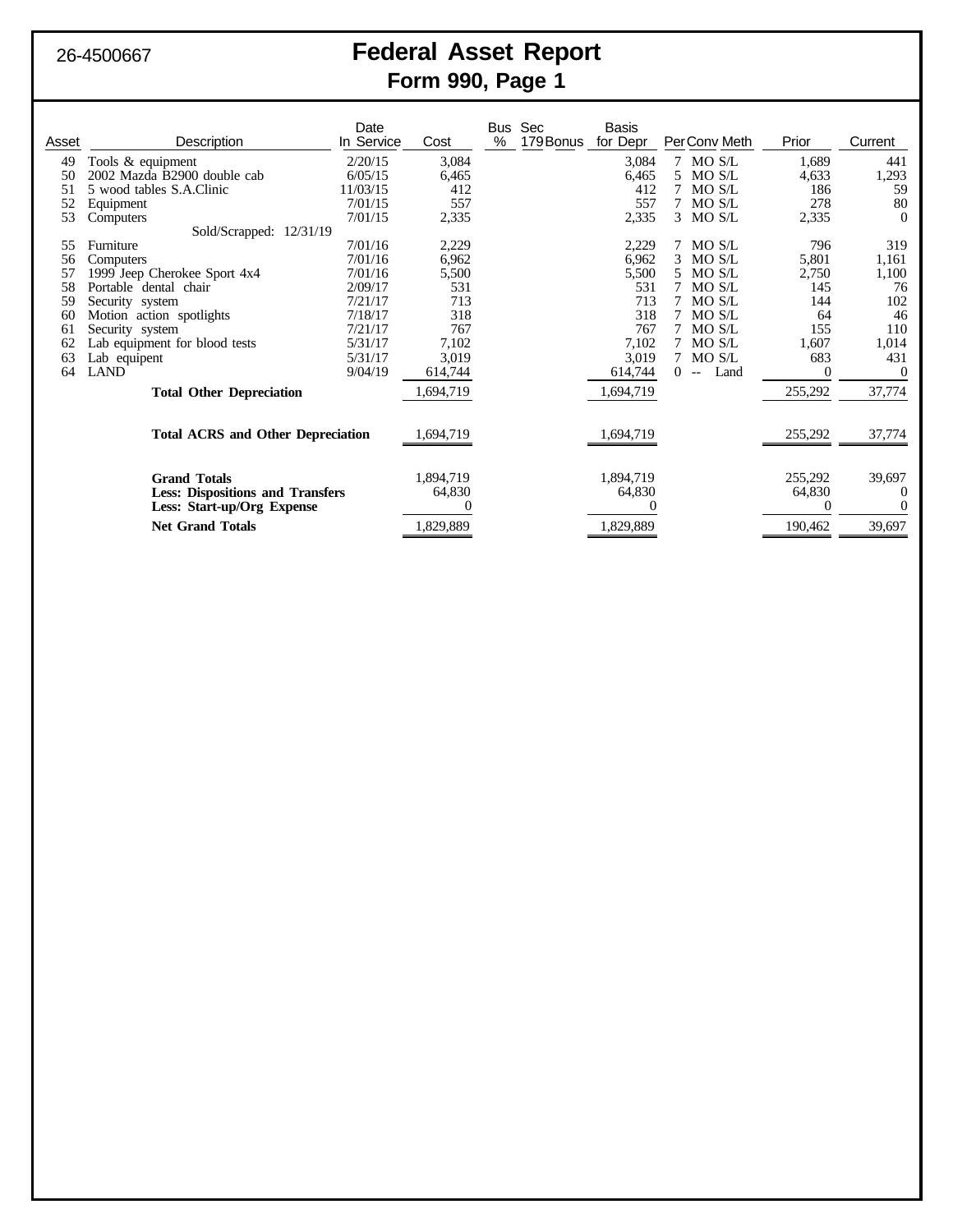26-4500667

# Federal Asset Report
## Form 990, Page 1

| Asset | Description | Date In Service | Cost | Bus % | Sec 179 Bonus | Basis for Depr | Per | Conv | Meth | Prior | Current |
|---|---|---|---|---|---|---|---|---|---|---|---|
| 49 | Tools & equipment | 2/20/15 | 3,084 | | | 3,084 | 7 | MO | S/L | 1,689 | 441 |
| 50 | 2002 Mazda B2900 double cab | 6/05/15 | 6,465 | | | 6,465 | 5 | MO | S/L | 4,633 | 1,293 |
| 51 | 5 wood tables S.A.Clinic | 11/03/15 | 412 | | | 412 | 7 | MO | S/L | 186 | 59 |
| 52 | Equipment | 7/01/15 | 557 | | | 557 | 7 | MO | S/L | 278 | 80 |
| 53 | Computers | 7/01/15 | 2,335 | | | 2,335 | 3 | MO | S/L | 2,335 | 0 |
| | Sold/Scrapped: 12/31/19 | | | | | | | | | | |
| 55 | Furniture | 7/01/16 | 2,229 | | | 2,229 | 7 | MO | S/L | 796 | 319 |
| 56 | Computers | 7/01/16 | 6,962 | | | 6,962 | 3 | MO | S/L | 5,801 | 1,161 |
| 57 | 1999 Jeep Cherokee Sport 4x4 | 7/01/16 | 5,500 | | | 5,500 | 5 | MO | S/L | 2,750 | 1,100 |
| 58 | Portable dental chair | 2/09/17 | 531 | | | 531 | 7 | MO | S/L | 145 | 76 |
| 59 | Security system | 7/21/17 | 713 | | | 713 | 7 | MO | S/L | 144 | 102 |
| 60 | Motion action spotlights | 7/18/17 | 318 | | | 318 | 7 | MO | S/L | 64 | 46 |
| 61 | Security system | 7/21/17 | 767 | | | 767 | 7 | MO | S/L | 155 | 110 |
| 62 | Lab equipment for blood tests | 5/31/17 | 7,102 | | | 7,102 | 7 | MO | S/L | 1,607 | 1,014 |
| 63 | Lab equipent | 5/31/17 | 3,019 | | | 3,019 | 7 | MO | S/L | 683 | 431 |
| 64 | LAND | 9/04/19 | 614,744 | | | 614,744 | 0 | -- | Land | 0 | 0 |
| | **Total Other Depreciation** | | 1,694,719 | | | 1,694,719 | | | | 255,292 | 37,774 |
| | **Total ACRS and Other Depreciation** | | 1,694,719 | | | 1,694,719 | | | | 255,292 | 37,774 |
| | **Grand Totals** | | 1,894,719 | | | 1,894,719 | | | | 255,292 | 39,697 |
| | **Less: Dispositions and Transfers** | | 64,830 | | | 64,830 | | | | 64,830 | 0 |
| | **Less: Start-up/Org Expense** | | 0 | | | 0 | | | | 0 | 0 |
| | **Net Grand Totals** | | 1,829,889 | | | 1,829,889 | | | | 190,462 | 39,697 |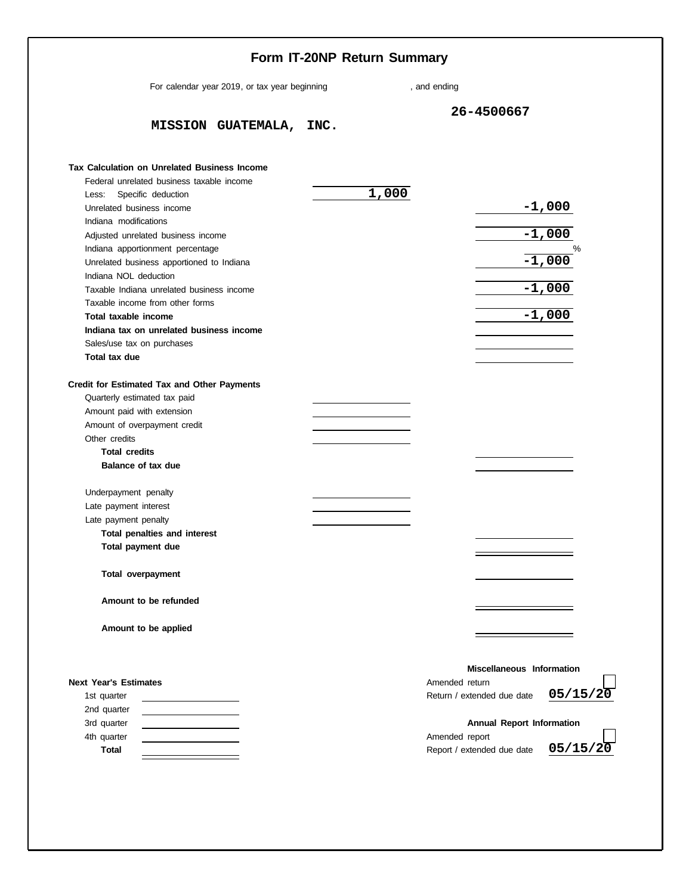# Form IT-20NP Return Summary

For calendar year 2019, or tax year beginning , and ending

**MISSION GUATEMALA, INC.** 26-4500667

**Tax Calculation on Unrelated Business Income**

| | | |
|---|---|---|
| Federal unrelated business taxable income | | |
| Less: Specific deduction | 1,000 | |
| Unrelated business income | | -1,000 |
| Indiana modifications | | |
| Adjusted unrelated business income | | -1,000 |
| Indiana apportionment percentage | | % |
| Unrelated business apportioned to Indiana | | -1,000 |
| Indiana NOL deduction | | |
| Taxable Indiana unrelated business income | | -1,000 |
| Taxable income from other forms | | |
| **Total taxable income** | | -1,000 |
| **Indiana tax on unrelated business income** | | |
| Sales/use tax on purchases | | |
| **Total tax due** | | |

**Credit for Estimated Tax and Other Payments**

| | | |
|---|---|---|
| Quarterly estimated tax paid | | |
| Amount paid with extension | | |
| Amount of overpayment credit | | |
| Other credits | | |
| **Total credits** | | |
| **Balance of tax due** | | |
| Underpayment penalty | | |
| Late payment interest | | |
| Late payment penalty | | |
| **Total penalties and interest** | | |
| **Total payment due** | | |
| **Total overpayment** | | |
| **Amount to be refunded** | | |
| **Amount to be applied** | | |

**Next Year's Estimates**

| | |
|---|---|
| 1st quarter | |
| 2nd quarter | |
| 3rd quarter | |
| 4th quarter | |
| **Total** | |

**Miscellaneous Information**

Amended return ☐

Return / extended due date 05/15/20

**Annual Report Information**

Amended report ☐

Report / extended due date 05/15/20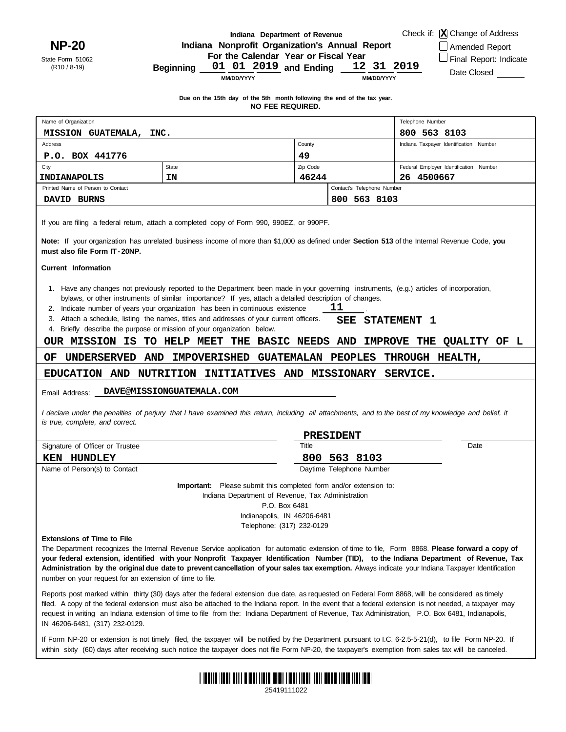**NP-20**

State Form 51062
(R10 / 8-19)

Indiana Department of Revenue
**Indiana Nonprofit Organization's Annual Report**
**For the Calendar Year or Fiscal Year**
**Beginning** 01 01 2019 **and Ending** 12 31 2019
MM/DD/YYYY MM/DD/YYYY

Check if: [X] Change of Address
[ ] Amended Report
[ ] Final Report: Indicate Date Closed ______

**Due on the 15th day of the 5th month following the end of the tax year.**
**NO FEE REQUIRED.**

| Name of Organization | | | Telephone Number |
|---|---|---|---|
| MISSION GUATEMALA, INC. | | | 800 563 8103 |
| Address | | County | Indiana Taxpayer Identification Number |
| P.O. BOX 441776 | | 49 | |
| City | State | Zip Code | Federal Employer Identification Number |
| INDIANAPOLIS | IN | 46244 | 26 4500667 |
| Printed Name of Person to Contact | | Contact's Telephone Number | |
| DAVID BURNS | | 800 563 8103 | |

If you are filing a federal return, attach a completed copy of Form 990, 990EZ, or 990PF.

**Note:** If your organization has unrelated business income of more than $1,000 as defined under **Section 513** of the Internal Revenue Code, **you must also file Form IT-20NP.**

**Current Information**

1. Have any changes not previously reported to the Department been made in your governing instruments, (e.g.) articles of incorporation, bylaws, or other instruments of similar importance? If yes, attach a detailed description of changes.
2. Indicate number of years your organization has been in continuous existence 11 .
3. Attach a schedule, listing the names, titles and addresses of your current officers. SEE STATEMENT 1
4. Briefly describe the purpose or mission of your organization below.

OUR MISSION IS TO HELP MEET THE BASIC NEEDS AND IMPROVE THE QUALITY OF L
OF UNDERSERVED AND IMPOVERISHED GUATEMALAN PEOPLES THROUGH HEALTH,
EDUCATION AND NUTRITION INITIATIVES AND MISSIONARY SERVICE.

Email Address: DAVE@MISSIONGUATEMALA.COM

*I declare under the penalties of perjury that I have examined this return, including all attachments, and to the best of my knowledge and belief, it is true, complete, and correct.*

| Signature of Officer or Trustee | Title: PRESIDENT | Date |
|---|---|---|
| KEN HUNDLEY | 800 563 8103 | |
| Name of Person(s) to Contact | Daytime Telephone Number | |

**Important:** Please submit this completed form and/or extension to:
Indiana Department of Revenue, Tax Administration
P.O. Box 6481
Indianapolis, IN 46206-6481
Telephone: (317) 232-0129

**Extensions of Time to File**

The Department recognizes the Internal Revenue Service application for automatic extension of time to file, Form 8868. **Please forward a copy of your federal extension, identified with your Nonprofit Taxpayer Identification Number (TID), to the Indiana Department of Revenue, Tax Administration by the original due date to prevent cancellation of your sales tax exemption.** Always indicate your Indiana Taxpayer Identification number on your request for an extension of time to file.

Reports post marked within thirty (30) days after the federal extension due date, as requested on Federal Form 8868, will be considered as timely filed. A copy of the federal extension must also be attached to the Indiana report. In the event that a federal extension is not needed, a taxpayer may request in writing an Indiana extension of time to file from the: Indiana Department of Revenue, Tax Administration, P.O. Box 6481, Indianapolis, IN 46206-6481, (317) 232-0129.

If Form NP-20 or extension is not timely filed, the taxpayer will be notified by the Department pursuant to I.C. 6-2.5-5-21(d), to file Form NP-20. If within sixty (60) days after receiving such notice the taxpayer does not file Form NP-20, the taxpayer's exemption from sales tax will be canceled.

25419111022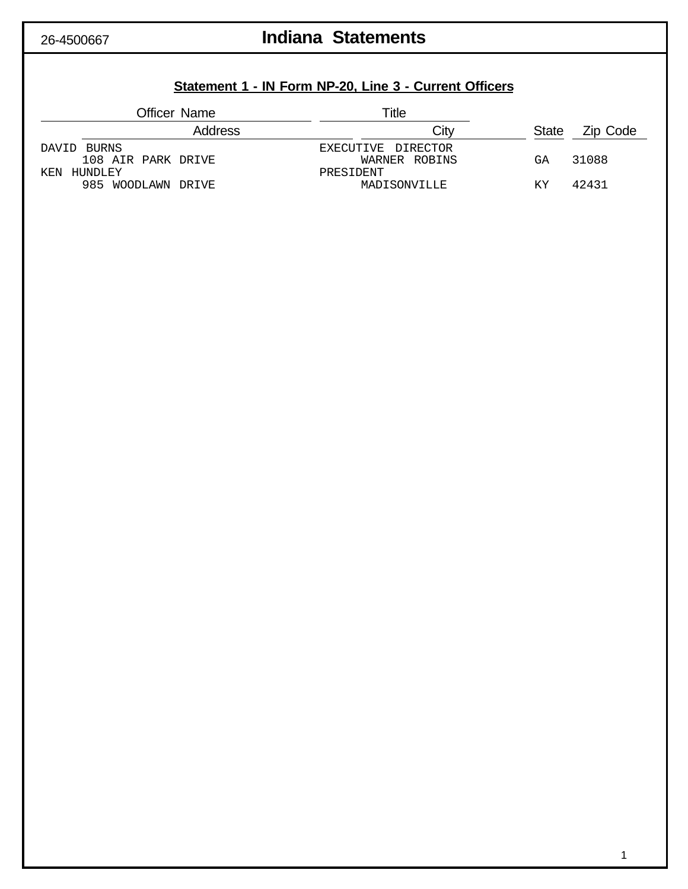26-4500667

# Indiana Statements

## Statement 1 - IN Form NP-20, Line 3 - Current Officers

| Officer Name / Address | Title / City | State | Zip Code |
|---|---|---|---|
| DAVID BURNS | EXECUTIVE DIRECTOR | | |
| 108 AIR PARK DRIVE | WARNER ROBINS | GA | 31088 |
| KEN HUNDLEY | PRESIDENT | | |
| 985 WOODLAWN DRIVE | MADISONVILLE | KY | 42431 |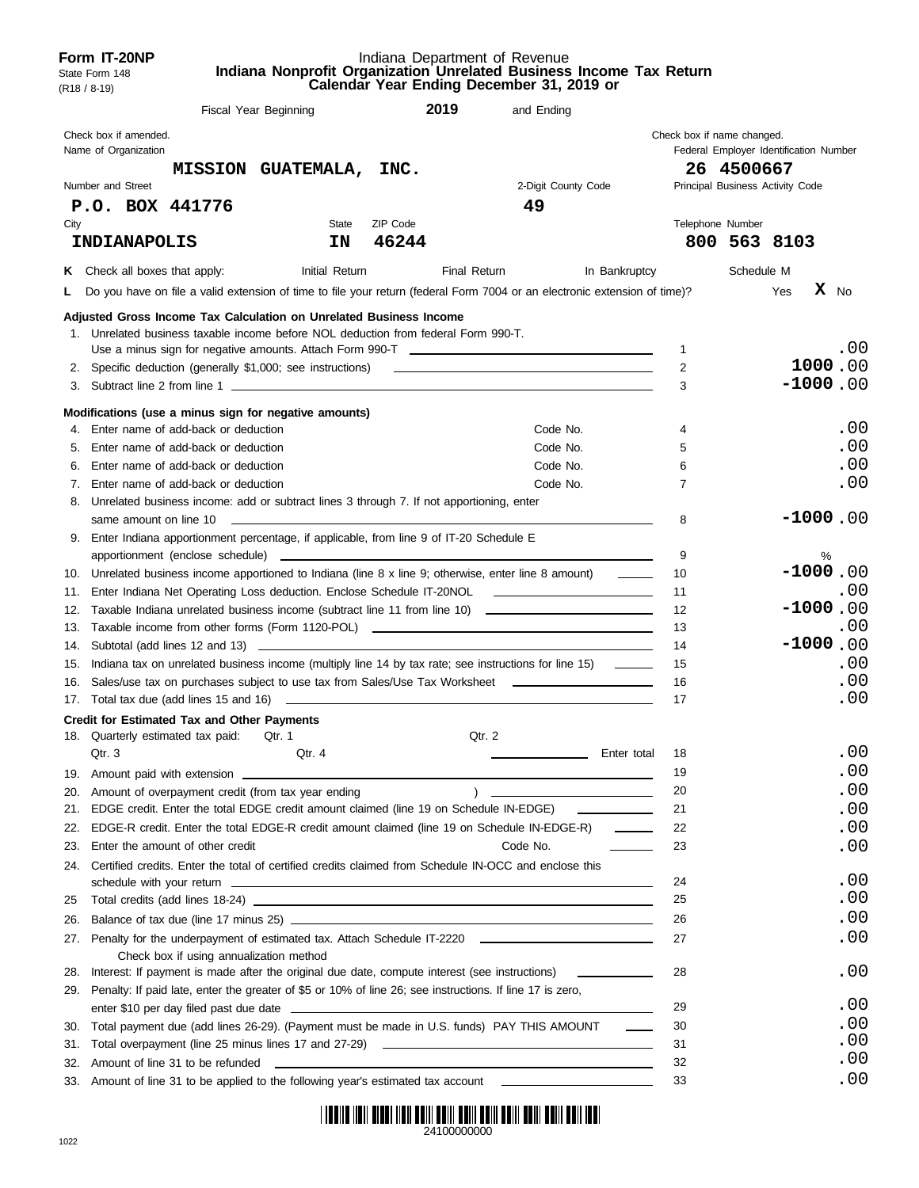**Form IT-20NP**
State Form 148
(R18 / 8-19)

Indiana Department of Revenue
**Indiana Nonprofit Organization Unrelated Business Income Tax Return**
**Calendar Year Ending December 31, 2019 or**

Fiscal Year Beginning **2019** and Ending

Check box if amended.
Check box if name changed.

| Name of Organization | | Federal Employer Identification Number |
|---|---|---|
| **MISSION GUATEMALA, INC.** | | **26 4500667** |
| Number and Street | 2-Digit County Code | Principal Business Activity Code |
| **P.O. BOX 441776** | **49** | |
| City / State / ZIP Code | | Telephone Number |
| **INDIANAPOLIS** **IN** **46244** | | **800 563 8103** |

**K** Check all boxes that apply: Initial Return Final Return In Bankruptcy Schedule M

**L** Do you have on file a valid extension of time to file your return (federal Form 7004 or an electronic extension of time)? Yes **X** No

### Adjusted Gross Income Tax Calculation on Unrelated Business Income

| | | Line | Amount |
|---|---|---|---|
| 1. | Unrelated business taxable income before NOL deduction from federal Form 990-T. Use a minus sign for negative amounts. Attach Form 990-T | 1 | .00 |
| 2. | Specific deduction (generally $1,000; see instructions) | 2 | 1000.00 |
| 3. | Subtract line 2 from line 1 | 3 | -1000.00 |

### Modifications (use a minus sign for negative amounts)

| | | Line | Amount |
|---|---|---|---|
| 4. | Enter name of add-back or deduction Code No. | 4 | .00 |
| 5. | Enter name of add-back or deduction Code No. | 5 | .00 |
| 6. | Enter name of add-back or deduction Code No. | 6 | .00 |
| 7. | Enter name of add-back or deduction Code No. | 7 | .00 |
| 8. | Unrelated business income: add or subtract lines 3 through 7. If not apportioning, enter same amount on line 10 | 8 | -1000.00 |
| 9. | Enter Indiana apportionment percentage, if applicable, from line 9 of IT-20 Schedule E apportionment (enclose schedule) | 9 | % |
| 10. | Unrelated business income apportioned to Indiana (line 8 x line 9; otherwise, enter line 8 amount) | 10 | -1000.00 |
| 11. | Enter Indiana Net Operating Loss deduction. Enclose Schedule IT-20NOL | 11 | .00 |
| 12. | Taxable Indiana unrelated business income (subtract line 11 from line 10) | 12 | -1000.00 |
| 13. | Taxable income from other forms (Form 1120-POL) | 13 | .00 |
| 14. | Subtotal (add lines 12 and 13) | 14 | -1000.00 |
| 15. | Indiana tax on unrelated business income (multiply line 14 by tax rate; see instructions for line 15) | 15 | .00 |
| 16. | Sales/use tax on purchases subject to use tax from Sales/Use Tax Worksheet | 16 | .00 |
| 17. | Total tax due (add lines 15 and 16) | 17 | .00 |

### Credit for Estimated Tax and Other Payments

| | | Line | Amount |
|---|---|---|---|
| 18. | Quarterly estimated tax paid: Qtr. 1 Qtr. 2 Qtr. 3 Qtr. 4 Enter total | 18 | .00 |
| 19. | Amount paid with extension | 19 | .00 |
| 20. | Amount of overpayment credit (from tax year ending ) | 20 | .00 |
| 21. | EDGE credit. Enter the total EDGE credit amount claimed (line 19 on Schedule IN-EDGE) | 21 | .00 |
| 22. | EDGE-R credit. Enter the total EDGE-R credit amount claimed (line 19 on Schedule IN-EDGE-R) | 22 | .00 |
| 23. | Enter the amount of other credit Code No. | 23 | .00 |
| 24. | Certified credits. Enter the total of certified credits claimed from Schedule IN-OCC and enclose this schedule with your return | 24 | .00 |
| 25 | Total credits (add lines 18-24) | 25 | .00 |
| 26. | Balance of tax due (line 17 minus 25) | 26 | .00 |
| 27. | Penalty for the underpayment of estimated tax. Attach Schedule IT-2220. Check box if using annualization method | 27 | .00 |
| 28. | Interest: If payment is made after the original due date, compute interest (see instructions) | 28 | .00 |
| 29. | Penalty: If paid late, enter the greater of $5 or 10% of line 26; see instructions. If line 17 is zero, enter $10 per day filed past due date | 29 | .00 |
| 30. | Total payment due (add lines 26-29). (Payment must be made in U.S. funds) PAY THIS AMOUNT | 30 | .00 |
| 31. | Total overpayment (line 25 minus lines 17 and 27-29) | 31 | .00 |
| 32. | Amount of line 31 to be refunded | 32 | .00 |
| 33. | Amount of line 31 to be applied to the following year's estimated tax account | 33 | .00 |

24100000000

1022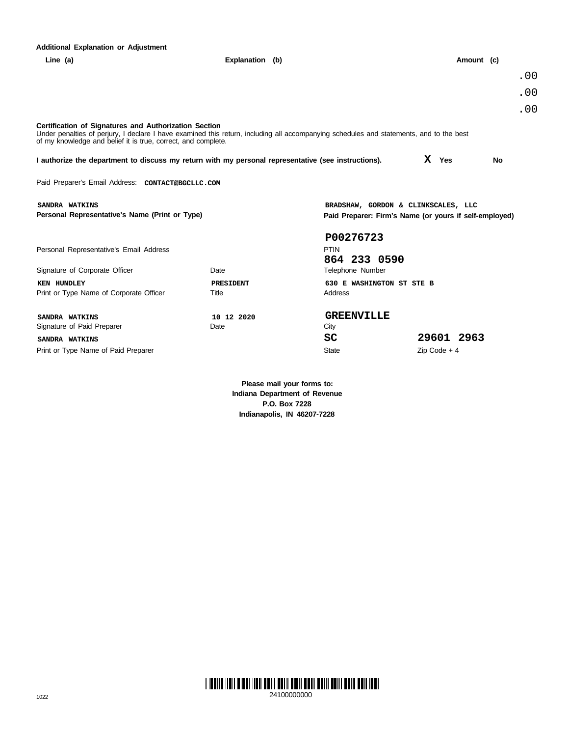**Additional Explanation or Adjustment**

| Line (a) | Explanation (b) | Amount (c) |
|---|---|---|
| | | .00 |
| | | .00 |
| | | .00 |

**Certification of Signatures and Authorization Section**

Under penalties of perjury, I declare I have examined this return, including all accompanying schedules and statements, and to the best of my knowledge and belief it is true, correct, and complete.

**I authorize the department to discuss my return with my personal representative (see instructions).** X **Yes** **No**

Paid Preparer's Email Address: **CONTACT@BGCLLC.COM**

**SANDRA WATKINS**
**Personal Representative's Name (Print or Type)**

**BRADSHAW, GORDON & CLINKSCALES, LLC**
**Paid Preparer: Firm's Name (or yours if self-employed)**

Personal Representative's Email Address

**P00276723**
PTIN

**864 233 0590**
Telephone Number

Signature of Corporate Officer — Date

**KEN HUNDLEY** — **PRESIDENT**
Print or Type Name of Corporate Officer — Title

**630 E WASHINGTON ST STE B**
Address

**SANDRA WATKINS** — **10 12 2020**
Signature of Paid Preparer — Date

**GREENVILLE**
City

**SANDRA WATKINS**
Print or Type Name of Paid Preparer

**SC** — **29601 2963**
State — Zip Code + 4

**Please mail your forms to:**
**Indiana Department of Revenue**
**P.O. Box 7228**
**Indianapolis, IN 46207-7228**

1022

24100000000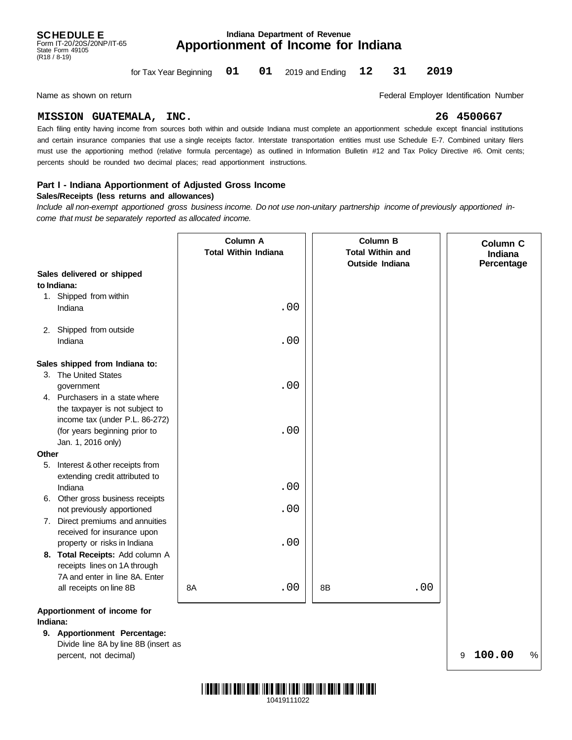**SCHEDULE E**
Form IT-20/20S/20NP/IT-65
State Form 49105
(R18 / 8-19)

Indiana Department of Revenue

# Apportionment of Income for Indiana

for Tax Year Beginning **01** **01** 2019 and Ending **12** **31** **2019**

Name as shown on return: **MISSION GUATEMALA, INC.**

Federal Employer Identification Number: **26 4500667**

Each filing entity having income from sources both within and outside Indiana must complete an apportionment schedule except financial institutions and certain insurance companies that use a single receipts factor. Interstate transportation entities must use Schedule E-7. Combined unitary filers must use the apportioning method (relative formula percentage) as outlined in Information Bulletin #12 and Tax Policy Directive #6. Omit cents; percents should be rounded two decimal places; read apportionment instructions.

## Part I - Indiana Apportionment of Adjusted Gross Income

**Sales/Receipts (less returns and allowances)**

*Include all non-exempt apportioned gross business income. Do not use non-unitary partnership income of previously apportioned income that must be separately reported as allocated income.*

| | Column A Total Within Indiana | Column B Total Within and Outside Indiana | Column C Indiana Percentage |
|---|---|---|---|
| **Sales delivered or shipped to Indiana:** | | | |
| 1. Shipped from within Indiana | .00 | | |
| 2. Shipped from outside Indiana | .00 | | |
| **Sales shipped from Indiana to:** | | | |
| 3. The United States government | .00 | | |
| 4. Purchasers in a state where the taxpayer is not subject to income tax (under P.L. 86-272) (for years beginning prior to Jan. 1, 2016 only) | .00 | | |
| **Other** | | | |
| 5. Interest & other receipts from extending credit attributed to Indiana | .00 | | |
| 6. Other gross business receipts not previously apportioned | .00 | | |
| 7. Direct premiums and annuities received for insurance upon property or risks in Indiana | .00 | | |
| **8. Total Receipts:** Add column A receipts lines on 1A through 7A and enter in line 8A. Enter all receipts on line 8B | 8A .00 | 8B .00 | |
| **Apportionment of income for Indiana:** | | | |
| **9. Apportionment Percentage:** Divide line 8A by line 8B (insert as percent, not decimal) | | | 9 **100.00** % |

10419111022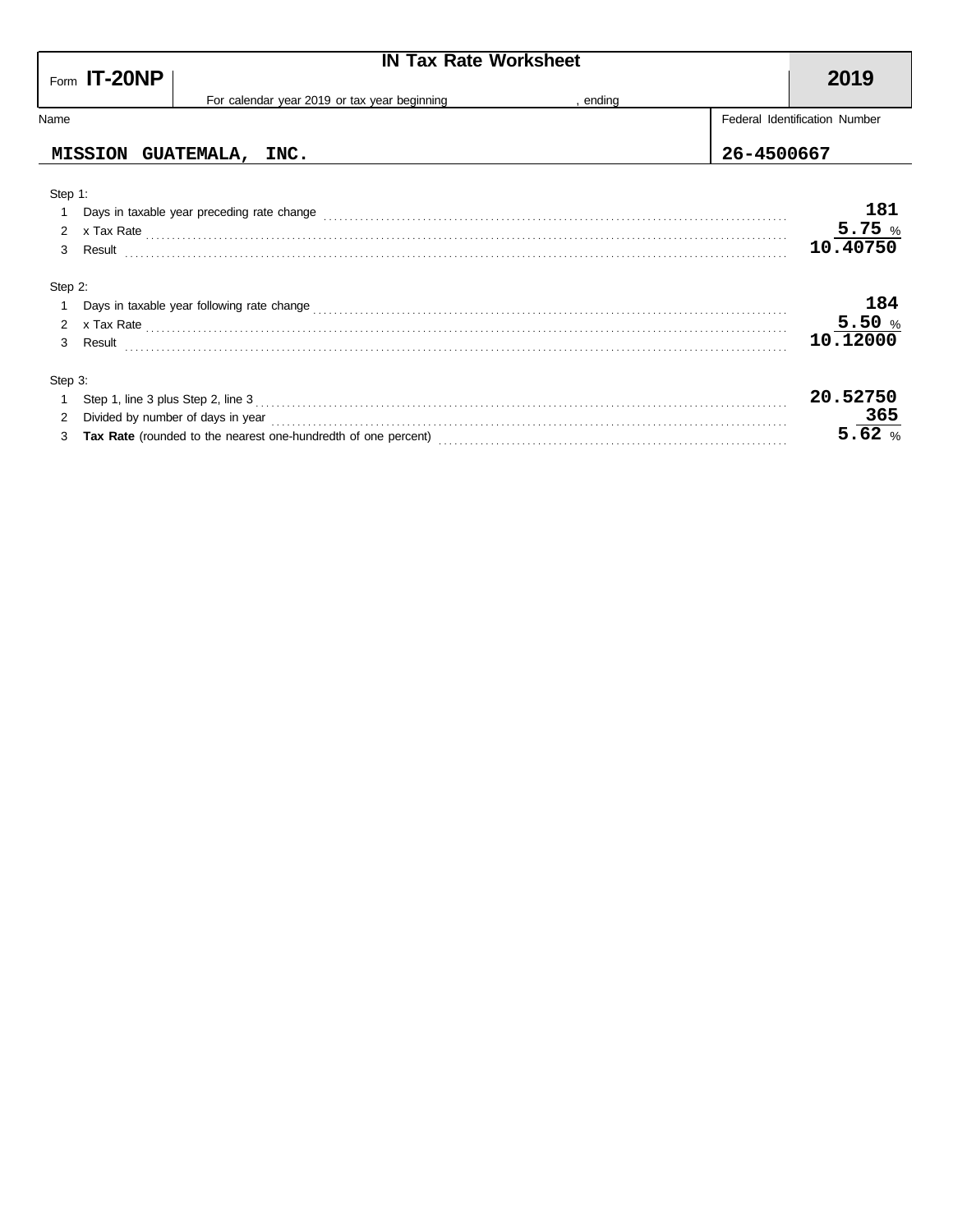# IN Tax Rate Worksheet

Form **IT-20NP** — **2019**

For calendar year 2019 or tax year beginning , ending

| Name | Federal Identification Number |
|---|---|
| MISSION GUATEMALA, INC. | 26-4500667 |

Step 1:

| | | |
|---|---|---|
| 1 | Days in taxable year preceding rate change | 181 |
| 2 | x Tax Rate | 5.75 % |
| 3 | Result | 10.40750 |

Step 2:

| | | |
|---|---|---|
| 1 | Days in taxable year following rate change | 184 |
| 2 | x Tax Rate | 5.50 % |
| 3 | Result | 10.12000 |

Step 3:

| | | |
|---|---|---|
| 1 | Step 1, line 3 plus Step 2, line 3 | 20.52750 |
| 2 | Divided by number of days in year | 365 |
| 3 | **Tax Rate** (rounded to the nearest one-hundredth of one percent) | 5.62 % |